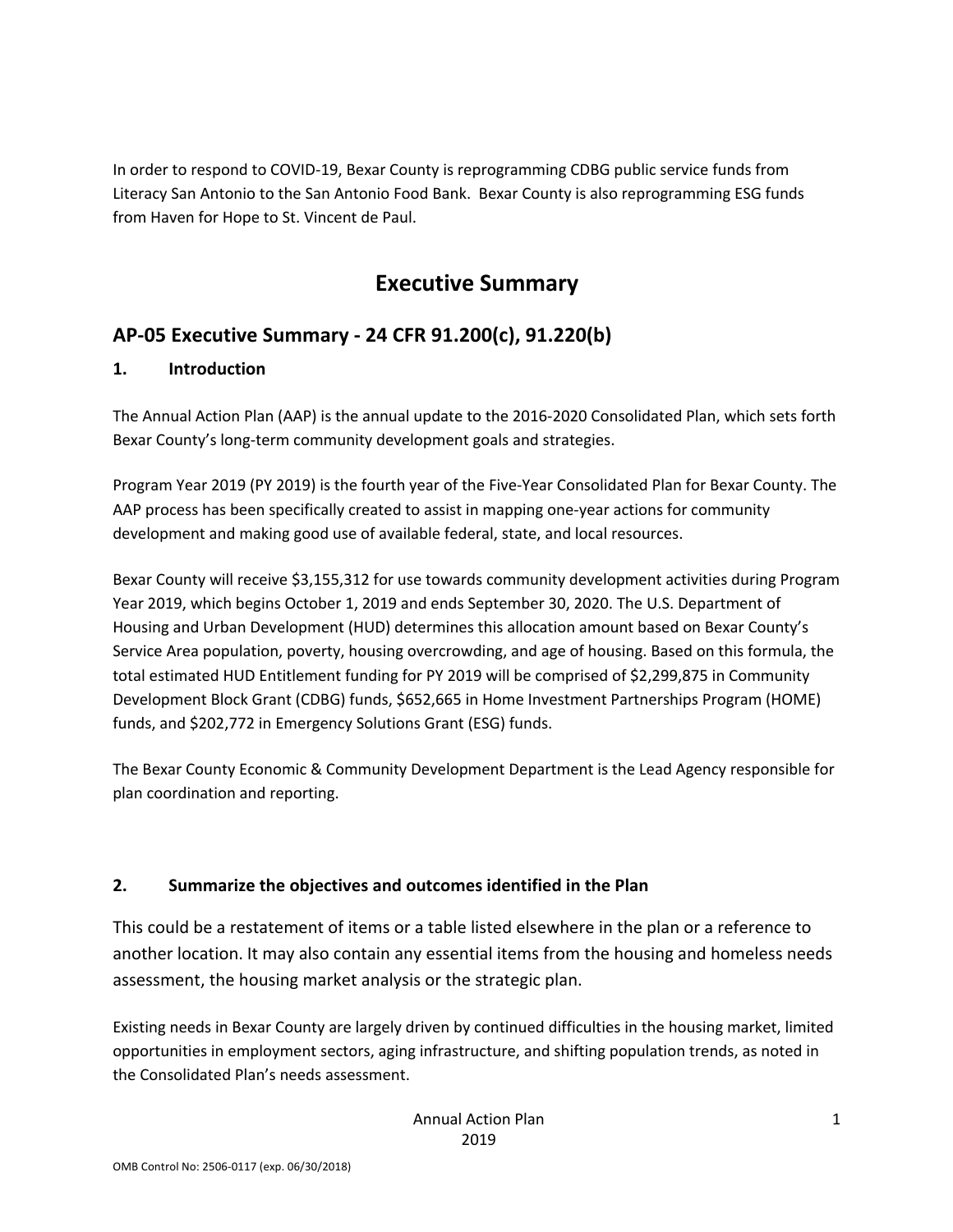In order to respond to COVID-19, Bexar County is reprogramming CDBG public service funds from Literacy San Antonio to the San Antonio Food Bank. Bexar County is also reprogramming ESG funds from Haven for Hope to St. Vincent de Paul.

# Executive Summary

## AP-05 Executive Summary - 24 CFR 91.200(c), 91.220(b)

### 1. Introduction

The Annual Action Plan (AAP) is the annual update to the 2016-2020 Consolidated Plan, which sets forth Bexar County's long-term community development goals and strategies.

Program Year 2019 (PY 2019) is the fourth year of the Five-Year Consolidated Plan for Bexar County. The AAP process has been specifically created to assist in mapping one-year actions for community development and making good use of available federal, state, and local resources.

Bexar County will receive $3,155,312 for use towards community development activities during Program Year 2019, which begins October 1, 2019 and ends September 30, 2020. The U.S. Department of Housing and Urban Development (HUD) determines this allocation amount based on Bexar County's Service Area population, poverty, housing overcrowding, and age of housing. Based on this formula, the total estimated HUD Entitlement funding for PY 2019 will be comprised of $2,299,875 in Community Development Block Grant (CDBG) funds, $652,665 in Home Investment Partnerships Program (HOME) funds, and $202,772 in Emergency Solutions Grant (ESG) funds.

The Bexar County Economic & Community Development Department is the Lead Agency responsible for plan coordination and reporting.

### 2. Summarize the objectives and outcomes identified in the Plan

This could be a restatement of items or a table listed elsewhere in the plan or a reference to another location. It may also contain any essential items from the housing and homeless needs assessment, the housing market analysis or the strategic plan.

Existing needs in Bexar County are largely driven by continued difficulties in the housing market, limited opportunities in employment sectors, aging infrastructure, and shifting population trends, as noted in the Consolidated Plan's needs assessment.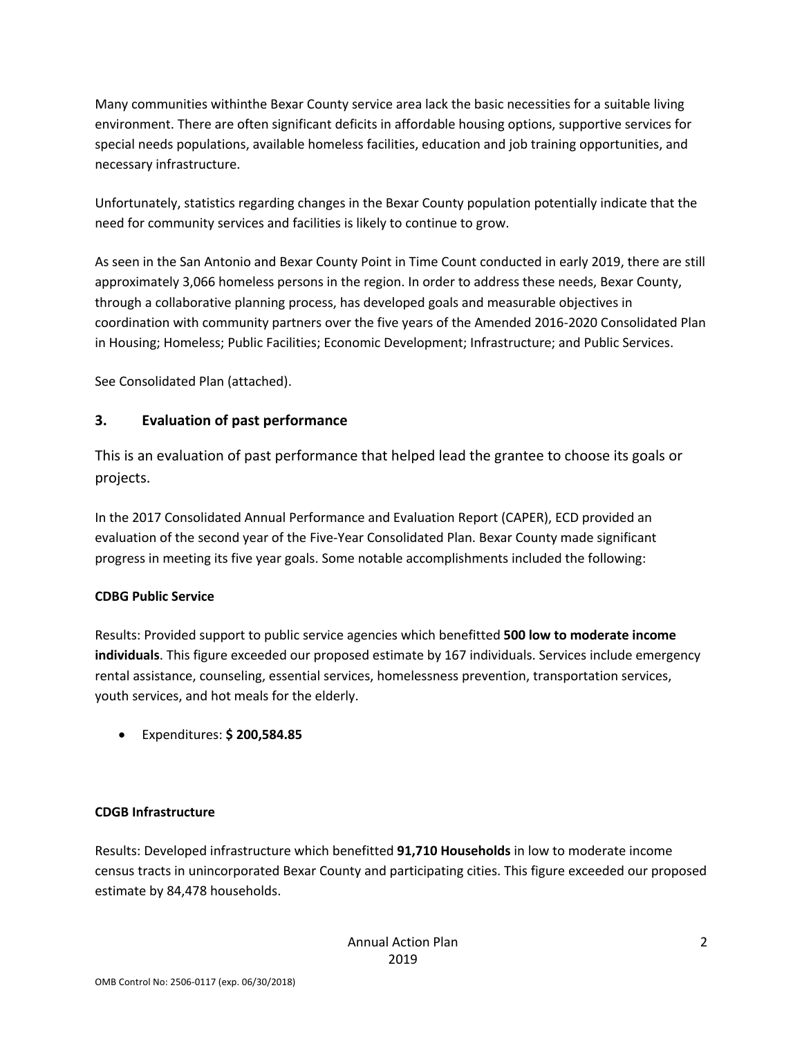Many communities withinthe Bexar County service area lack the basic necessities for a suitable living environment. There are often significant deficits in affordable housing options, supportive services for special needs populations, available homeless facilities, education and job training opportunities, and necessary infrastructure.

Unfortunately, statistics regarding changes in the Bexar County population potentially indicate that the need for community services and facilities is likely to continue to grow.

As seen in the San Antonio and Bexar County Point in Time Count conducted in early 2019, there are still approximately 3,066 homeless persons in the region. In order to address these needs, Bexar County, through a collaborative planning process, has developed goals and measurable objectives in coordination with community partners over the five years of the Amended 2016-2020 Consolidated Plan in Housing; Homeless; Public Facilities; Economic Development; Infrastructure; and Public Services.

See Consolidated Plan (attached).

## 3. Evaluation of past performance

This is an evaluation of past performance that helped lead the grantee to choose its goals or projects.

In the 2017 Consolidated Annual Performance and Evaluation Report (CAPER), ECD provided an evaluation of the second year of the Five-Year Consolidated Plan. Bexar County made significant progress in meeting its five year goals. Some notable accomplishments included the following:

**CDBG Public Service**

Results: Provided support to public service agencies which benefitted **500 low to moderate income individuals**. This figure exceeded our proposed estimate by 167 individuals. Services include emergency rental assistance, counseling, essential services, homelessness prevention, transportation services, youth services, and hot meals for the elderly.

- Expenditures: **$ 200,584.85**

**CDGB Infrastructure**

Results: Developed infrastructure which benefitted **91,710 Households** in low to moderate income census tracts in unincorporated Bexar County and participating cities. This figure exceeded our proposed estimate by 84,478 households.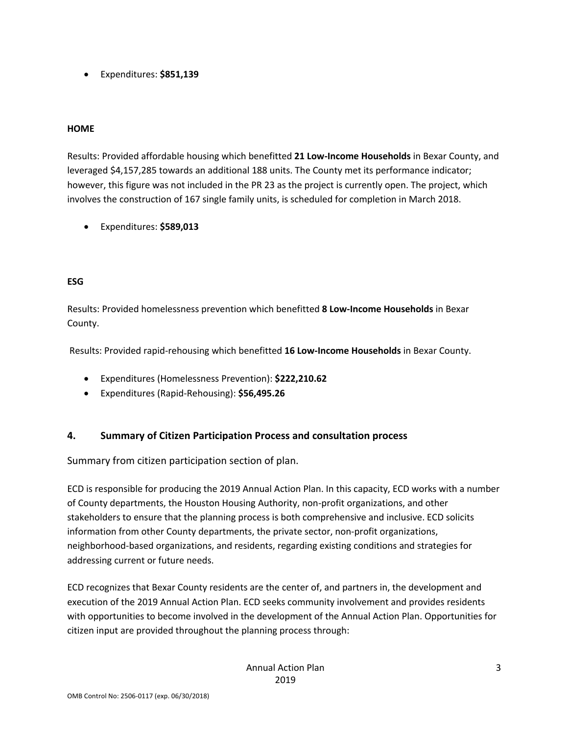- Expenditures: **$851,139**

**HOME**

Results: Provided affordable housing which benefitted **21 Low-Income Households** in Bexar County, and leveraged $4,157,285 towards an additional 188 units. The County met its performance indicator; however, this figure was not included in the PR 23 as the project is currently open. The project, which involves the construction of 167 single family units, is scheduled for completion in March 2018.

- Expenditures: **$589,013**

**ESG**

Results: Provided homelessness prevention which benefitted **8 Low-Income Households** in Bexar County.

Results: Provided rapid-rehousing which benefitted **16 Low-Income Households** in Bexar County.

- Expenditures (Homelessness Prevention): **$222,210.62**
- Expenditures (Rapid-Rehousing): **$56,495.26**

## 4. Summary of Citizen Participation Process and consultation process

Summary from citizen participation section of plan.

ECD is responsible for producing the 2019 Annual Action Plan. In this capacity, ECD works with a number of County departments, the Houston Housing Authority, non-profit organizations, and other stakeholders to ensure that the planning process is both comprehensive and inclusive. ECD solicits information from other County departments, the private sector, non-profit organizations, neighborhood-based organizations, and residents, regarding existing conditions and strategies for addressing current or future needs.

ECD recognizes that Bexar County residents are the center of, and partners in, the development and execution of the 2019 Annual Action Plan. ECD seeks community involvement and provides residents with opportunities to become involved in the development of the Annual Action Plan. Opportunities for citizen input are provided throughout the planning process through: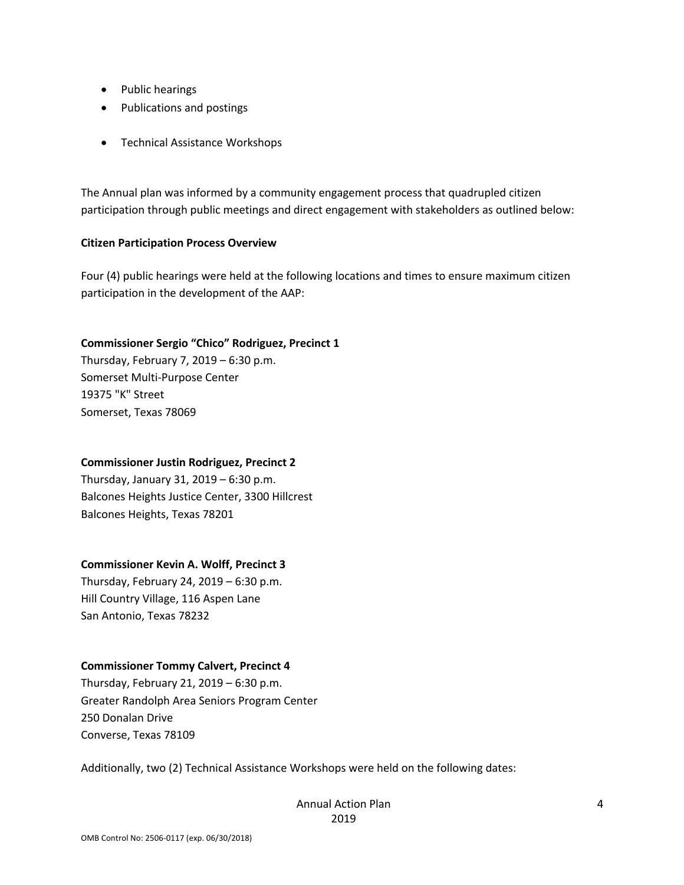- Public hearings
- Publications and postings
- Technical Assistance Workshops

The Annual plan was informed by a community engagement process that quadrupled citizen participation through public meetings and direct engagement with stakeholders as outlined below:

**Citizen Participation Process Overview**

Four (4) public hearings were held at the following locations and times to ensure maximum citizen participation in the development of the AAP:

**Commissioner Sergio "Chico" Rodriguez, Precinct 1**
Thursday, February 7, 2019 – 6:30 p.m.
Somerset Multi-Purpose Center
19375 "K" Street
Somerset, Texas 78069

**Commissioner Justin Rodriguez, Precinct 2**
Thursday, January 31, 2019 – 6:30 p.m.
Balcones Heights Justice Center, 3300 Hillcrest
Balcones Heights, Texas 78201

**Commissioner Kevin A. Wolff, Precinct 3**
Thursday, February 24, 2019 – 6:30 p.m.
Hill Country Village, 116 Aspen Lane
San Antonio, Texas 78232

**Commissioner Tommy Calvert, Precinct 4**
Thursday, February 21, 2019 – 6:30 p.m.
Greater Randolph Area Seniors Program Center
250 Donalan Drive
Converse, Texas 78109

Additionally, two (2) Technical Assistance Workshops were held on the following dates: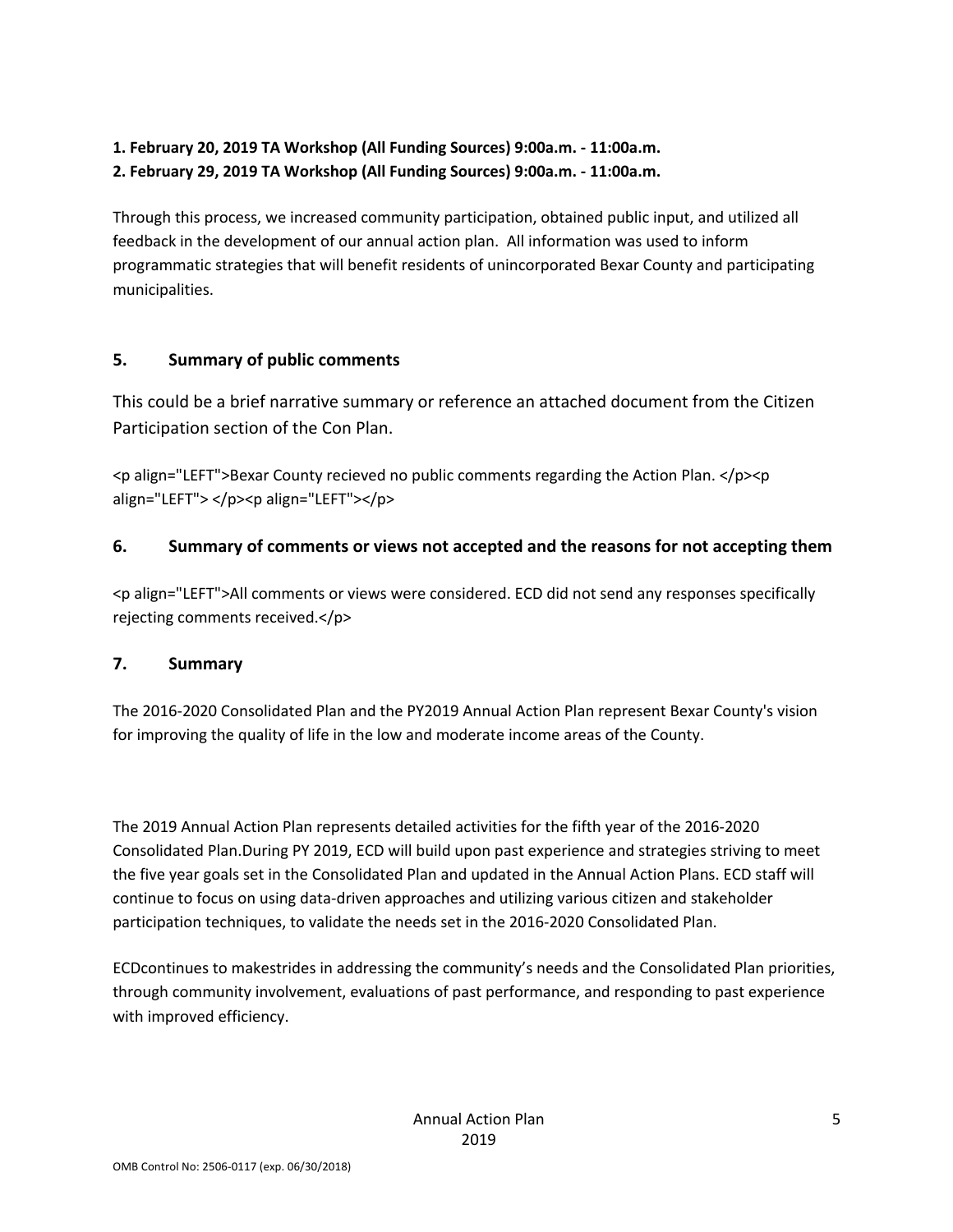**1. February 20, 2019 TA Workshop (All Funding Sources) 9:00a.m. - 11:00a.m.**
**2. February 29, 2019 TA Workshop (All Funding Sources) 9:00a.m. - 11:00a.m.**

Through this process, we increased community participation, obtained public input, and utilized all feedback in the development of our annual action plan. All information was used to inform programmatic strategies that will benefit residents of unincorporated Bexar County and participating municipalities.

## 5. Summary of public comments

This could be a brief narrative summary or reference an attached document from the Citizen Participation section of the Con Plan.

<p align="LEFT">Bexar County recieved no public comments regarding the Action Plan. </p><p align="LEFT"> </p><p align="LEFT"></p>

## 6. Summary of comments or views not accepted and the reasons for not accepting them

<p align="LEFT">All comments or views were considered. ECD did not send any responses specifically rejecting comments received.</p>

## 7. Summary

The 2016-2020 Consolidated Plan and the PY2019 Annual Action Plan represent Bexar County's vision for improving the quality of life in the low and moderate income areas of the County.

The 2019 Annual Action Plan represents detailed activities for the fifth year of the 2016-2020 Consolidated Plan.During PY 2019, ECD will build upon past experience and strategies striving to meet the five year goals set in the Consolidated Plan and updated in the Annual Action Plans. ECD staff will continue to focus on using data-driven approaches and utilizing various citizen and stakeholder participation techniques, to validate the needs set in the 2016-2020 Consolidated Plan.

ECDcontinues to makestrides in addressing the community's needs and the Consolidated Plan priorities, through community involvement, evaluations of past performance, and responding to past experience with improved efficiency.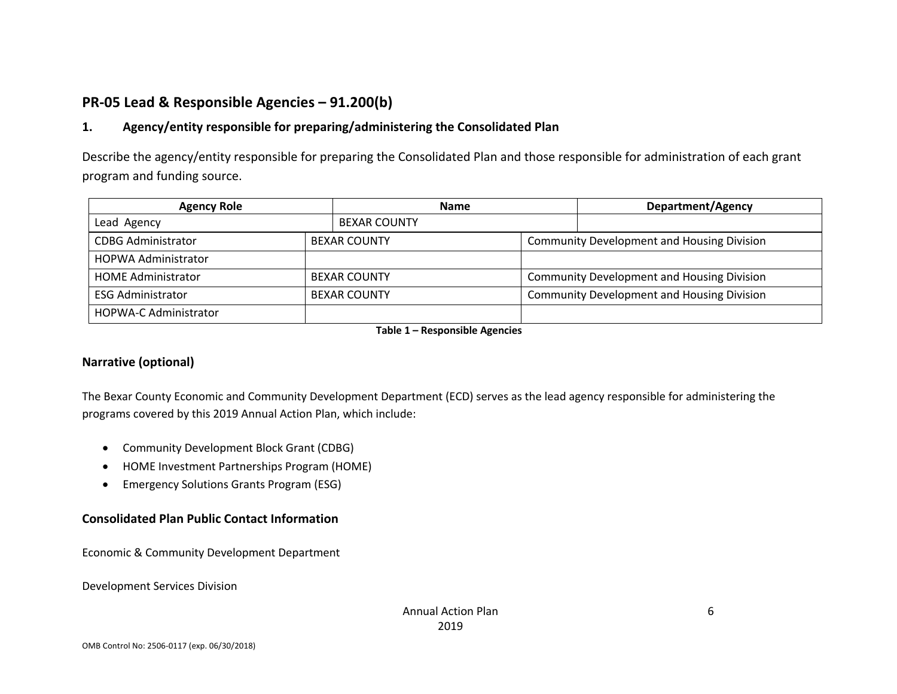## PR-05 Lead & Responsible Agencies – 91.200(b)

### 1. Agency/entity responsible for preparing/administering the Consolidated Plan

Describe the agency/entity responsible for preparing the Consolidated Plan and those responsible for administration of each grant program and funding source.

| Agency Role | Name | Department/Agency |
|---|---|---|
| Lead Agency | BEXAR COUNTY | |
| CDBG Administrator | BEXAR COUNTY | Community Development and Housing Division |
| HOPWA Administrator | | |
| HOME Administrator | BEXAR COUNTY | Community Development and Housing Division |
| ESG Administrator | BEXAR COUNTY | Community Development and Housing Division |
| HOPWA-C Administrator | | |

**Table 1 – Responsible Agencies**

### Narrative (optional)

The Bexar County Economic and Community Development Department (ECD) serves as the lead agency responsible for administering the programs covered by this 2019 Annual Action Plan, which include:

- Community Development Block Grant (CDBG)
- HOME Investment Partnerships Program (HOME)
- Emergency Solutions Grants Program (ESG)

### Consolidated Plan Public Contact Information

Economic & Community Development Department

Development Services Division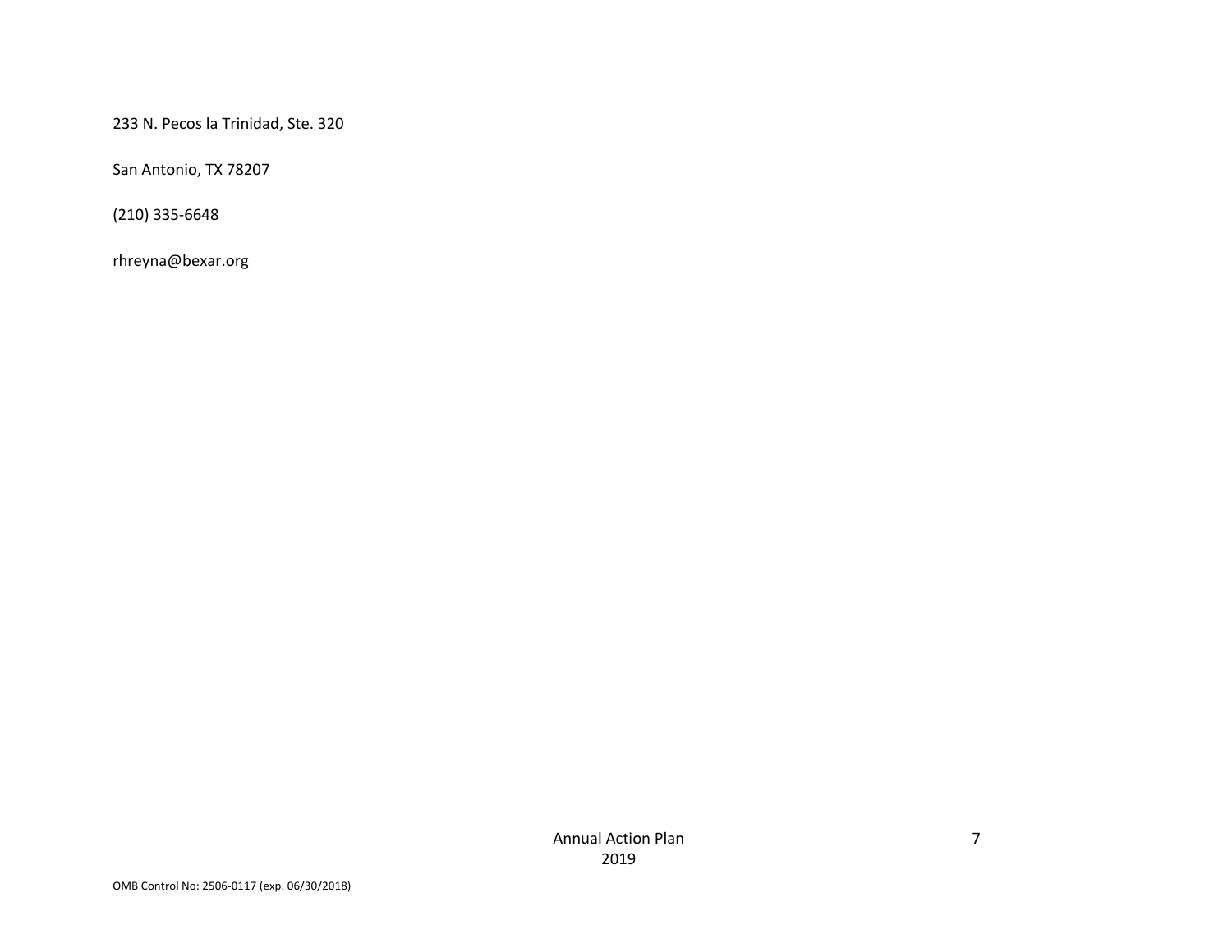233 N. Pecos la Trinidad, Ste. 320

San Antonio, TX 78207

(210) 335-6648

rhreyna@bexar.org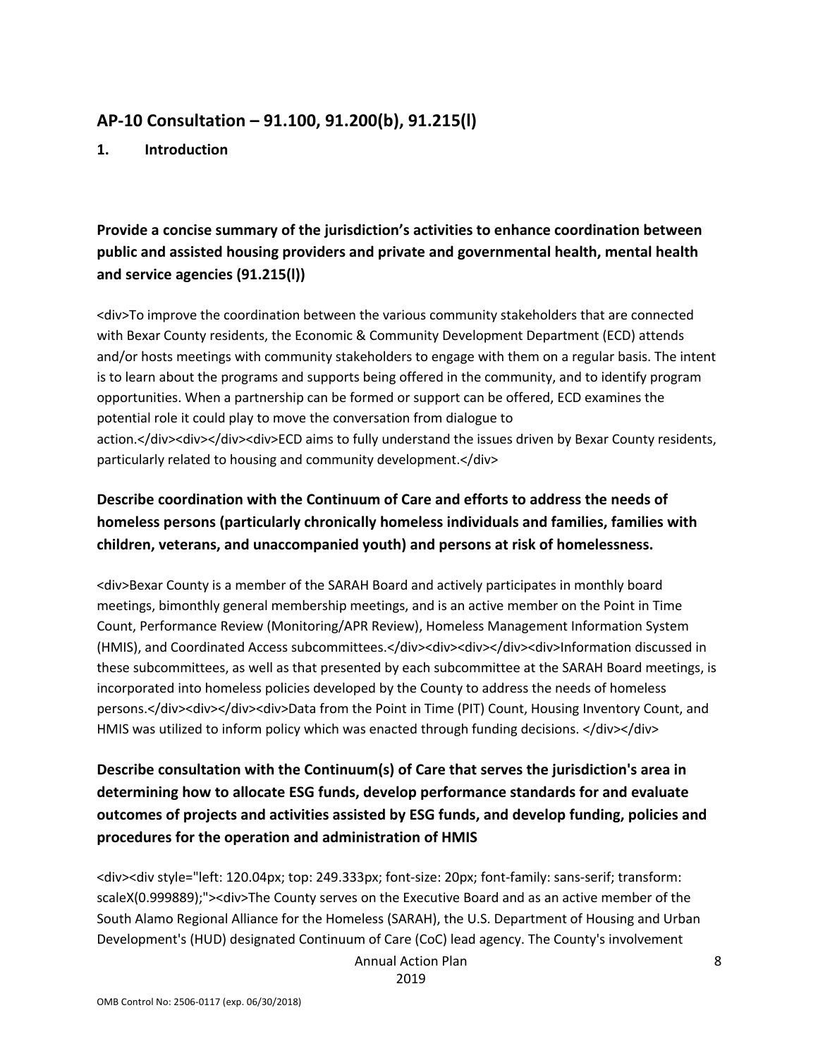## AP-10 Consultation – 91.100, 91.200(b), 91.215(l)

**1. Introduction**

### Provide a concise summary of the jurisdiction's activities to enhance coordination between public and assisted housing providers and private and governmental health, mental health and service agencies (91.215(l))

<div>To improve the coordination between the various community stakeholders that are connected with Bexar County residents, the Economic & Community Development Department (ECD) attends and/or hosts meetings with community stakeholders to engage with them on a regular basis. The intent is to learn about the programs and supports being offered in the community, and to identify program opportunities. When a partnership can be formed or support can be offered, ECD examines the potential role it could play to move the conversation from dialogue to action.</div><div></div><div>ECD aims to fully understand the issues driven by Bexar County residents, particularly related to housing and community development.</div>

### Describe coordination with the Continuum of Care and efforts to address the needs of homeless persons (particularly chronically homeless individuals and families, families with children, veterans, and unaccompanied youth) and persons at risk of homelessness.

<div>Bexar County is a member of the SARAH Board and actively participates in monthly board meetings, bimonthly general membership meetings, and is an active member on the Point in Time Count, Performance Review (Monitoring/APR Review), Homeless Management Information System (HMIS), and Coordinated Access subcommittees.</div><div><div></div><div>Information discussed in these subcommittees, as well as that presented by each subcommittee at the SARAH Board meetings, is incorporated into homeless policies developed by the County to address the needs of homeless persons.</div><div></div><div>Data from the Point in Time (PIT) Count, Housing Inventory Count, and HMIS was utilized to inform policy which was enacted through funding decisions. </div></div>

### Describe consultation with the Continuum(s) of Care that serves the jurisdiction's area in determining how to allocate ESG funds, develop performance standards for and evaluate outcomes of projects and activities assisted by ESG funds, and develop funding, policies and procedures for the operation and administration of HMIS

<div><div style="left: 120.04px; top: 249.333px; font-size: 20px; font-family: sans-serif; transform: scaleX(0.999889);"><div>The County serves on the Executive Board and as an active member of the South Alamo Regional Alliance for the Homeless (SARAH), the U.S. Department of Housing and Urban Development's (HUD) designated Continuum of Care (CoC) lead agency. The County's involvement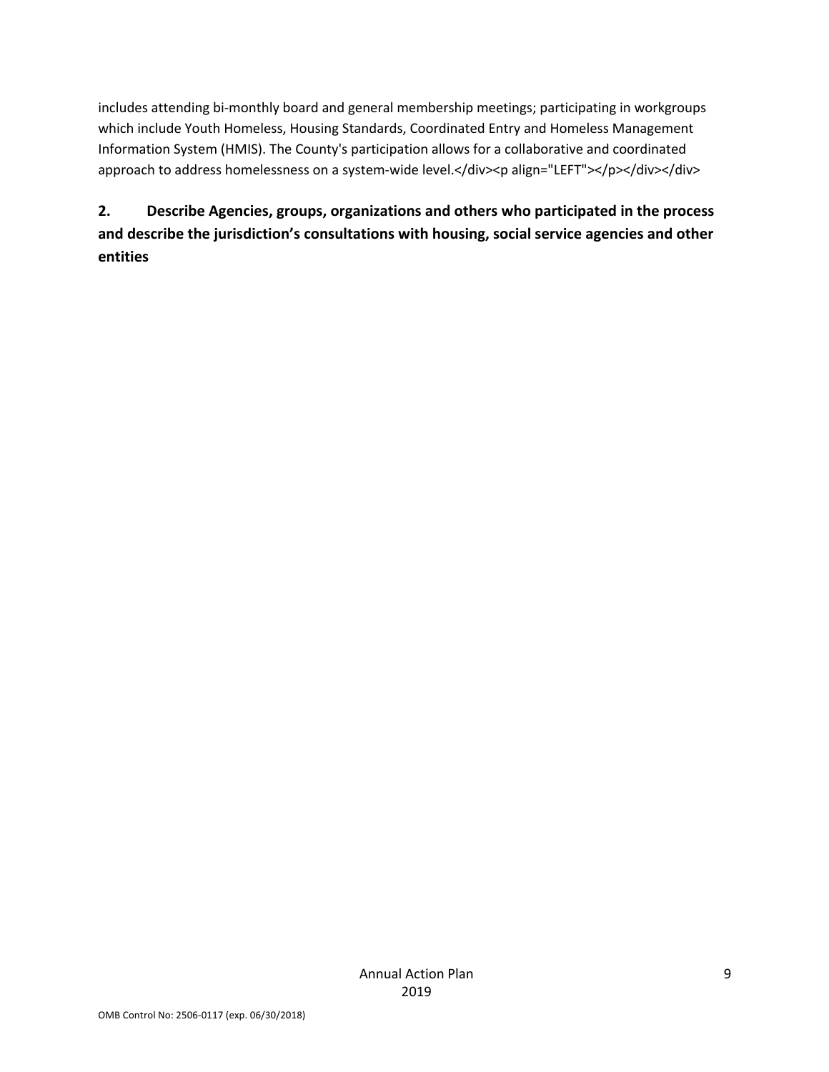includes attending bi-monthly board and general membership meetings; participating in workgroups which include Youth Homeless, Housing Standards, Coordinated Entry and Homeless Management Information System (HMIS). The County's participation allows for a collaborative and coordinated approach to address homelessness on a system-wide level.</div><p align="LEFT"></p></div></div>

## 2. Describe Agencies, groups, organizations and others who participated in the process and describe the jurisdiction's consultations with housing, social service agencies and other entities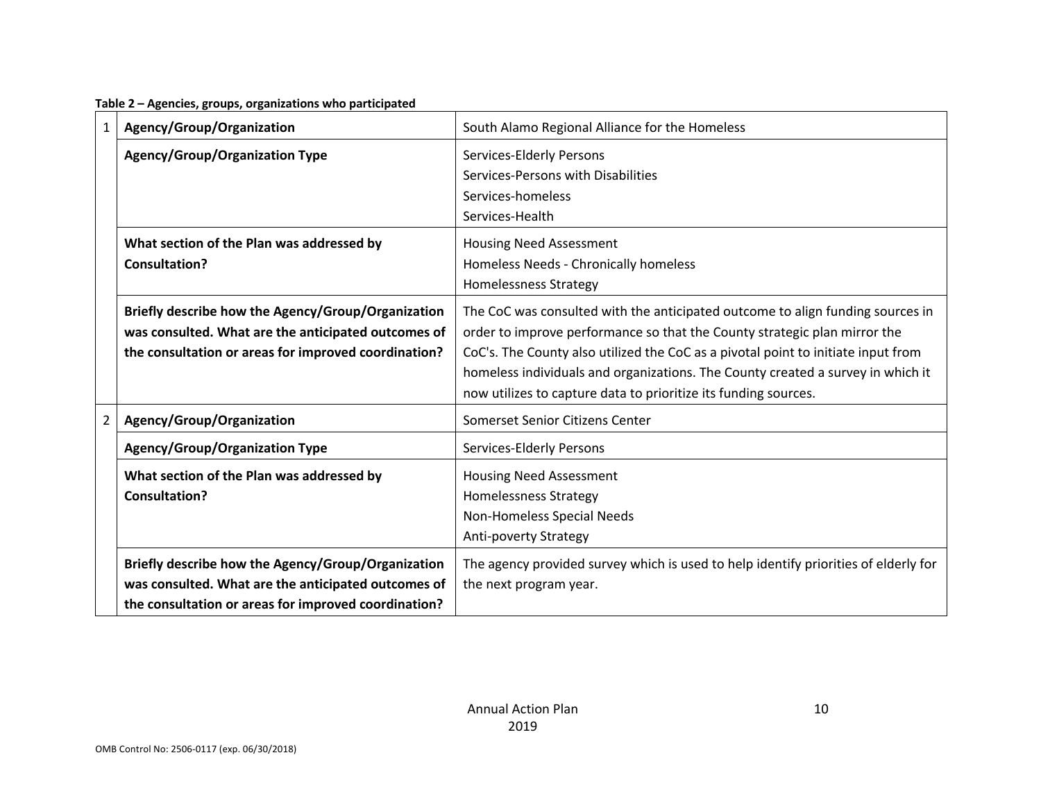**Table 2 – Agencies, groups, organizations who participated**

| | | |
|---|---|---|
| 1 | **Agency/Group/Organization** | South Alamo Regional Alliance for the Homeless |
| | **Agency/Group/Organization Type** | Services-Elderly Persons<br>Services-Persons with Disabilities<br>Services-homeless<br>Services-Health |
| | **What section of the Plan was addressed by Consultation?** | Housing Need Assessment<br>Homeless Needs - Chronically homeless<br>Homelessness Strategy |
| | **Briefly describe how the Agency/Group/Organization was consulted. What are the anticipated outcomes of the consultation or areas for improved coordination?** | The CoC was consulted with the anticipated outcome to align funding sources in order to improve performance so that the County strategic plan mirror the CoC's. The County also utilized the CoC as a pivotal point to initiate input from homeless individuals and organizations. The County created a survey in which it now utilizes to capture data to prioritize its funding sources. |
| 2 | **Agency/Group/Organization** | Somerset Senior Citizens Center |
| | **Agency/Group/Organization Type** | Services-Elderly Persons |
| | **What section of the Plan was addressed by Consultation?** | Housing Need Assessment<br>Homelessness Strategy<br>Non-Homeless Special Needs<br>Anti-poverty Strategy |
| | **Briefly describe how the Agency/Group/Organization was consulted. What are the anticipated outcomes of the consultation or areas for improved coordination?** | The agency provided survey which is used to help identify priorities of elderly for the next program year. |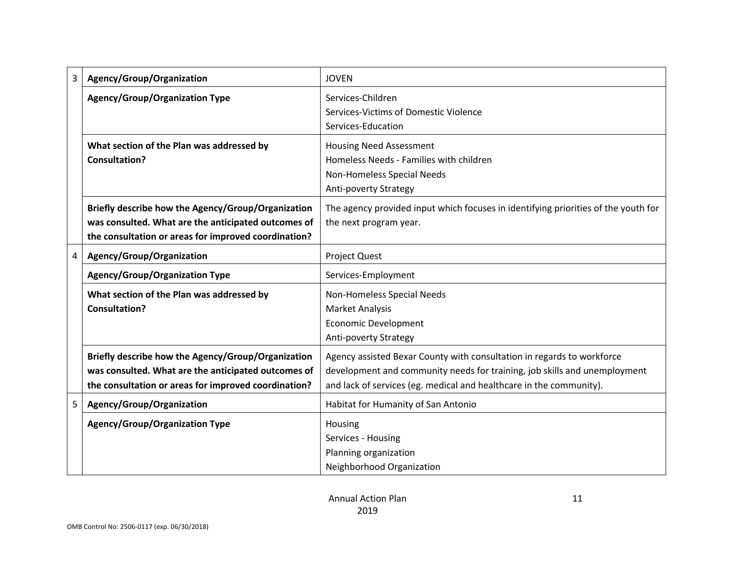| | | |
|---|---|---|
| 3 | **Agency/Group/Organization** | JOVEN |
| | **Agency/Group/Organization Type** | Services-Children<br>Services-Victims of Domestic Violence<br>Services-Education |
| | **What section of the Plan was addressed by Consultation?** | Housing Need Assessment<br>Homeless Needs - Families with children<br>Non-Homeless Special Needs<br>Anti-poverty Strategy |
| | **Briefly describe how the Agency/Group/Organization was consulted. What are the anticipated outcomes of the consultation or areas for improved coordination?** | The agency provided input which focuses in identifying priorities of the youth for the next program year. |
| 4 | **Agency/Group/Organization** | Project Quest |
| | **Agency/Group/Organization Type** | Services-Employment |
| | **What section of the Plan was addressed by Consultation?** | Non-Homeless Special Needs<br>Market Analysis<br>Economic Development<br>Anti-poverty Strategy |
| | **Briefly describe how the Agency/Group/Organization was consulted. What are the anticipated outcomes of the consultation or areas for improved coordination?** | Agency assisted Bexar County with consultation in regards to workforce development and community needs for training, job skills and unemployment and lack of services (eg. medical and healthcare in the community). |
| 5 | **Agency/Group/Organization** | Habitat for Humanity of San Antonio |
| | **Agency/Group/Organization Type** | Housing<br>Services - Housing<br>Planning organization<br>Neighborhood Organization |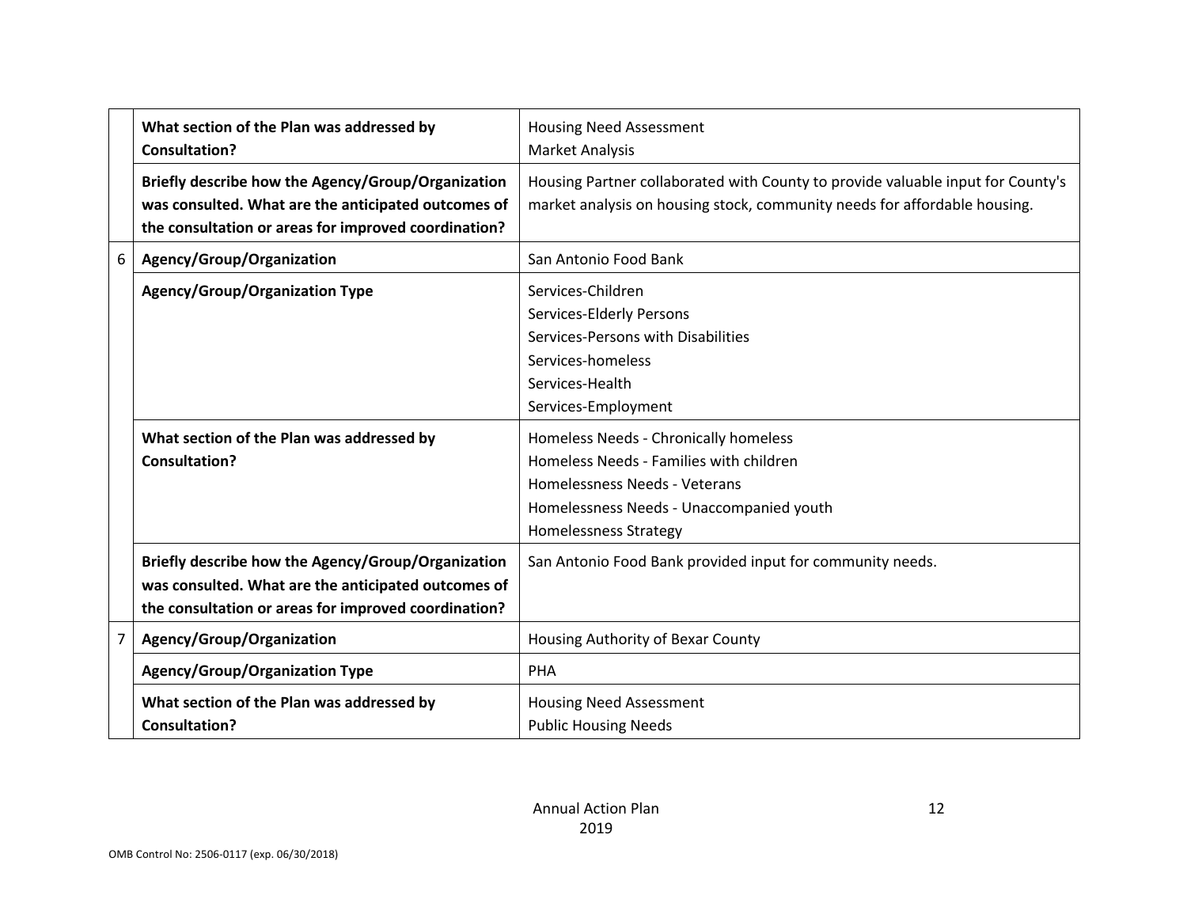| | | |
|---|---|---|
| | **What section of the Plan was addressed by Consultation?** | Housing Need Assessment<br>Market Analysis |
| | **Briefly describe how the Agency/Group/Organization was consulted. What are the anticipated outcomes of the consultation or areas for improved coordination?** | Housing Partner collaborated with County to provide valuable input for County's market analysis on housing stock, community needs for affordable housing. |
| 6 | **Agency/Group/Organization** | San Antonio Food Bank |
| | **Agency/Group/Organization Type** | Services-Children<br>Services-Elderly Persons<br>Services-Persons with Disabilities<br>Services-homeless<br>Services-Health<br>Services-Employment |
| | **What section of the Plan was addressed by Consultation?** | Homeless Needs - Chronically homeless<br>Homeless Needs - Families with children<br>Homelessness Needs - Veterans<br>Homelessness Needs - Unaccompanied youth<br>Homelessness Strategy |
| | **Briefly describe how the Agency/Group/Organization was consulted. What are the anticipated outcomes of the consultation or areas for improved coordination?** | San Antonio Food Bank provided input for community needs. |
| 7 | **Agency/Group/Organization** | Housing Authority of Bexar County |
| | **Agency/Group/Organization Type** | PHA |
| | **What section of the Plan was addressed by Consultation?** | Housing Need Assessment<br>Public Housing Needs |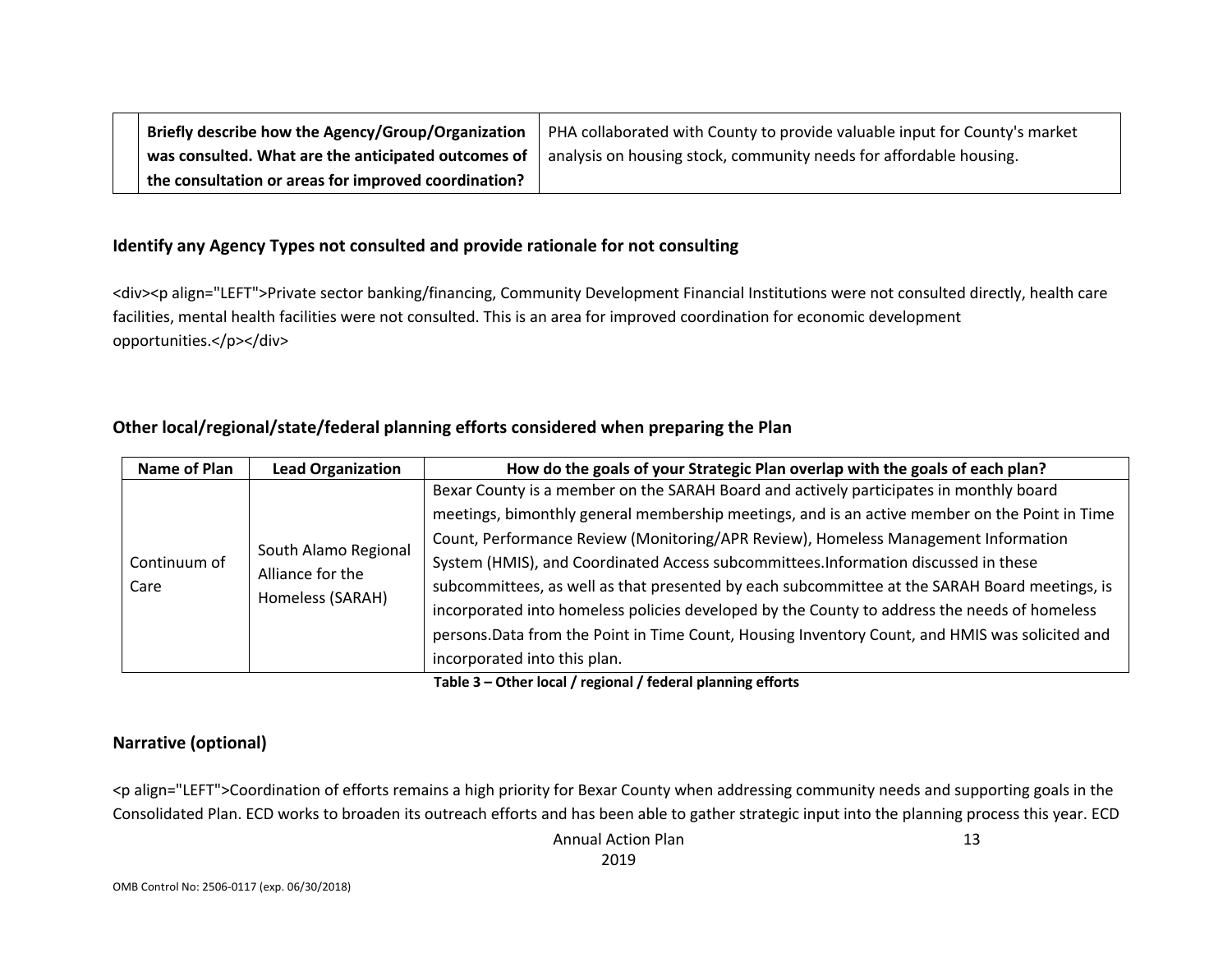| | Briefly describe how the Agency/Group/Organization was consulted. What are the anticipated outcomes of the consultation or areas for improved coordination? | PHA collaborated with County to provide valuable input for County's market analysis on housing stock, community needs for affordable housing. |
|---|---|---|

### Identify any Agency Types not consulted and provide rationale for not consulting

<div><p align="LEFT">Private sector banking/financing, Community Development Financial Institutions were not consulted directly, health care facilities, mental health facilities were not consulted. This is an area for improved coordination for economic development opportunities.</p></div>

### Other local/regional/state/federal planning efforts considered when preparing the Plan

| Name of Plan | Lead Organization | How do the goals of your Strategic Plan overlap with the goals of each plan? |
|---|---|---|
| Continuum of Care | South Alamo Regional Alliance for the Homeless (SARAH) | Bexar County is a member on the SARAH Board and actively participates in monthly board meetings, bimonthly general membership meetings, and is an active member on the Point in Time Count, Performance Review (Monitoring/APR Review), Homeless Management Information System (HMIS), and Coordinated Access subcommittees.Information discussed in these subcommittees, as well as that presented by each subcommittee at the SARAH Board meetings, is incorporated into homeless policies developed by the County to address the needs of homeless persons.Data from the Point in Time Count, Housing Inventory Count, and HMIS was solicited and incorporated into this plan. |

**Table 3 – Other local / regional / federal planning efforts**

### Narrative (optional)

<p align="LEFT">Coordination of efforts remains a high priority for Bexar County when addressing community needs and supporting goals in the Consolidated Plan. ECD works to broaden its outreach efforts and has been able to gather strategic input into the planning process this year. ECD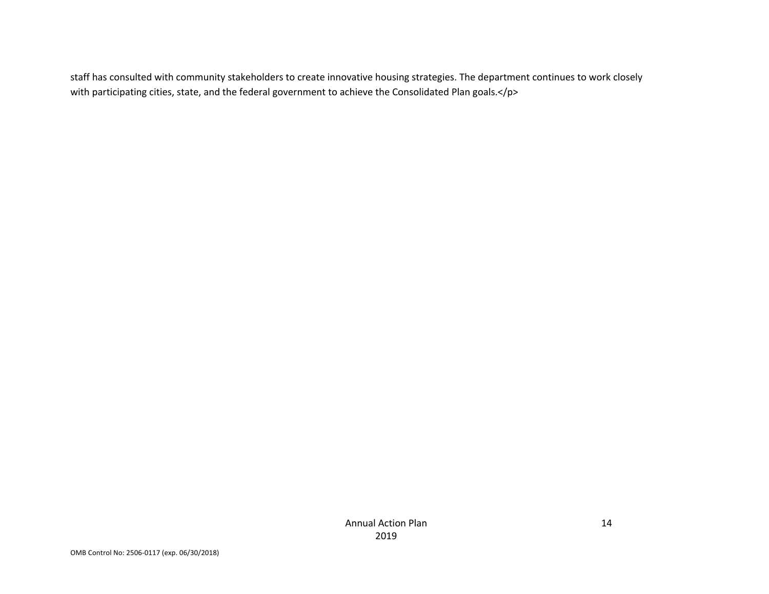staff has consulted with community stakeholders to create innovative housing strategies. The department continues to work closely with participating cities, state, and the federal government to achieve the Consolidated Plan goals.</p>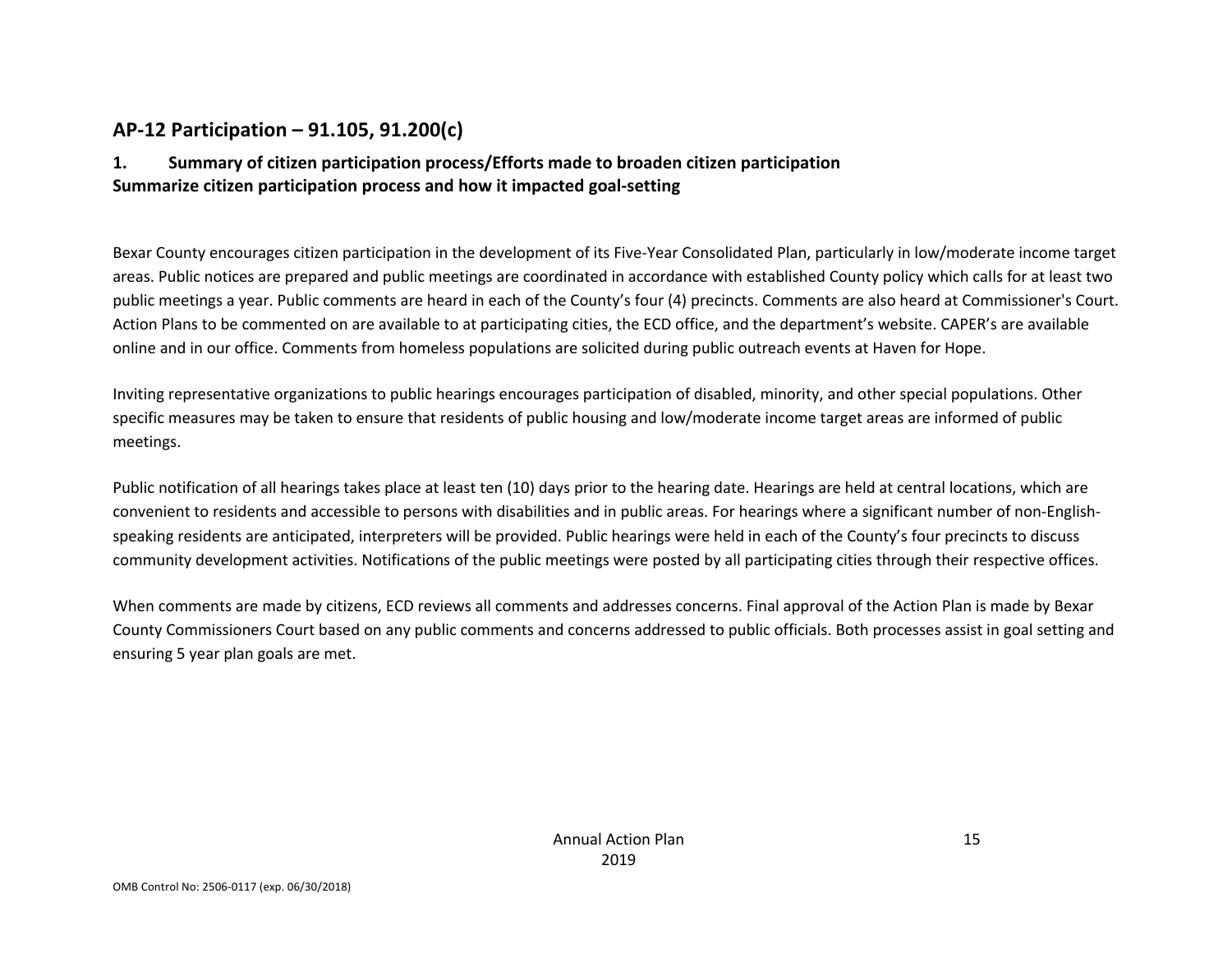## AP-12 Participation – 91.105, 91.200(c)

### 1. Summary of citizen participation process/Efforts made to broaden citizen participation

**Summarize citizen participation process and how it impacted goal-setting**

Bexar County encourages citizen participation in the development of its Five-Year Consolidated Plan, particularly in low/moderate income target areas. Public notices are prepared and public meetings are coordinated in accordance with established County policy which calls for at least two public meetings a year. Public comments are heard in each of the County's four (4) precincts. Comments are also heard at Commissioner's Court. Action Plans to be commented on are available to at participating cities, the ECD office, and the department's website. CAPER's are available online and in our office. Comments from homeless populations are solicited during public outreach events at Haven for Hope.

Inviting representative organizations to public hearings encourages participation of disabled, minority, and other special populations. Other specific measures may be taken to ensure that residents of public housing and low/moderate income target areas are informed of public meetings.

Public notification of all hearings takes place at least ten (10) days prior to the hearing date. Hearings are held at central locations, which are convenient to residents and accessible to persons with disabilities and in public areas. For hearings where a significant number of non-English-speaking residents are anticipated, interpreters will be provided. Public hearings were held in each of the County's four precincts to discuss community development activities. Notifications of the public meetings were posted by all participating cities through their respective offices.

When comments are made by citizens, ECD reviews all comments and addresses concerns. Final approval of the Action Plan is made by Bexar County Commissioners Court based on any public comments and concerns addressed to public officials. Both processes assist in goal setting and ensuring 5 year plan goals are met.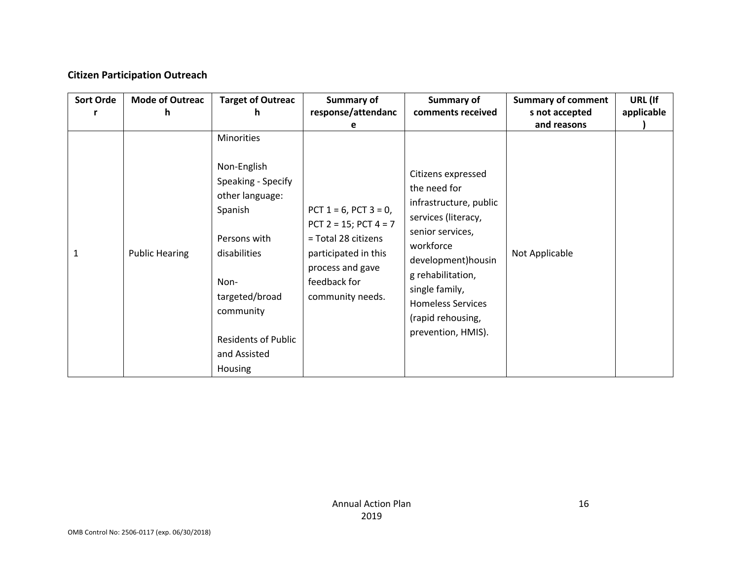**Citizen Participation Outreach**

| Sort Order | Mode of Outreach | Target of Outreach | Summary of response/attendance | Summary of comments received | Summary of comments not accepted and reasons | URL (If applicable) |
|---|---|---|---|---|---|---|
| 1 | Public Hearing | Minorities<br><br>Non-English Speaking - Specify other language: Spanish<br><br>Persons with disabilities<br><br>Non-targeted/broad community<br><br>Residents of Public and Assisted Housing | PCT 1 = 6, PCT 3 = 0, PCT 2 = 15; PCT 4 = 7 = Total 28 citizens participated in this process and gave feedback for community needs. | Citizens expressed the need for infrastructure, public services (literacy, senior services, workforce development)housing rehabilitation, single family, Homeless Services (rapid rehousing, prevention, HMIS). | Not Applicable | |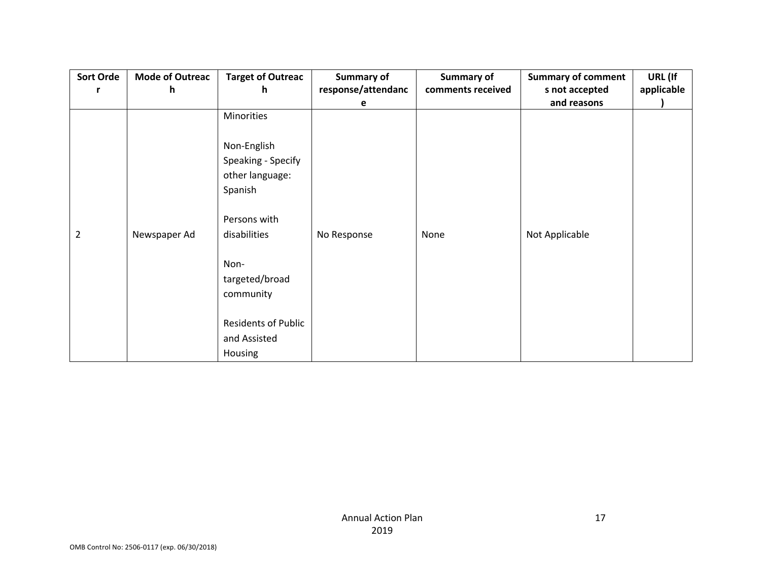| Sort Order | Mode of Outreach | Target of Outreach | Summary of response/attendance | Summary of comments received | Summary of comments not accepted and reasons | URL (If applicable) |
|---|---|---|---|---|---|---|
| 2 | Newspaper Ad | Minorities<br><br>Non-English Speaking - Specify other language: Spanish<br><br>Persons with disabilities<br><br>Non-targeted/broad community<br><br>Residents of Public and Assisted Housing | No Response | None | Not Applicable | |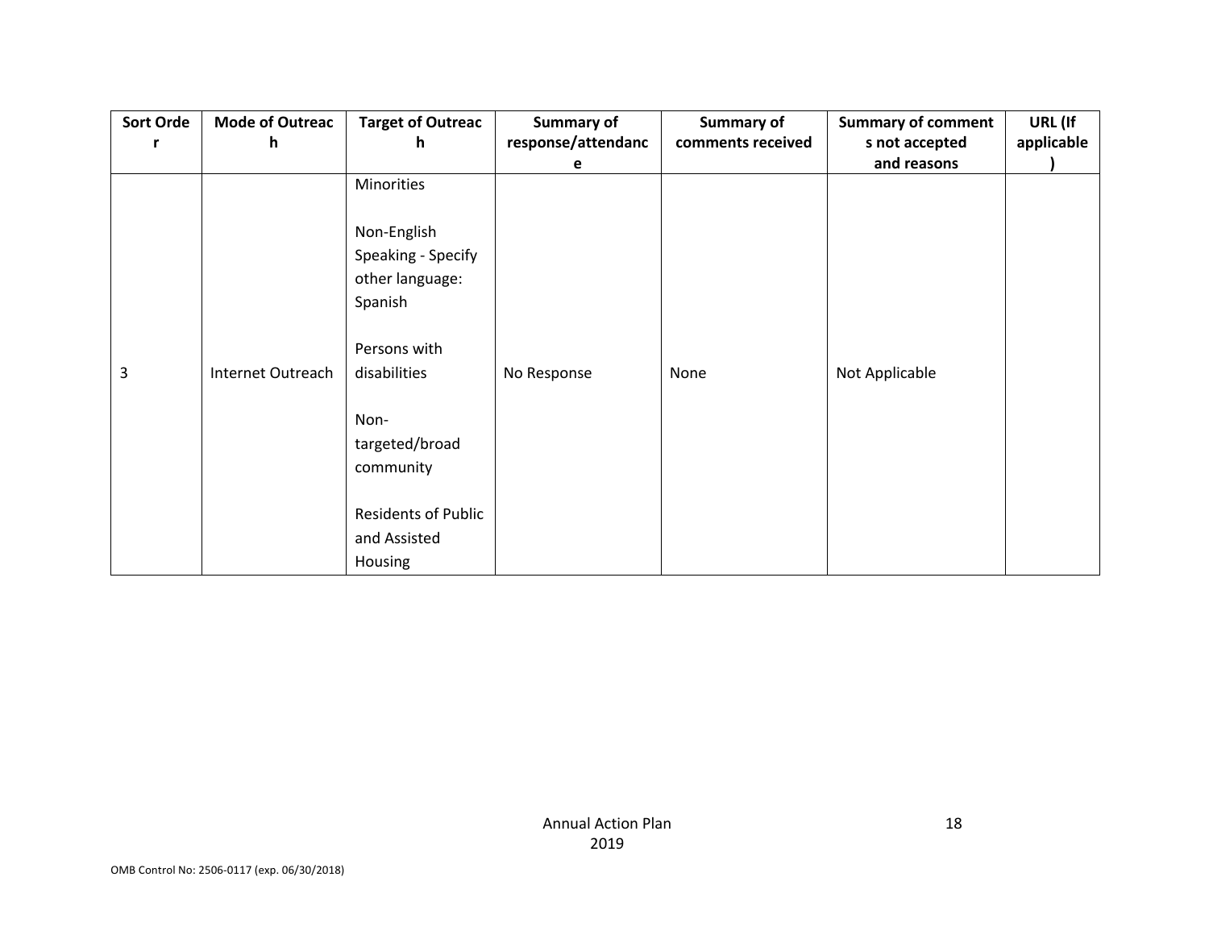| Sort Order | Mode of Outreach | Target of Outreach | Summary of response/attendance | Summary of comments received | Summary of comments not accepted and reasons | URL (If applicable) |
|---|---|---|---|---|---|---|
| 3 | Internet Outreach | Minorities<br><br>Non-English Speaking - Specify other language: Spanish<br><br>Persons with disabilities<br><br>Non-targeted/broad community<br><br>Residents of Public and Assisted Housing | No Response | None | Not Applicable | |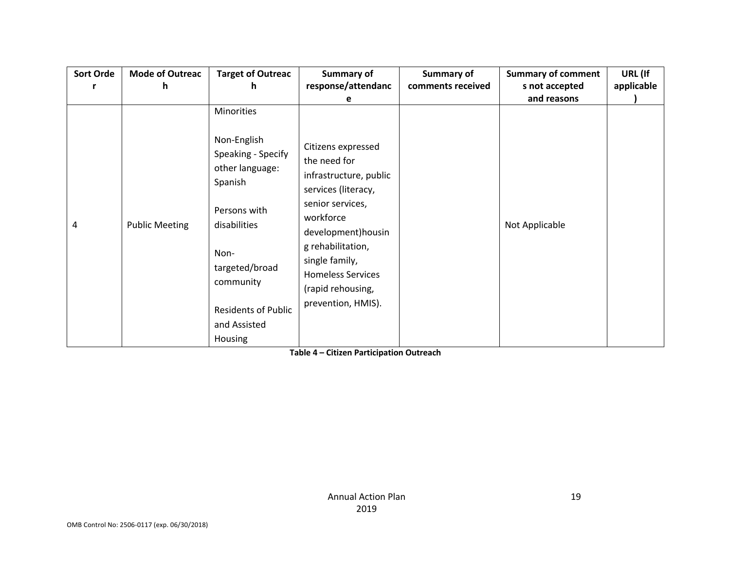| Sort Order | Mode of Outreach | Target of Outreach | Summary of response/attendance | Summary of comments received | Summary of comments not accepted and reasons | URL (If applicable) |
|---|---|---|---|---|---|---|
| 4 | Public Meeting | Minorities<br><br>Non-English Speaking - Specify other language: Spanish<br><br>Persons with disabilities<br><br>Non-targeted/broad community<br><br>Residents of Public and Assisted Housing | Citizens expressed the need for infrastructure, public services (literacy, senior services, workforce development)housing rehabilitation, single family, Homeless Services (rapid rehousing, prevention, HMIS). | | Not Applicable | |

**Table 4 – Citizen Participation Outreach**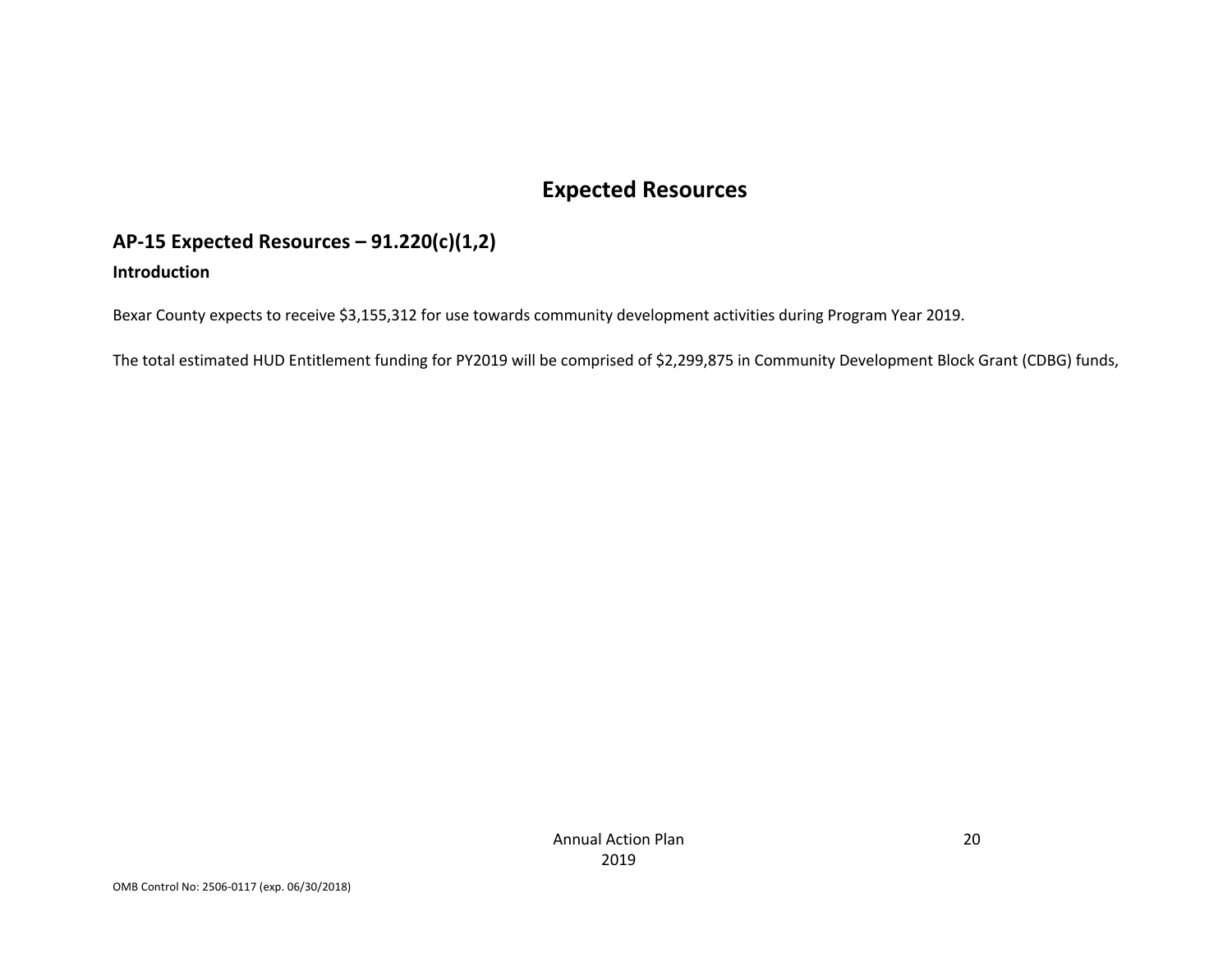# Expected Resources

## AP-15 Expected Resources – 91.220(c)(1,2)

### Introduction

Bexar County expects to receive $3,155,312 for use towards community development activities during Program Year 2019.

The total estimated HUD Entitlement funding for PY2019 will be comprised of $2,299,875 in Community Development Block Grant (CDBG) funds,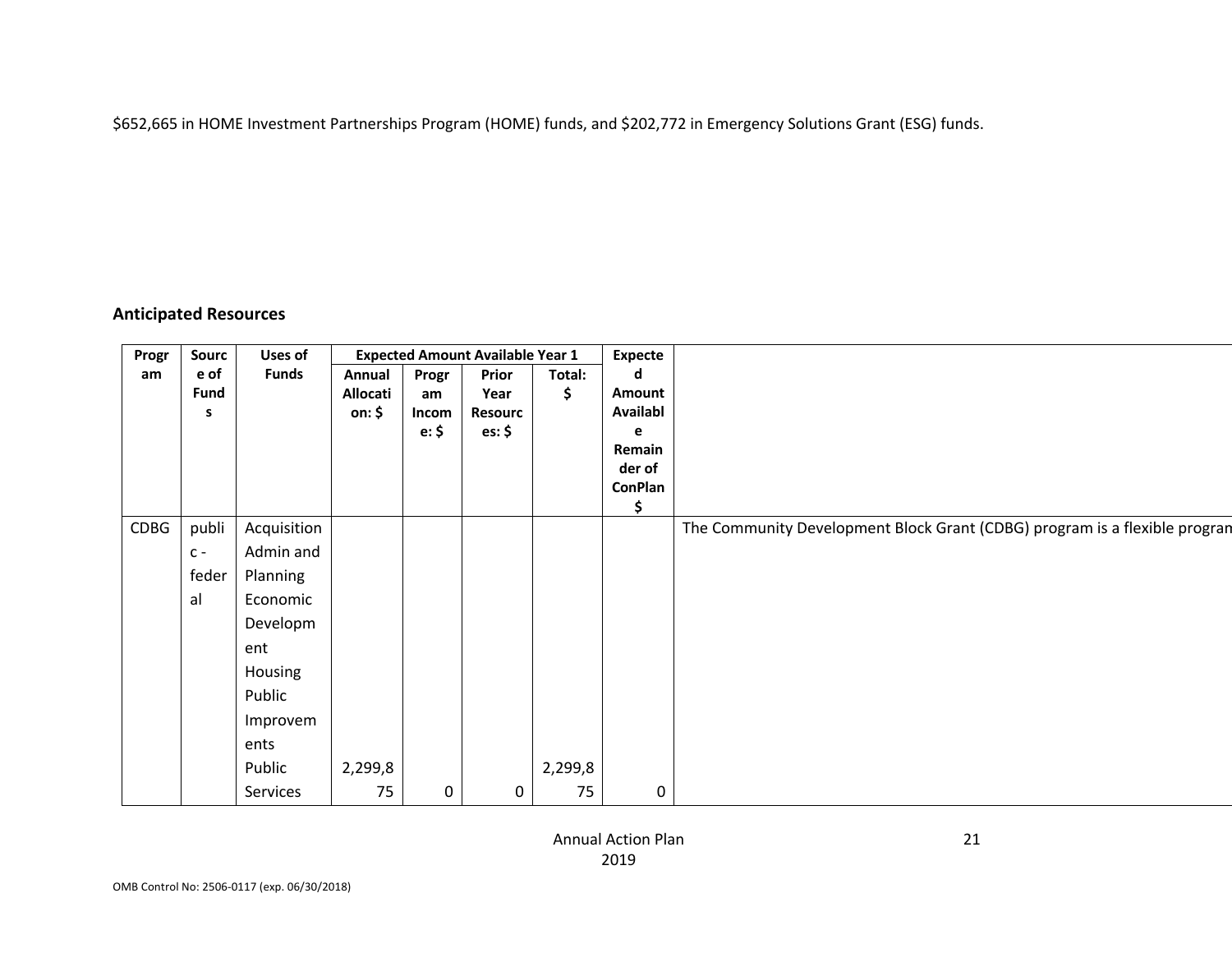$652,665 in HOME Investment Partnerships Program (HOME) funds, and $202,772 in Emergency Solutions Grant (ESG) funds.

## Anticipated Resources

| Program | Source of Funds | Uses of Funds | Expected Amount Available Year 1 | | | | Expected Amount Available Remainder of ConPlan $ | |
|---|---|---|---|---|---|---|---|---|
| | | | Annual Allocation: $ | Program Income: $ | Prior Year Resources: $ | Total: $ | | |
| CDBG | public - federal | Acquisition<br>Admin and Planning<br>Economic Development<br>Housing<br>Public Improvements<br>Public Services | 2,299,875 | 0 | 0 | 2,299,875 | 0 | The Community Development Block Grant (CDBG) program is a flexible progran |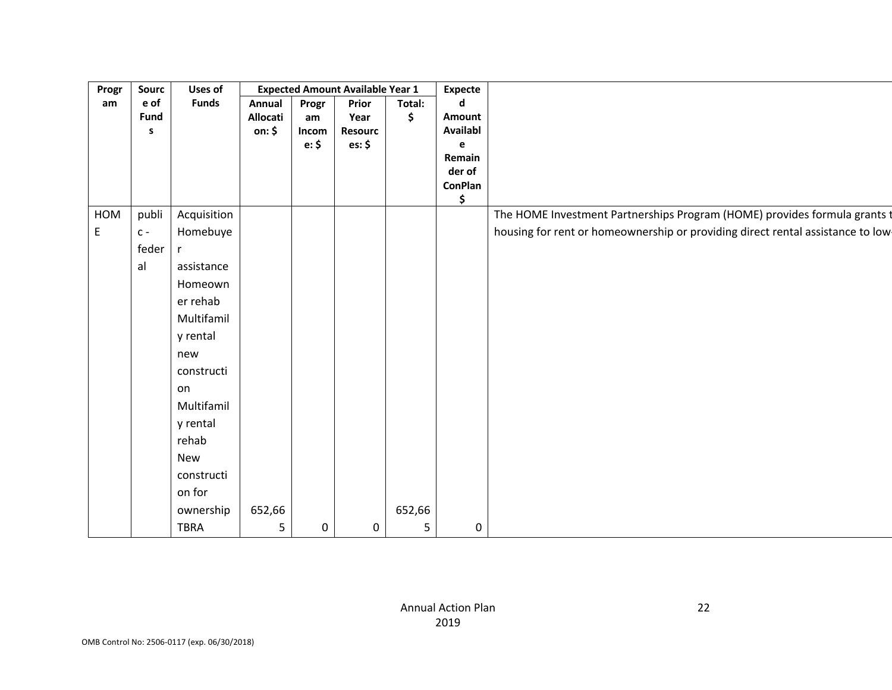| Program | Source of Funds | Uses of Funds | Expected Amount Available Year 1 | | | | Expected Amount Available Remainder of ConPlan $ | |
|---|---|---|---|---|---|---|---|---|
| | | | Annual Allocation: $ | Program Income: $ | Prior Year Resources: $ | Total: $ | | |
| HOME | public - federal | Acquisition<br>Homebuyer assistance<br>Homeowner rehab<br>Multifamily rental new construction<br>Multifamily rental rehab<br>New construction for ownership<br>TBRA | 652,665 | 0 | 0 | 652,665 | 0 | The HOME Investment Partnerships Program (HOME) provides formula grants t housing for rent or homeownership or providing direct rental assistance to low- |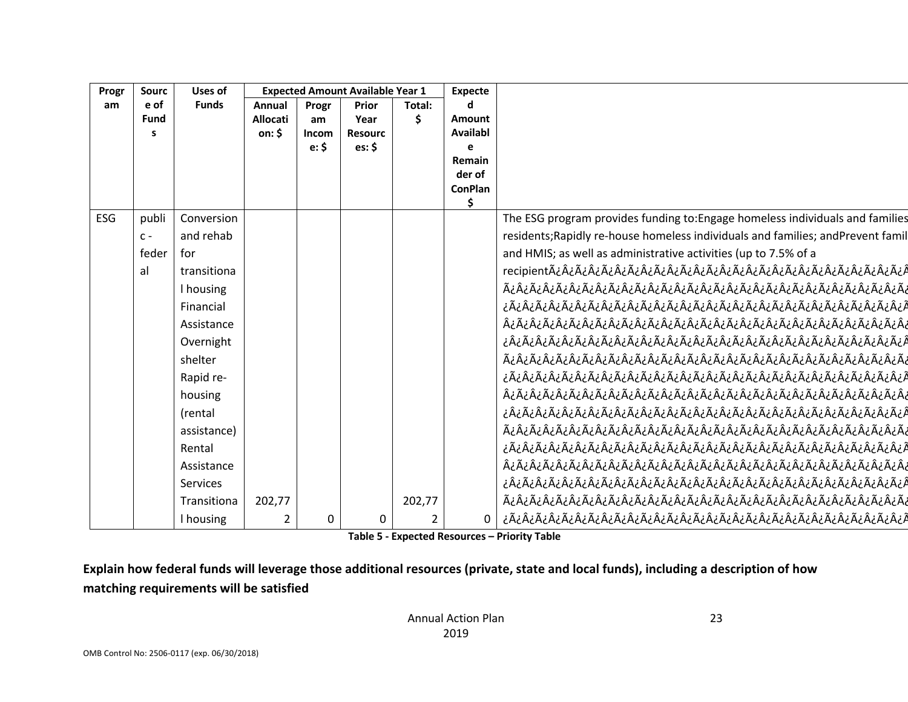| Program | Source of Funds | Uses of Funds | Expected Amount Available Year 1 | | | | Expected Amount Available Remainder of ConPlan $ | |
|---|---|---|---|---|---|---|---|---|
| | | | Annual Allocation: $ | Program Income: $ | Prior Year Resources: $ | Total: $ | | |
| ESG | public - federal | Conversion and rehab for transitional housing Financial Assistance Overnight shelter Rapid re-housing (rental assistance) Rental Assistance Services Transitional housing | 202,772 | 0 | 0 | 202,772 | 0 | The ESG program provides funding to:Engage homeless individuals and families residents;Rapidly re-house homeless individuals and families; andPrevent famil and HMIS; as well as administrative activities (up to 7.5% of a recipientÃ¿Â¿Ã¿Â¿Â¿Ã¿Â¿Â¿Ã¿Â¿Â¿Ã¿Â¿Â¿Ã¿Â¿Â¿Ã¿Â¿Â¿Ã¿Â¿Â¿Ã¿Â¿Â¿ |

Table 5 - Expected Resources – Priority Table

**Explain how federal funds will leverage those additional resources (private, state and local funds), including a description of how matching requirements will be satisfied**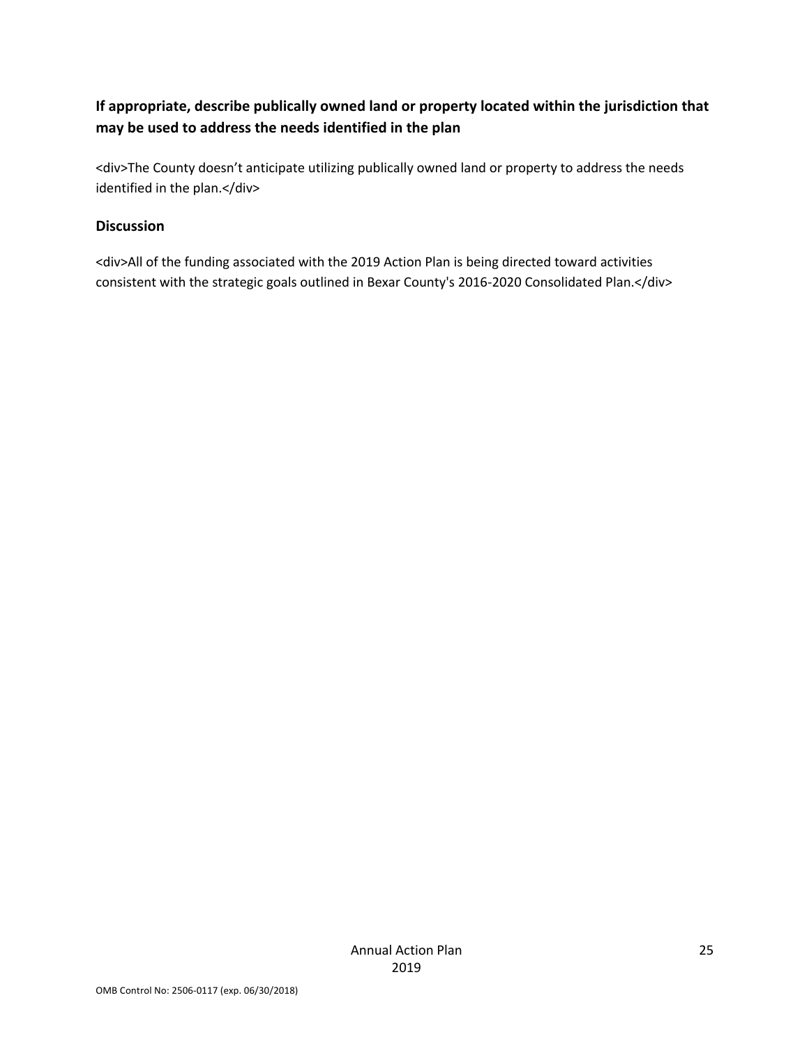**If appropriate, describe publically owned land or property located within the jurisdiction that may be used to address the needs identified in the plan**

<div>The County doesn’t anticipate utilizing publically owned land or property to address the needs identified in the plan.</div>

**Discussion**

<div>All of the funding associated with the 2019 Action Plan is being directed toward activities consistent with the strategic goals outlined in Bexar County's 2016-2020 Consolidated Plan.</div>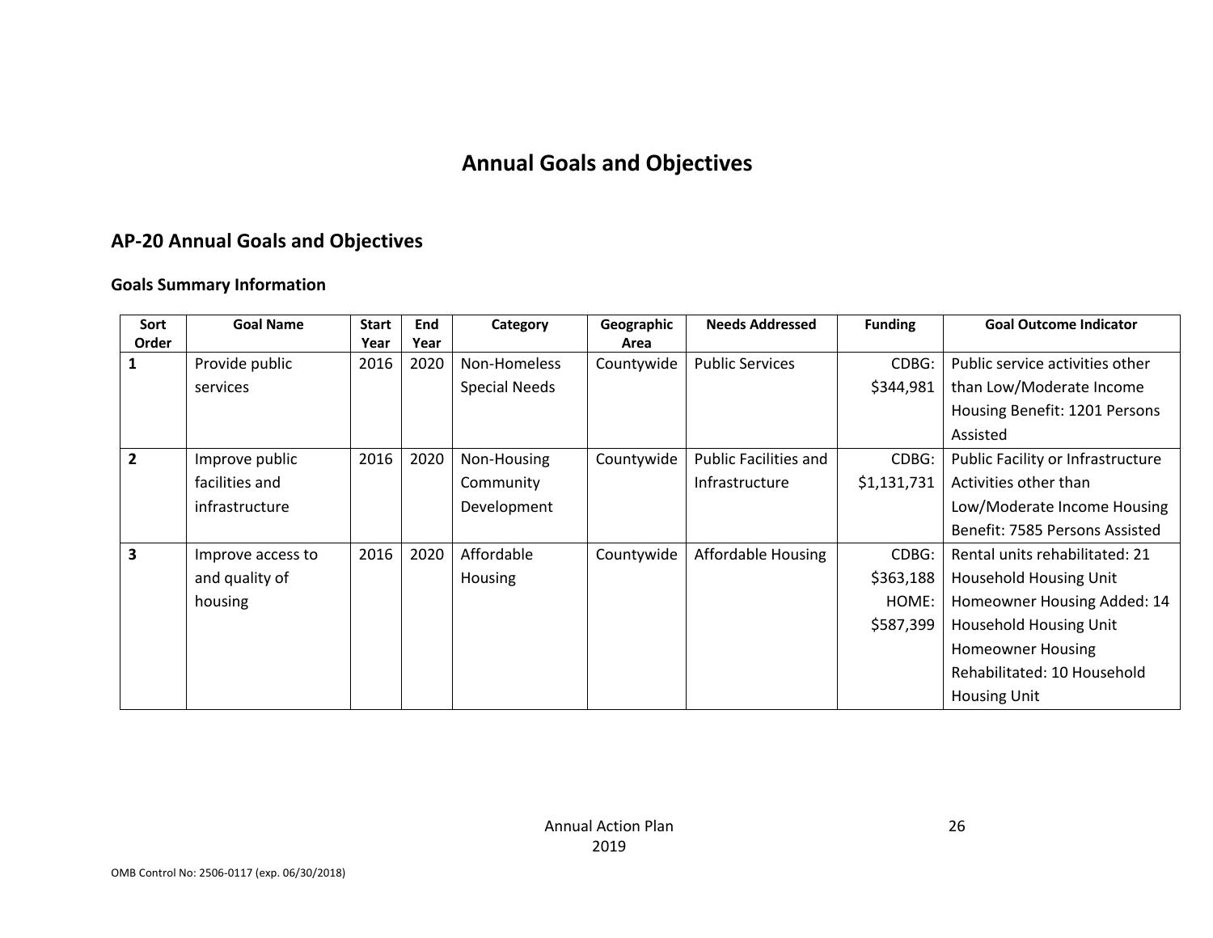# Annual Goals and Objectives

## AP-20 Annual Goals and Objectives

### Goals Summary Information

| Sort Order | Goal Name | Start Year | End Year | Category | Geographic Area | Needs Addressed | Funding | Goal Outcome Indicator |
|---|---|---|---|---|---|---|---|---|
| 1 | Provide public services | 2016 | 2020 | Non-Homeless Special Needs | Countywide | Public Services | CDBG: $344,981 | Public service activities other than Low/Moderate Income Housing Benefit: 1201 Persons Assisted |
| 2 | Improve public facilities and infrastructure | 2016 | 2020 | Non-Housing Community Development | Countywide | Public Facilities and Infrastructure | CDBG: $1,131,731 | Public Facility or Infrastructure Activities other than Low/Moderate Income Housing Benefit: 7585 Persons Assisted |
| 3 | Improve access to and quality of housing | 2016 | 2020 | Affordable Housing | Countywide | Affordable Housing | CDBG: $363,188 HOME: $587,399 | Rental units rehabilitated: 21 Household Housing Unit Homeowner Housing Added: 14 Household Housing Unit Homeowner Housing Rehabilitated: 10 Household Housing Unit |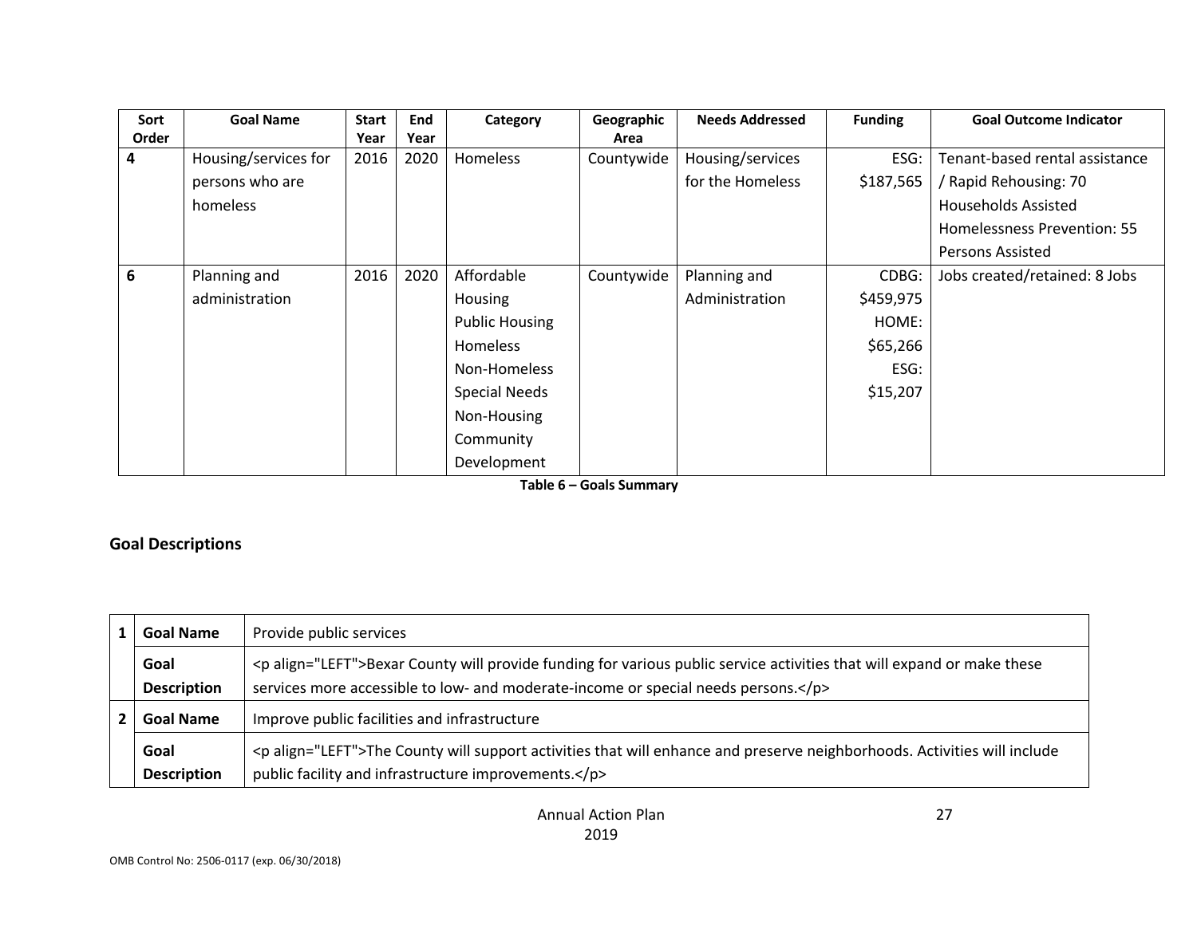| Sort Order | Goal Name | Start Year | End Year | Category | Geographic Area | Needs Addressed | Funding | Goal Outcome Indicator |
|---|---|---|---|---|---|---|---|---|
| 4 | Housing/services for persons who are homeless | 2016 | 2020 | Homeless | Countywide | Housing/services for the Homeless | ESG: $187,565 | Tenant-based rental assistance / Rapid Rehousing: 70 Households Assisted<br>Homelessness Prevention: 55 Persons Assisted |
| 6 | Planning and administration | 2016 | 2020 | Affordable Housing<br>Public Housing<br>Homeless<br>Non-Homeless Special Needs<br>Non-Housing Community Development | Countywide | Planning and Administration | CDBG: $459,975<br>HOME: $65,266<br>ESG: $15,207 | Jobs created/retained: 8 Jobs |

**Table 6 – Goals Summary**

## Goal Descriptions

| | | |
|---|---|---|
| 1 | **Goal Name** | Provide public services |
| | **Goal Description** | <p align="LEFT">Bexar County will provide funding for various public service activities that will expand or make these services more accessible to low- and moderate-income or special needs persons.</p> |
| 2 | **Goal Name** | Improve public facilities and infrastructure |
| | **Goal Description** | <p align="LEFT">The County will support activities that will enhance and preserve neighborhoods. Activities will include public facility and infrastructure improvements.</p> |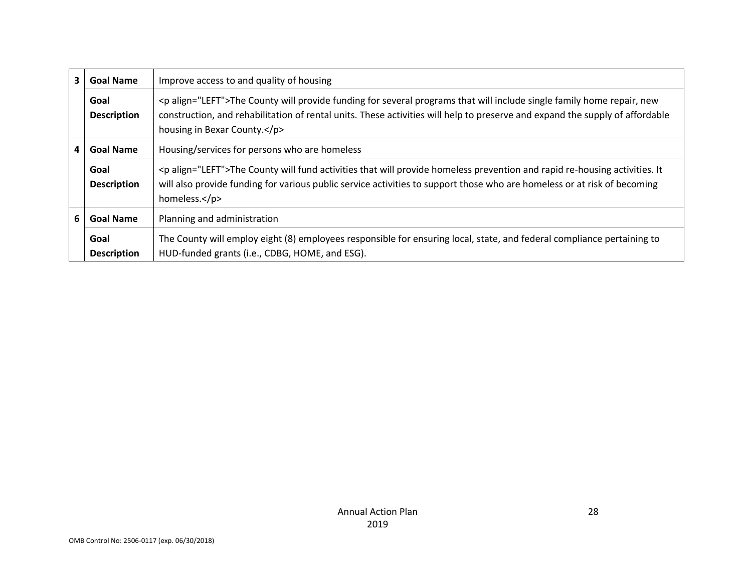| | | |
|---|---|---|
| 3 | **Goal Name** | Improve access to and quality of housing |
| | **Goal Description** | <p align="LEFT">The County will provide funding for several programs that will include single family home repair, new construction, and rehabilitation of rental units. These activities will help to preserve and expand the supply of affordable housing in Bexar County.</p> |
| 4 | **Goal Name** | Housing/services for persons who are homeless |
| | **Goal Description** | <p align="LEFT">The County will fund activities that will provide homeless prevention and rapid re-housing activities. It will also provide funding for various public service activities to support those who are homeless or at risk of becoming homeless.</p> |
| 6 | **Goal Name** | Planning and administration |
| | **Goal Description** | The County will employ eight (8) employees responsible for ensuring local, state, and federal compliance pertaining to HUD-funded grants (i.e., CDBG, HOME, and ESG). |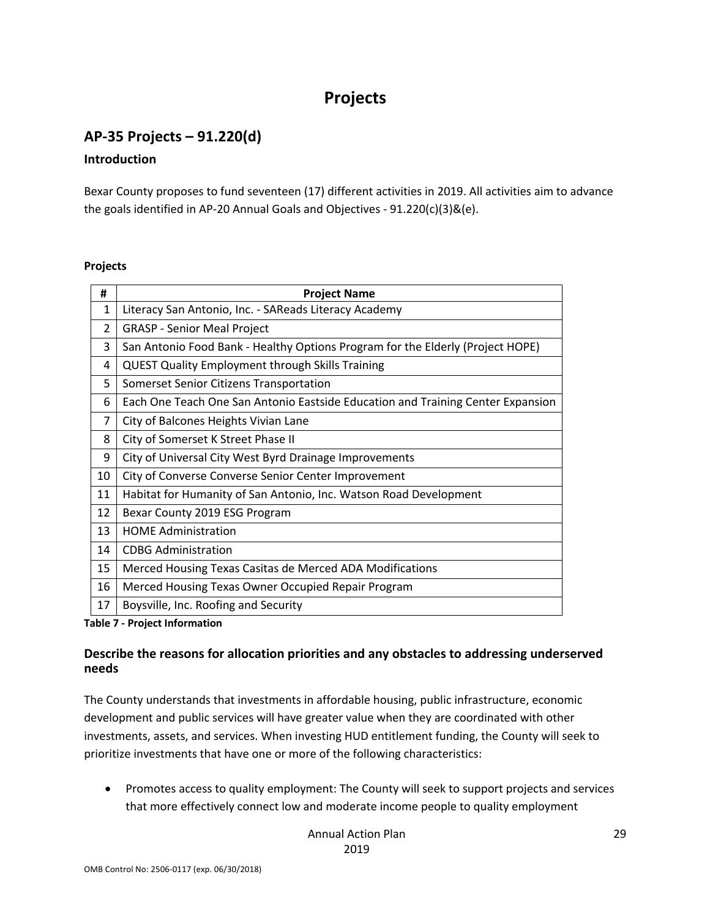# Projects

## AP-35 Projects – 91.220(d)

### Introduction

Bexar County proposes to fund seventeen (17) different activities in 2019. All activities aim to advance the goals identified in AP-20 Annual Goals and Objectives - 91.220(c)(3)&(e).

**Projects**

| # | Project Name |
|---|---|
| 1 | Literacy San Antonio, Inc. - SAReads Literacy Academy |
| 2 | GRASP - Senior Meal Project |
| 3 | San Antonio Food Bank - Healthy Options Program for the Elderly (Project HOPE) |
| 4 | QUEST Quality Employment through Skills Training |
| 5 | Somerset Senior Citizens Transportation |
| 6 | Each One Teach One San Antonio Eastside Education and Training Center Expansion |
| 7 | City of Balcones Heights Vivian Lane |
| 8 | City of Somerset K Street Phase II |
| 9 | City of Universal City West Byrd Drainage Improvements |
| 10 | City of Converse Converse Senior Center Improvement |
| 11 | Habitat for Humanity of San Antonio, Inc. Watson Road Development |
| 12 | Bexar County 2019 ESG Program |
| 13 | HOME Administration |
| 14 | CDBG Administration |
| 15 | Merced Housing Texas Casitas de Merced ADA Modifications |
| 16 | Merced Housing Texas Owner Occupied Repair Program |
| 17 | Boysville, Inc. Roofing and Security |

**Table 7 - Project Information**

### Describe the reasons for allocation priorities and any obstacles to addressing underserved needs

The County understands that investments in affordable housing, public infrastructure, economic development and public services will have greater value when they are coordinated with other investments, assets, and services. When investing HUD entitlement funding, the County will seek to prioritize investments that have one or more of the following characteristics:

- Promotes access to quality employment: The County will seek to support projects and services that more effectively connect low and moderate income people to quality employment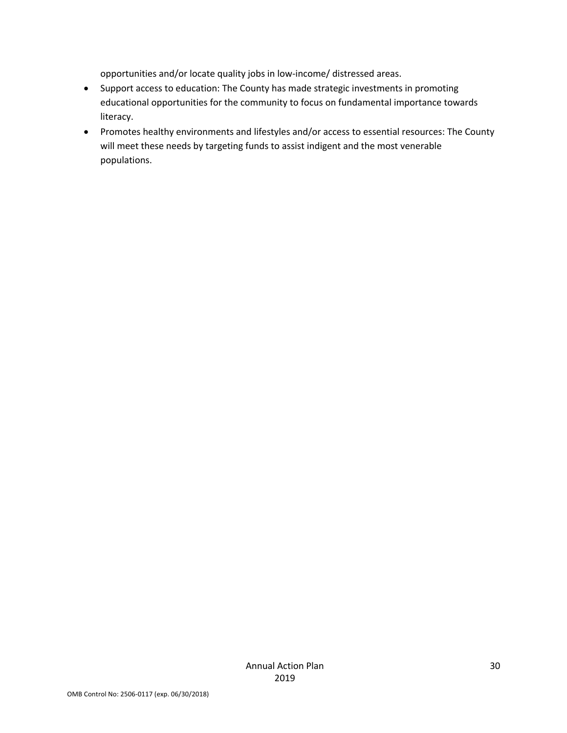opportunities and/or locate quality jobs in low-income/ distressed areas.

- Support access to education: The County has made strategic investments in promoting educational opportunities for the community to focus on fundamental importance towards literacy.
- Promotes healthy environments and lifestyles and/or access to essential resources: The County will meet these needs by targeting funds to assist indigent and the most venerable populations.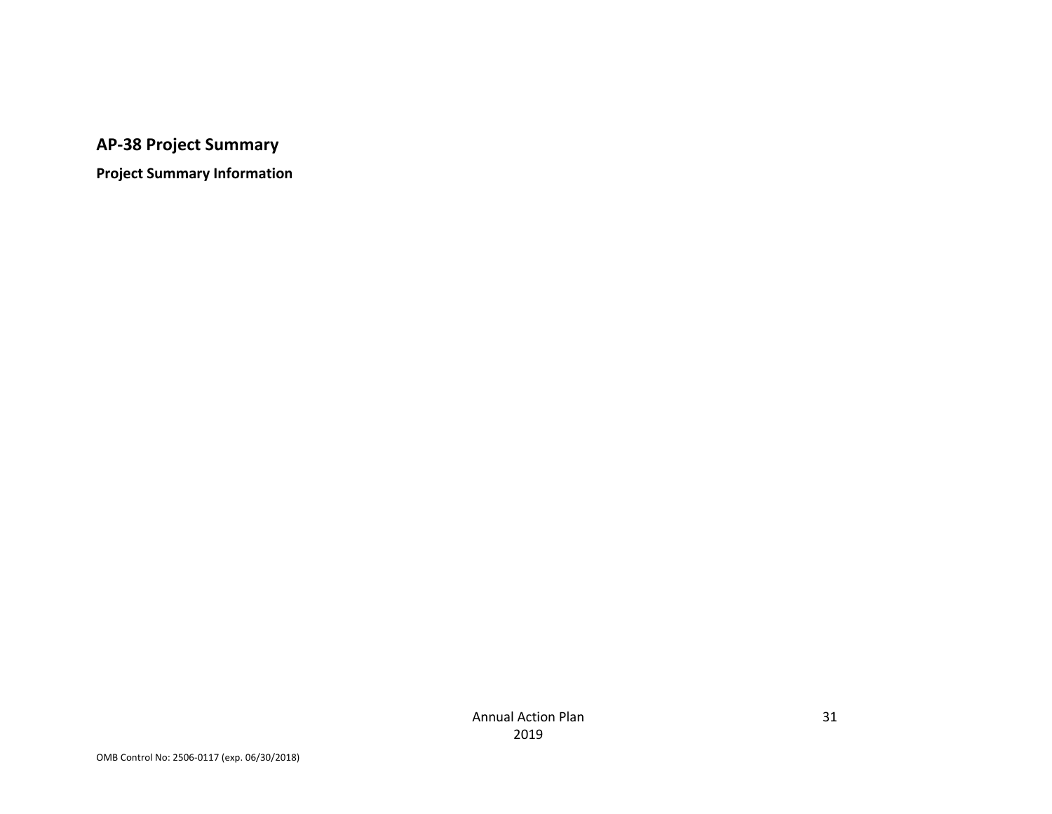## AP-38 Project Summary

**Project Summary Information**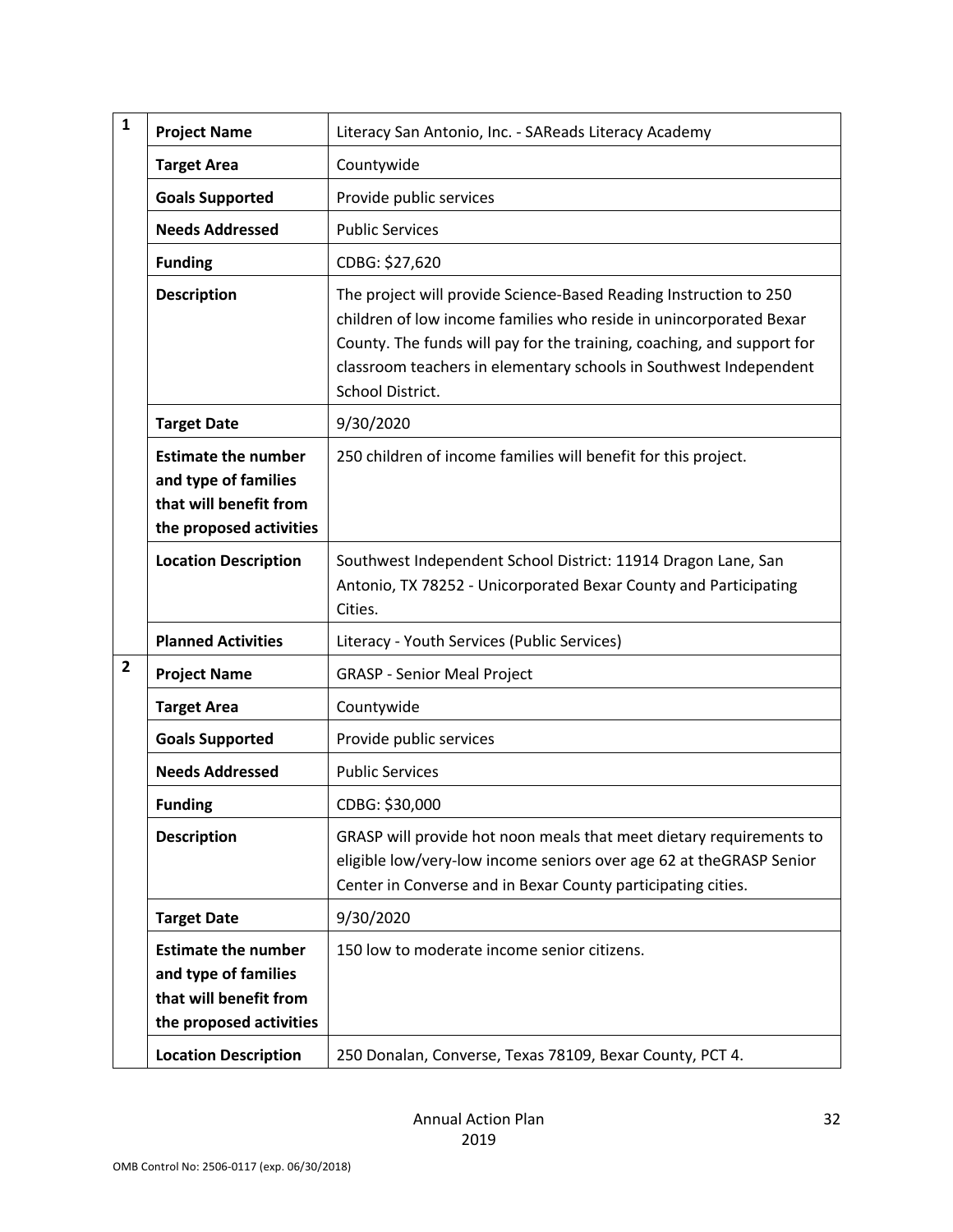| # | | |
|---|---|---|
| 1 | **Project Name** | Literacy San Antonio, Inc. - SAReads Literacy Academy |
| | **Target Area** | Countywide |
| | **Goals Supported** | Provide public services |
| | **Needs Addressed** | Public Services |
| | **Funding** | CDBG: $27,620 |
| | **Description** | The project will provide Science-Based Reading Instruction to 250 children of low income families who reside in unincorporated Bexar County. The funds will pay for the training, coaching, and support for classroom teachers in elementary schools in Southwest Independent School District. |
| | **Target Date** | 9/30/2020 |
| | **Estimate the number and type of families that will benefit from the proposed activities** | 250 children of income families will benefit for this project. |
| | **Location Description** | Southwest Independent School District: 11914 Dragon Lane, San Antonio, TX 78252 - Unicorporated Bexar County and Participating Cities. |
| | **Planned Activities** | Literacy - Youth Services (Public Services) |
| 2 | **Project Name** | GRASP - Senior Meal Project |
| | **Target Area** | Countywide |
| | **Goals Supported** | Provide public services |
| | **Needs Addressed** | Public Services |
| | **Funding** | CDBG: $30,000 |
| | **Description** | GRASP will provide hot noon meals that meet dietary requirements to eligible low/very-low income seniors over age 62 at theGRASP Senior Center in Converse and in Bexar County participating cities. |
| | **Target Date** | 9/30/2020 |
| | **Estimate the number and type of families that will benefit from the proposed activities** | 150 low to moderate income senior citizens. |
| | **Location Description** | 250 Donalan, Converse, Texas 78109, Bexar County, PCT 4. |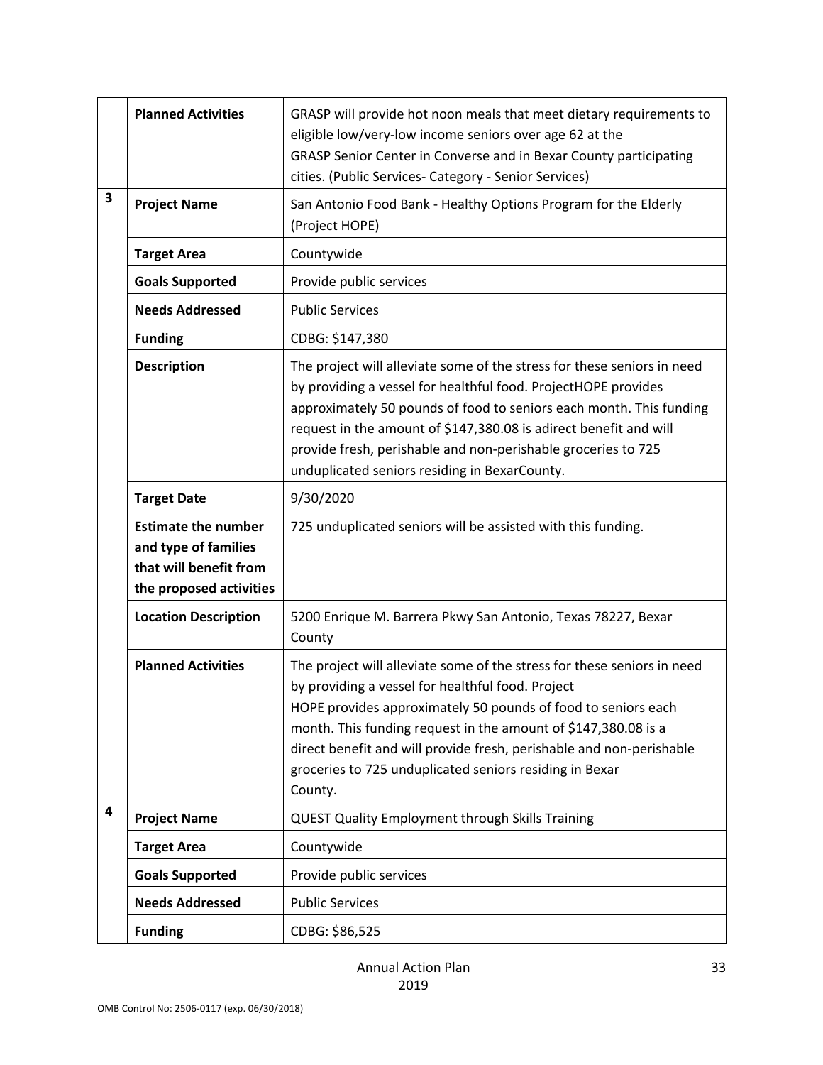| | | |
|---|---|---|
| | **Planned Activities** | GRASP will provide hot noon meals that meet dietary requirements to eligible low/very-low income seniors over age 62 at the GRASP Senior Center in Converse and in Bexar County participating cities. (Public Services- Category - Senior Services) |
| 3 | **Project Name** | San Antonio Food Bank - Healthy Options Program for the Elderly (Project HOPE) |
| | **Target Area** | Countywide |
| | **Goals Supported** | Provide public services |
| | **Needs Addressed** | Public Services |
| | **Funding** | CDBG: $147,380 |
| | **Description** | The project will alleviate some of the stress for these seniors in need by providing a vessel for healthful food. ProjectHOPE provides approximately 50 pounds of food to seniors each month. This funding request in the amount of $147,380.08 is adirect benefit and will provide fresh, perishable and non-perishable groceries to 725 unduplicated seniors residing in BexarCounty. |
| | **Target Date** | 9/30/2020 |
| | **Estimate the number and type of families that will benefit from the proposed activities** | 725 unduplicated seniors will be assisted with this funding. |
| | **Location Description** | 5200 Enrique M. Barrera Pkwy San Antonio, Texas 78227, Bexar County |
| | **Planned Activities** | The project will alleviate some of the stress for these seniors in need by providing a vessel for healthful food. Project HOPE provides approximately 50 pounds of food to seniors each month. This funding request in the amount of $147,380.08 is a direct benefit and will provide fresh, perishable and non-perishable groceries to 725 unduplicated seniors residing in Bexar County. |
| 4 | **Project Name** | QUEST Quality Employment through Skills Training |
| | **Target Area** | Countywide |
| | **Goals Supported** | Provide public services |
| | **Needs Addressed** | Public Services |
| | **Funding** | CDBG: $86,525 |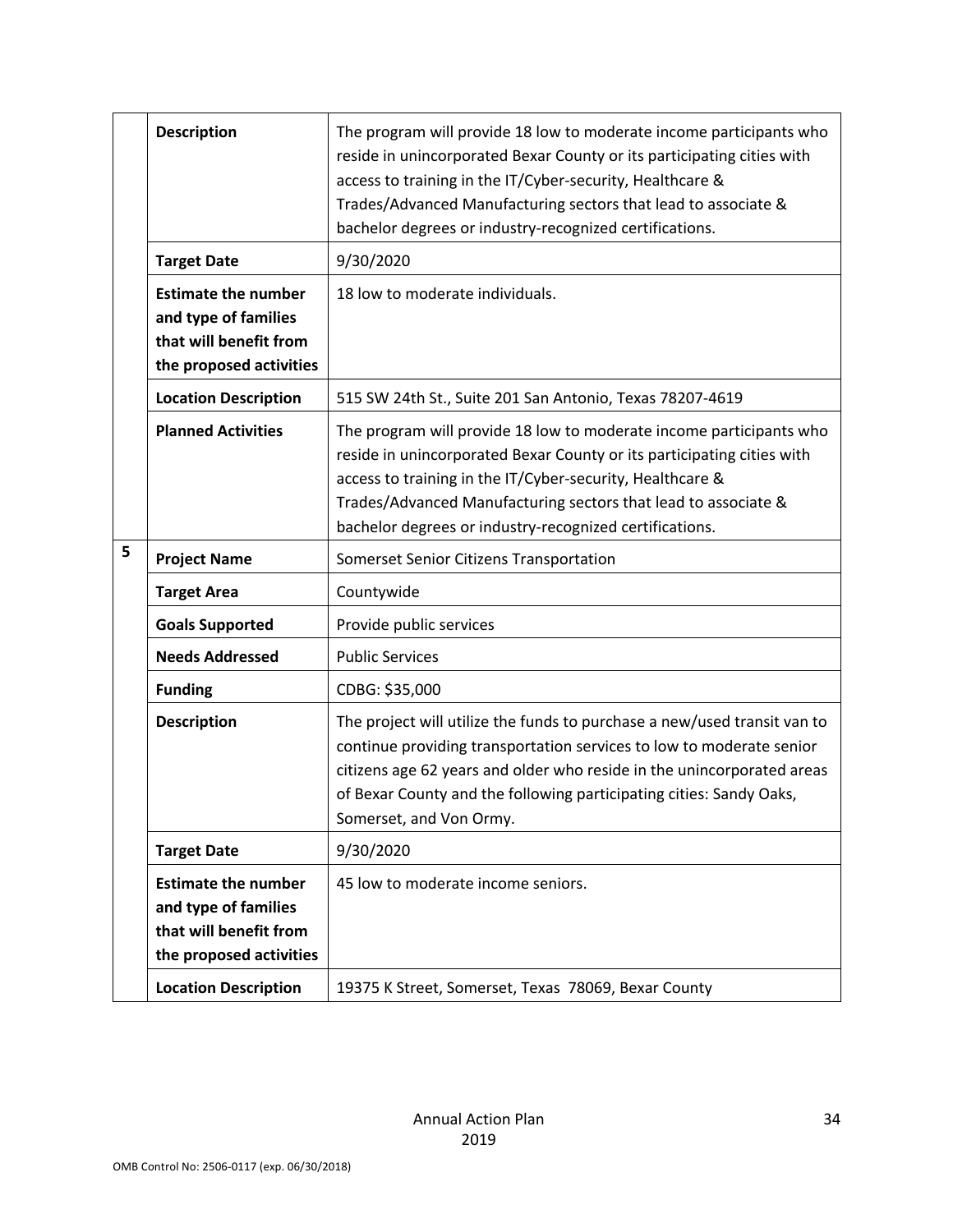| | | |
|---|---|---|
| | **Description** | The program will provide 18 low to moderate income participants who reside in unincorporated Bexar County or its participating cities with access to training in the IT/Cyber-security, Healthcare & Trades/Advanced Manufacturing sectors that lead to associate & bachelor degrees or industry-recognized certifications. |
| | **Target Date** | 9/30/2020 |
| | **Estimate the number and type of families that will benefit from the proposed activities** | 18 low to moderate individuals. |
| | **Location Description** | 515 SW 24th St., Suite 201 San Antonio, Texas 78207-4619 |
| | **Planned Activities** | The program will provide 18 low to moderate income participants who reside in unincorporated Bexar County or its participating cities with access to training in the IT/Cyber-security, Healthcare & Trades/Advanced Manufacturing sectors that lead to associate & bachelor degrees or industry-recognized certifications. |
| 5 | **Project Name** | Somerset Senior Citizens Transportation |
| | **Target Area** | Countywide |
| | **Goals Supported** | Provide public services |
| | **Needs Addressed** | Public Services |
| | **Funding** | CDBG: $35,000 |
| | **Description** | The project will utilize the funds to purchase a new/used transit van to continue providing transportation services to low to moderate senior citizens age 62 years and older who reside in the unincorporated areas of Bexar County and the following participating cities: Sandy Oaks, Somerset, and Von Ormy. |
| | **Target Date** | 9/30/2020 |
| | **Estimate the number and type of families that will benefit from the proposed activities** | 45 low to moderate income seniors. |
| | **Location Description** | 19375 K Street, Somerset, Texas 78069, Bexar County |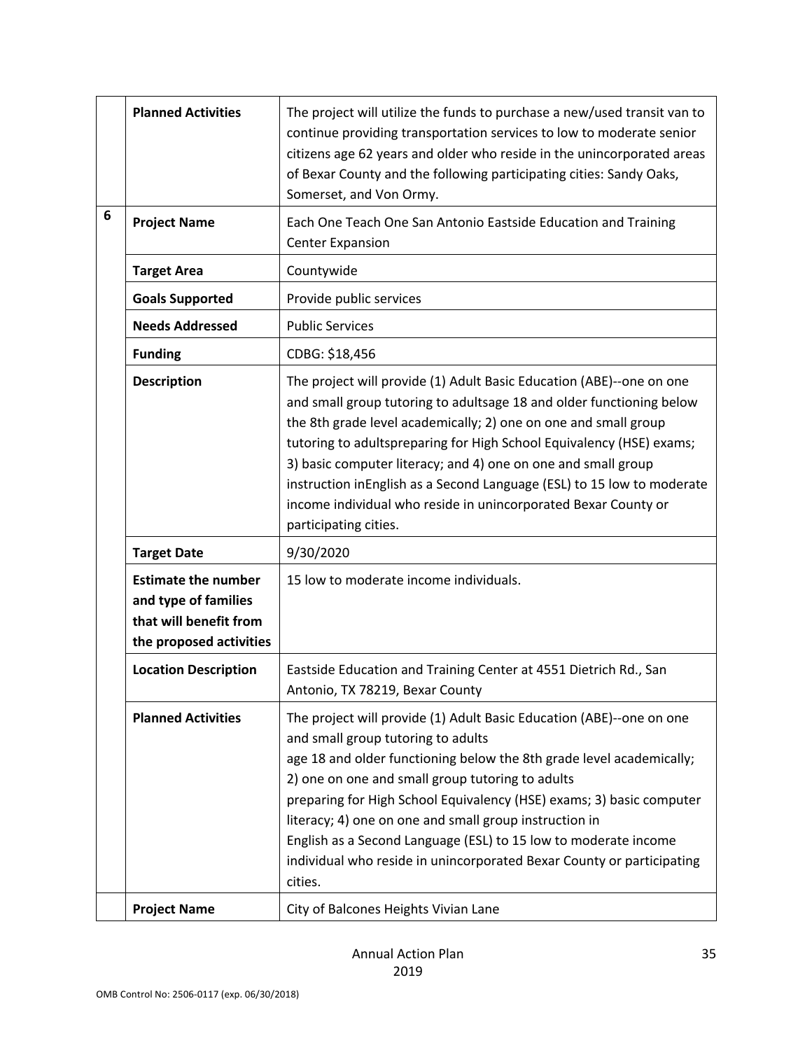|   |   |   |
|---|---|---|
|   | **Planned Activities** | The project will utilize the funds to purchase a new/used transit van to continue providing transportation services to low to moderate senior citizens age 62 years and older who reside in the unincorporated areas of Bexar County and the following participating cities: Sandy Oaks, Somerset, and Von Ormy. |
| 6 | **Project Name** | Each One Teach One San Antonio Eastside Education and Training Center Expansion |
|   | **Target Area** | Countywide |
|   | **Goals Supported** | Provide public services |
|   | **Needs Addressed** | Public Services |
|   | **Funding** | CDBG: $18,456 |
|   | **Description** | The project will provide (1) Adult Basic Education (ABE)--one on one and small group tutoring to adultsage 18 and older functioning below the 8th grade level academically; 2) one on one and small group tutoring to adultspreparing for High School Equivalency (HSE) exams; 3) basic computer literacy; and 4) one on one and small group instruction inEnglish as a Second Language (ESL) to 15 low to moderate income individual who reside in unincorporated Bexar County or participating cities. |
|   | **Target Date** | 9/30/2020 |
|   | **Estimate the number and type of families that will benefit from the proposed activities** | 15 low to moderate income individuals. |
|   | **Location Description** | Eastside Education and Training Center at 4551 Dietrich Rd., San Antonio, TX 78219, Bexar County |
|   | **Planned Activities** | The project will provide (1) Adult Basic Education (ABE)--one on one and small group tutoring to adults age 18 and older functioning below the 8th grade level academically; 2) one on one and small group tutoring to adults preparing for High School Equivalency (HSE) exams; 3) basic computer literacy; 4) one on one and small group instruction in English as a Second Language (ESL) to 15 low to moderate income individual who reside in unincorporated Bexar County or participating cities. |
|   | **Project Name** | City of Balcones Heights Vivian Lane |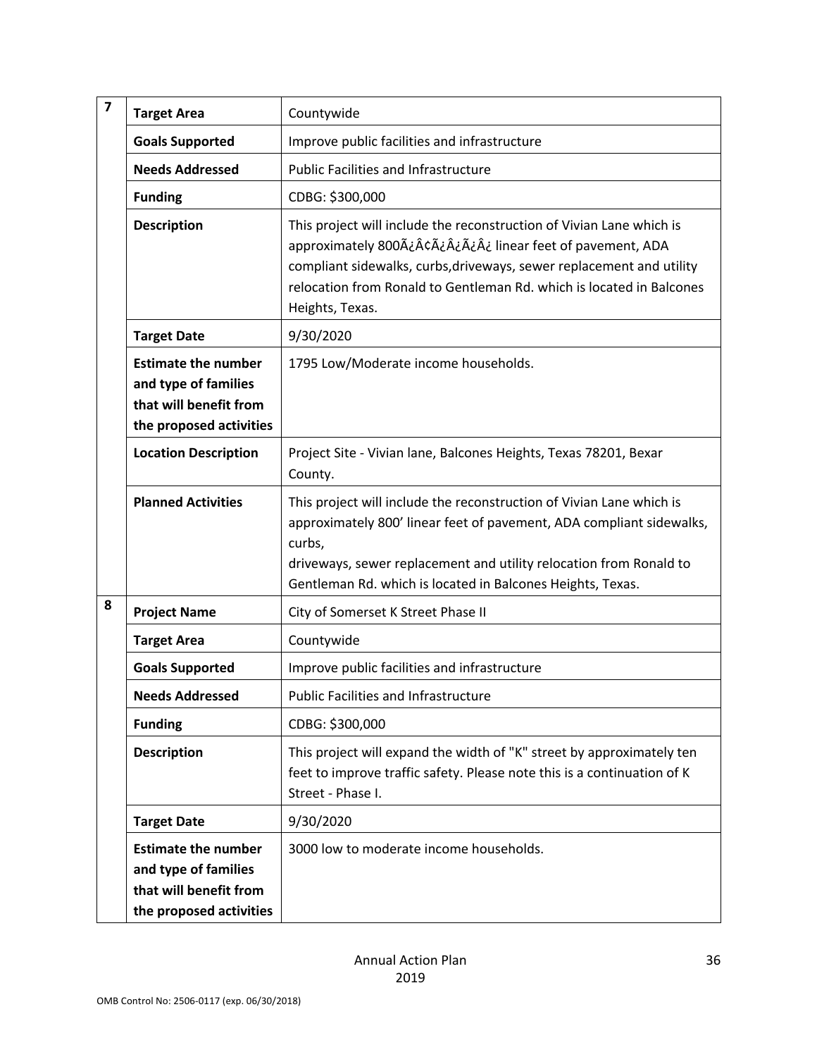| | | |
|---|---|---|
| 7 | **Target Area** | Countywide |
| | **Goals Supported** | Improve public facilities and infrastructure |
| | **Needs Addressed** | Public Facilities and Infrastructure |
| | **Funding** | CDBG: $300,000 |
| | **Description** | This project will include the reconstruction of Vivian Lane which is approximately 800Ã¿Â¢Ã¿Â¿Ã¿Â¿ linear feet of pavement, ADA compliant sidewalks, curbs,driveways, sewer replacement and utility relocation from Ronald to Gentleman Rd. which is located in Balcones Heights, Texas. |
| | **Target Date** | 9/30/2020 |
| | **Estimate the number and type of families that will benefit from the proposed activities** | 1795 Low/Moderate income households. |
| | **Location Description** | Project Site - Vivian lane, Balcones Heights, Texas 78201, Bexar County. |
| | **Planned Activities** | This project will include the reconstruction of Vivian Lane which is approximately 800' linear feet of pavement, ADA compliant sidewalks, curbs,<br>driveways, sewer replacement and utility relocation from Ronald to Gentleman Rd. which is located in Balcones Heights, Texas. |
| 8 | **Project Name** | City of Somerset K Street Phase II |
| | **Target Area** | Countywide |
| | **Goals Supported** | Improve public facilities and infrastructure |
| | **Needs Addressed** | Public Facilities and Infrastructure |
| | **Funding** | CDBG: $300,000 |
| | **Description** | This project will expand the width of "K" street by approximately ten feet to improve traffic safety. Please note this is a continuation of K Street - Phase I. |
| | **Target Date** | 9/30/2020 |
| | **Estimate the number and type of families that will benefit from the proposed activities** | 3000 low to moderate income households. |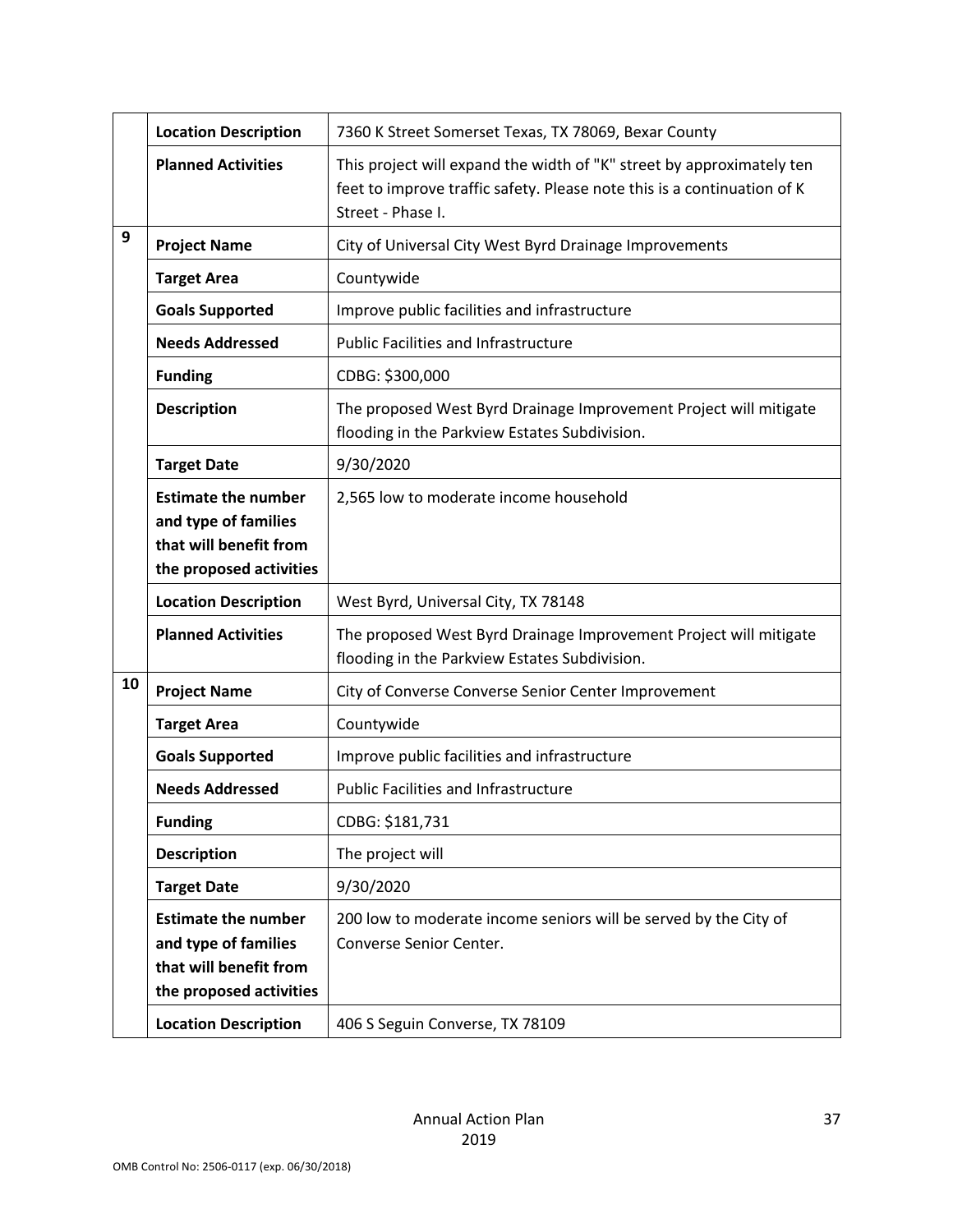| | | |
|---|---|---|
| | **Location Description** | 7360 K Street Somerset Texas, TX 78069, Bexar County |
| | **Planned Activities** | This project will expand the width of "K" street by approximately ten feet to improve traffic safety. Please note this is a continuation of K Street - Phase I. |
| **9** | **Project Name** | City of Universal City West Byrd Drainage Improvements |
| | **Target Area** | Countywide |
| | **Goals Supported** | Improve public facilities and infrastructure |
| | **Needs Addressed** | Public Facilities and Infrastructure |
| | **Funding** | CDBG: $300,000 |
| | **Description** | The proposed West Byrd Drainage Improvement Project will mitigate flooding in the Parkview Estates Subdivision. |
| | **Target Date** | 9/30/2020 |
| | **Estimate the number and type of families that will benefit from the proposed activities** | 2,565 low to moderate income household |
| | **Location Description** | West Byrd, Universal City, TX 78148 |
| | **Planned Activities** | The proposed West Byrd Drainage Improvement Project will mitigate flooding in the Parkview Estates Subdivision. |
| **10** | **Project Name** | City of Converse Converse Senior Center Improvement |
| | **Target Area** | Countywide |
| | **Goals Supported** | Improve public facilities and infrastructure |
| | **Needs Addressed** | Public Facilities and Infrastructure |
| | **Funding** | CDBG: $181,731 |
| | **Description** | The project will |
| | **Target Date** | 9/30/2020 |
| | **Estimate the number and type of families that will benefit from the proposed activities** | 200 low to moderate income seniors will be served by the City of Converse Senior Center. |
| | **Location Description** | 406 S Seguin Converse, TX 78109 |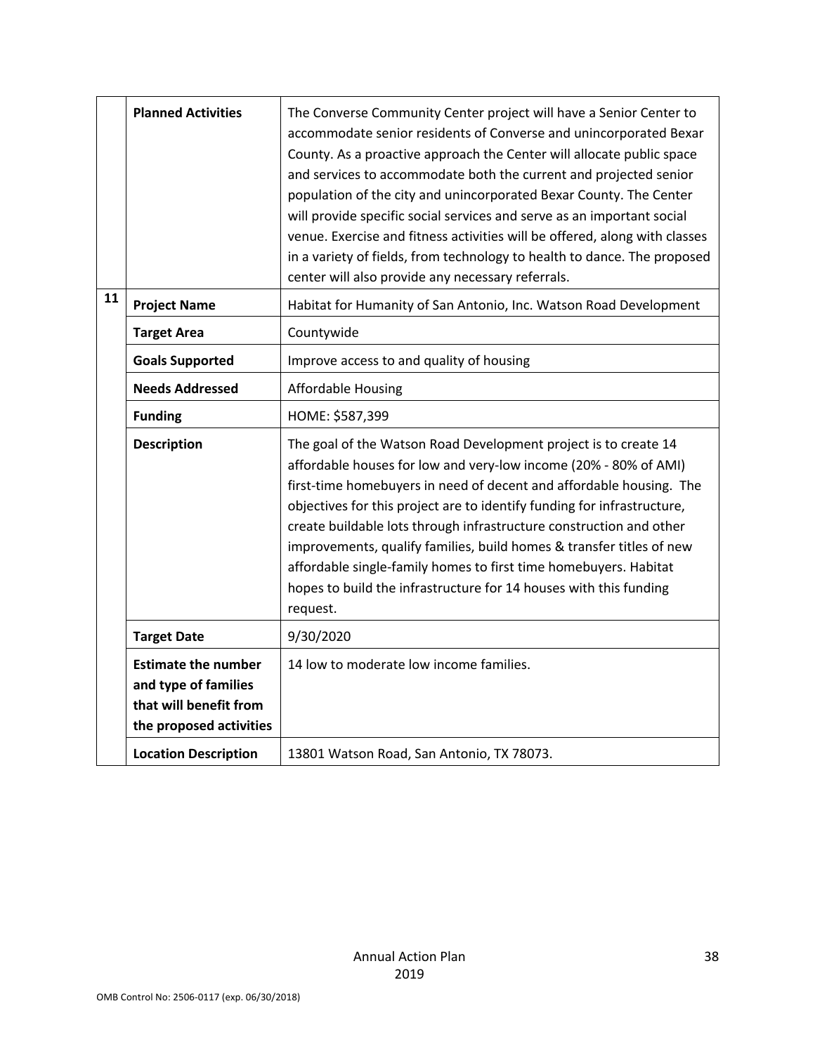| | | |
|---|---|---|
| | **Planned Activities** | The Converse Community Center project will have a Senior Center to accommodate senior residents of Converse and unincorporated Bexar County. As a proactive approach the Center will allocate public space and services to accommodate both the current and projected senior population of the city and unincorporated Bexar County. The Center will provide specific social services and serve as an important social venue. Exercise and fitness activities will be offered, along with classes in a variety of fields, from technology to health to dance. The proposed center will also provide any necessary referrals. |
| **11** | **Project Name** | Habitat for Humanity of San Antonio, Inc. Watson Road Development |
| | **Target Area** | Countywide |
| | **Goals Supported** | Improve access to and quality of housing |
| | **Needs Addressed** | Affordable Housing |
| | **Funding** | HOME: $587,399 |
| | **Description** | The goal of the Watson Road Development project is to create 14 affordable houses for low and very-low income (20% - 80% of AMI) first-time homebuyers in need of decent and affordable housing. The objectives for this project are to identify funding for infrastructure, create buildable lots through infrastructure construction and other improvements, qualify families, build homes & transfer titles of new affordable single-family homes to first time homebuyers. Habitat hopes to build the infrastructure for 14 houses with this funding request. |
| | **Target Date** | 9/30/2020 |
| | **Estimate the number and type of families that will benefit from the proposed activities** | 14 low to moderate low income families. |
| | **Location Description** | 13801 Watson Road, San Antonio, TX 78073. |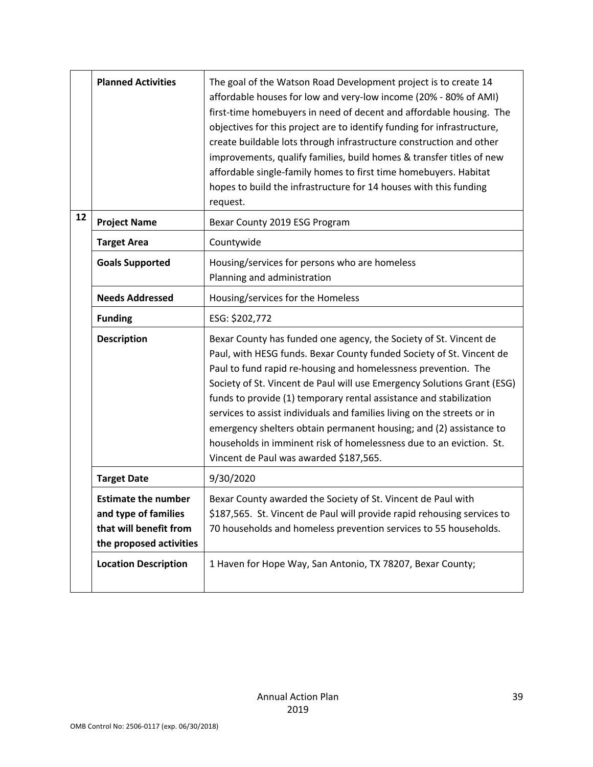| | | |
|---|---|---|
| | **Planned Activities** | The goal of the Watson Road Development project is to create 14 affordable houses for low and very-low income (20% - 80% of AMI) first-time homebuyers in need of decent and affordable housing. The objectives for this project are to identify funding for infrastructure, create buildable lots through infrastructure construction and other improvements, qualify families, build homes & transfer titles of new affordable single-family homes to first time homebuyers. Habitat hopes to build the infrastructure for 14 houses with this funding request. |
| **12** | **Project Name** | Bexar County 2019 ESG Program |
| | **Target Area** | Countywide |
| | **Goals Supported** | Housing/services for persons who are homeless<br>Planning and administration |
| | **Needs Addressed** | Housing/services for the Homeless |
| | **Funding** | ESG: $202,772 |
| | **Description** | Bexar County has funded one agency, the Society of St. Vincent de Paul, with HESG funds. Bexar County funded Society of St. Vincent de Paul to fund rapid re-housing and homelessness prevention. The Society of St. Vincent de Paul will use Emergency Solutions Grant (ESG) funds to provide (1) temporary rental assistance and stabilization services to assist individuals and families living on the streets or in emergency shelters obtain permanent housing; and (2) assistance to households in imminent risk of homelessness due to an eviction. St. Vincent de Paul was awarded $187,565. |
| | **Target Date** | 9/30/2020 |
| | **Estimate the number and type of families that will benefit from the proposed activities** | Bexar County awarded the Society of St. Vincent de Paul with $187,565. St. Vincent de Paul will provide rapid rehousing services to 70 households and homeless prevention services to 55 households. |
| | **Location Description** | 1 Haven for Hope Way, San Antonio, TX 78207, Bexar County; |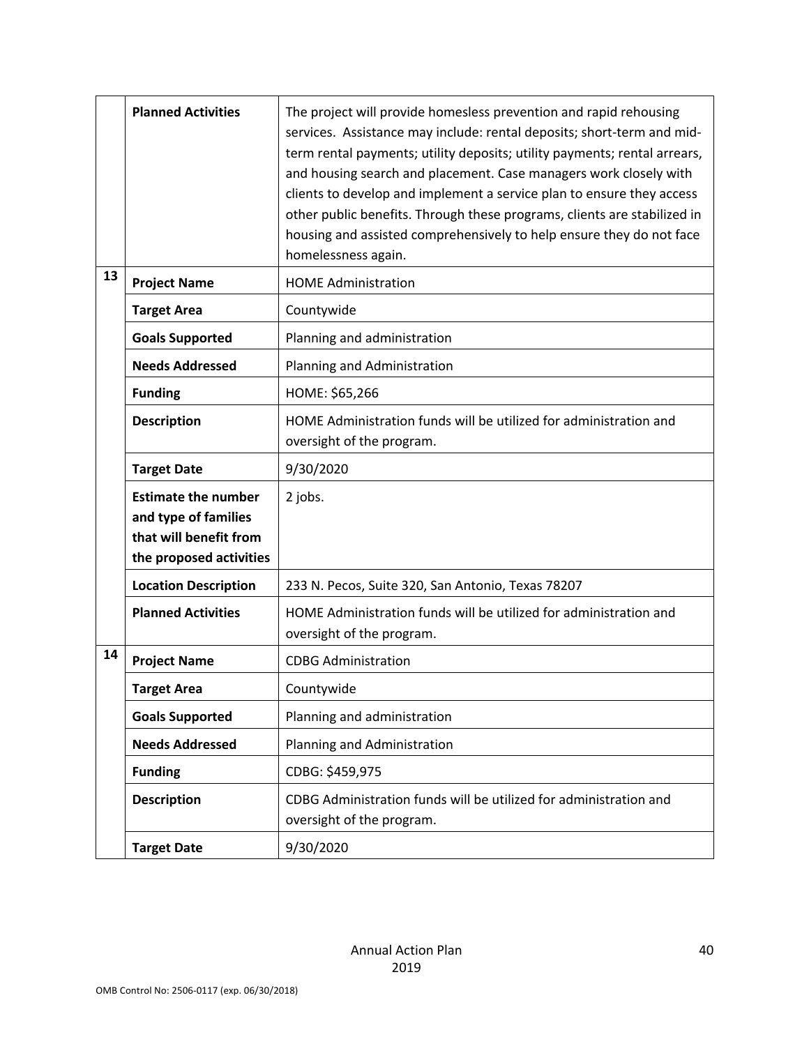| | | |
|---|---|---|
| | **Planned Activities** | The project will provide homeless prevention and rapid rehousing services. Assistance may include: rental deposits; short-term and mid-term rental payments; utility deposits; utility payments; rental arrears, and housing search and placement. Case managers work closely with clients to develop and implement a service plan to ensure they access other public benefits. Through these programs, clients are stabilized in housing and assisted comprehensively to help ensure they do not face homelessness again. |
| 13 | **Project Name** | HOME Administration |
| | **Target Area** | Countywide |
| | **Goals Supported** | Planning and administration |
| | **Needs Addressed** | Planning and Administration |
| | **Funding** | HOME: $65,266 |
| | **Description** | HOME Administration funds will be utilized for administration and oversight of the program. |
| | **Target Date** | 9/30/2020 |
| | **Estimate the number and type of families that will benefit from the proposed activities** | 2 jobs. |
| | **Location Description** | 233 N. Pecos, Suite 320, San Antonio, Texas 78207 |
| | **Planned Activities** | HOME Administration funds will be utilized for administration and oversight of the program. |
| 14 | **Project Name** | CDBG Administration |
| | **Target Area** | Countywide |
| | **Goals Supported** | Planning and administration |
| | **Needs Addressed** | Planning and Administration |
| | **Funding** | CDBG: $459,975 |
| | **Description** | CDBG Administration funds will be utilized for administration and oversight of the program. |
| | **Target Date** | 9/30/2020 |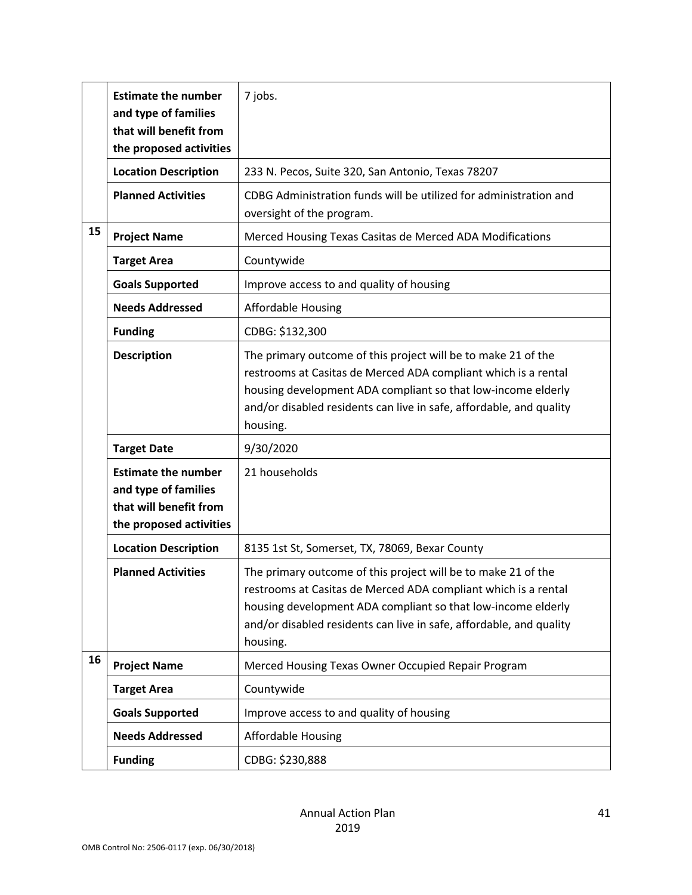| | | |
|---|---|---|
| | **Estimate the number and type of families that will benefit from the proposed activities** | 7 jobs. |
| | **Location Description** | 233 N. Pecos, Suite 320, San Antonio, Texas 78207 |
| | **Planned Activities** | CDBG Administration funds will be utilized for administration and oversight of the program. |
| **15** | **Project Name** | Merced Housing Texas Casitas de Merced ADA Modifications |
| | **Target Area** | Countywide |
| | **Goals Supported** | Improve access to and quality of housing |
| | **Needs Addressed** | Affordable Housing |
| | **Funding** | CDBG: $132,300 |
| | **Description** | The primary outcome of this project will be to make 21 of the restrooms at Casitas de Merced ADA compliant which is a rental housing development ADA compliant so that low-income elderly and/or disabled residents can live in safe, affordable, and quality housing. |
| | **Target Date** | 9/30/2020 |
| | **Estimate the number and type of families that will benefit from the proposed activities** | 21 households |
| | **Location Description** | 8135 1st St, Somerset, TX, 78069, Bexar County |
| | **Planned Activities** | The primary outcome of this project will be to make 21 of the restrooms at Casitas de Merced ADA compliant which is a rental housing development ADA compliant so that low-income elderly and/or disabled residents can live in safe, affordable, and quality housing. |
| **16** | **Project Name** | Merced Housing Texas Owner Occupied Repair Program |
| | **Target Area** | Countywide |
| | **Goals Supported** | Improve access to and quality of housing |
| | **Needs Addressed** | Affordable Housing |
| | **Funding** | CDBG: $230,888 |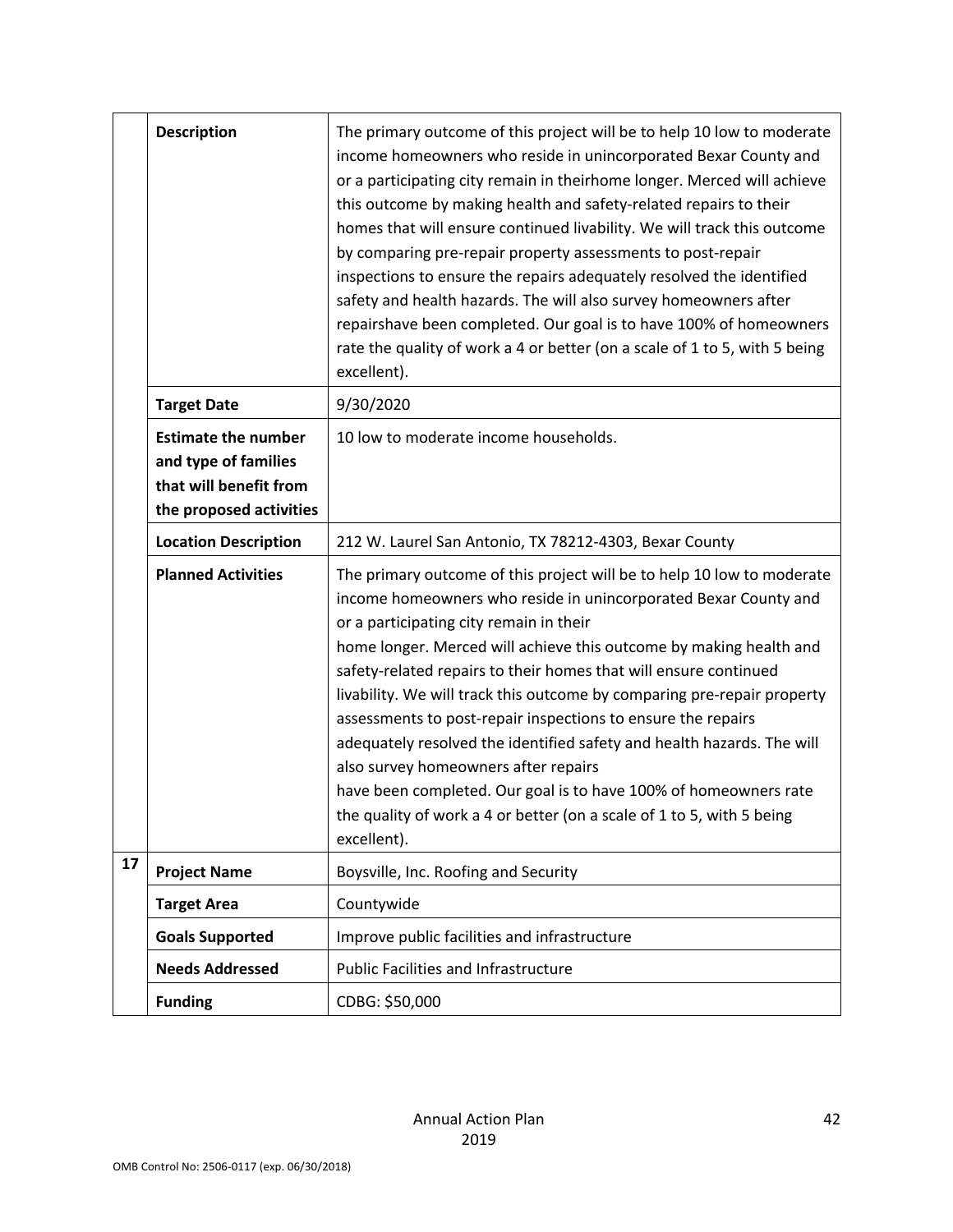| | | |
|---|---|---|
| | **Description** | The primary outcome of this project will be to help 10 low to moderate income homeowners who reside in unincorporated Bexar County and or a participating city remain in theirhome longer. Merced will achieve this outcome by making health and safety-related repairs to their homes that will ensure continued livability. We will track this outcome by comparing pre-repair property assessments to post-repair inspections to ensure the repairs adequately resolved the identified safety and health hazards. The will also survey homeowners after repairshave been completed. Our goal is to have 100% of homeowners rate the quality of work a 4 or better (on a scale of 1 to 5, with 5 being excellent). |
| | **Target Date** | 9/30/2020 |
| | **Estimate the number and type of families that will benefit from the proposed activities** | 10 low to moderate income households. |
| | **Location Description** | 212 W. Laurel San Antonio, TX 78212-4303, Bexar County |
| | **Planned Activities** | The primary outcome of this project will be to help 10 low to moderate income homeowners who reside in unincorporated Bexar County and or a participating city remain in their home longer. Merced will achieve this outcome by making health and safety-related repairs to their homes that will ensure continued livability. We will track this outcome by comparing pre-repair property assessments to post-repair inspections to ensure the repairs adequately resolved the identified safety and health hazards. The will also survey homeowners after repairs have been completed. Our goal is to have 100% of homeowners rate the quality of work a 4 or better (on a scale of 1 to 5, with 5 being excellent). |
| **17** | **Project Name** | Boysville, Inc. Roofing and Security |
| | **Target Area** | Countywide |
| | **Goals Supported** | Improve public facilities and infrastructure |
| | **Needs Addressed** | Public Facilities and Infrastructure |
| | **Funding** | CDBG: $50,000 |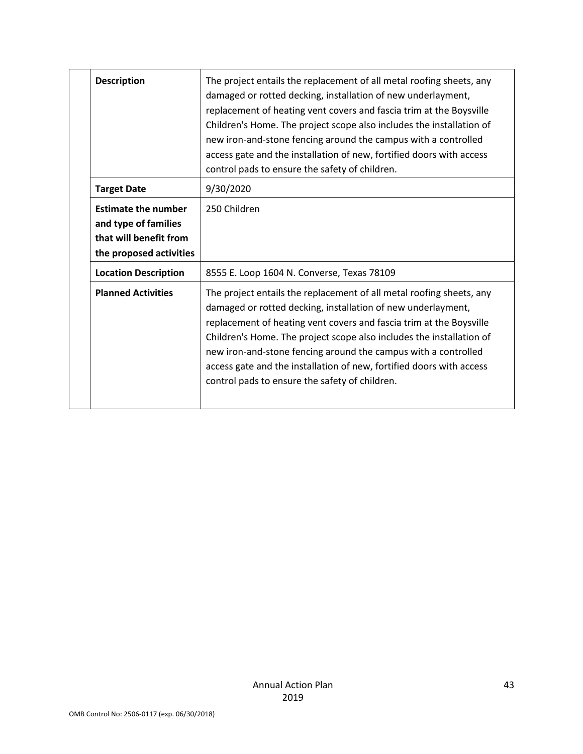| | | |
|---|---|---|
| | **Description** | The project entails the replacement of all metal roofing sheets, any damaged or rotted decking, installation of new underlayment, replacement of heating vent covers and fascia trim at the Boysville Children's Home. The project scope also includes the installation of new iron-and-stone fencing around the campus with a controlled access gate and the installation of new, fortified doors with access control pads to ensure the safety of children. |
| | **Target Date** | 9/30/2020 |
| | **Estimate the number and type of families that will benefit from the proposed activities** | 250 Children |
| | **Location Description** | 8555 E. Loop 1604 N. Converse, Texas 78109 |
| | **Planned Activities** | The project entails the replacement of all metal roofing sheets, any damaged or rotted decking, installation of new underlayment, replacement of heating vent covers and fascia trim at the Boysville Children's Home. The project scope also includes the installation of new iron-and-stone fencing around the campus with a controlled access gate and the installation of new, fortified doors with access control pads to ensure the safety of children. |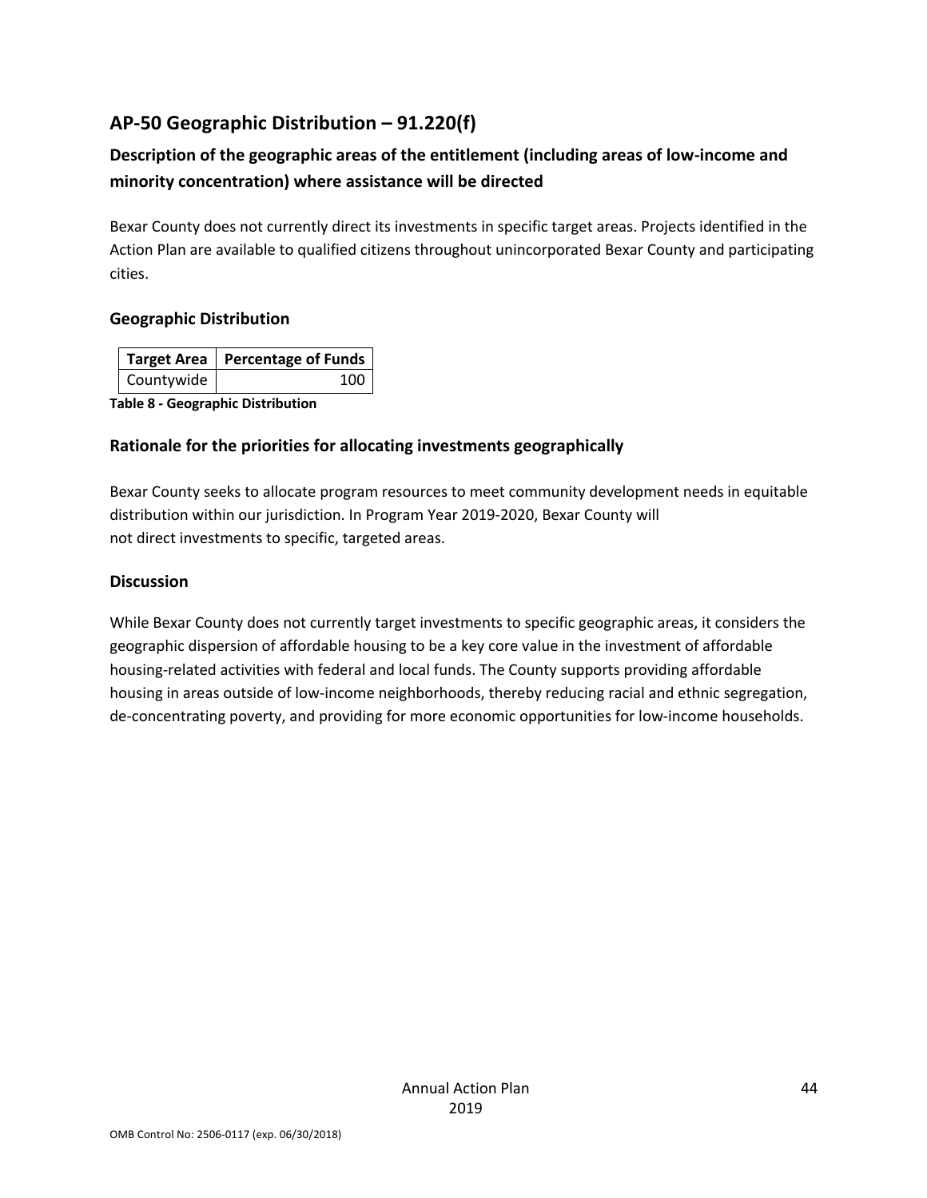## AP-50 Geographic Distribution – 91.220(f)

### Description of the geographic areas of the entitlement (including areas of low-income and minority concentration) where assistance will be directed

Bexar County does not currently direct its investments in specific target areas. Projects identified in the Action Plan are available to qualified citizens throughout unincorporated Bexar County and participating cities.

### Geographic Distribution

| Target Area | Percentage of Funds |
|---|---|
| Countywide | 100 |

**Table 8 - Geographic Distribution**

### Rationale for the priorities for allocating investments geographically

Bexar County seeks to allocate program resources to meet community development needs in equitable distribution within our jurisdiction. In Program Year 2019-2020, Bexar County will not direct investments to specific, targeted areas.

### Discussion

While Bexar County does not currently target investments to specific geographic areas, it considers the geographic dispersion of affordable housing to be a key core value in the investment of affordable housing-related activities with federal and local funds. The County supports providing affordable housing in areas outside of low-income neighborhoods, thereby reducing racial and ethnic segregation, de-concentrating poverty, and providing for more economic opportunities for low-income households.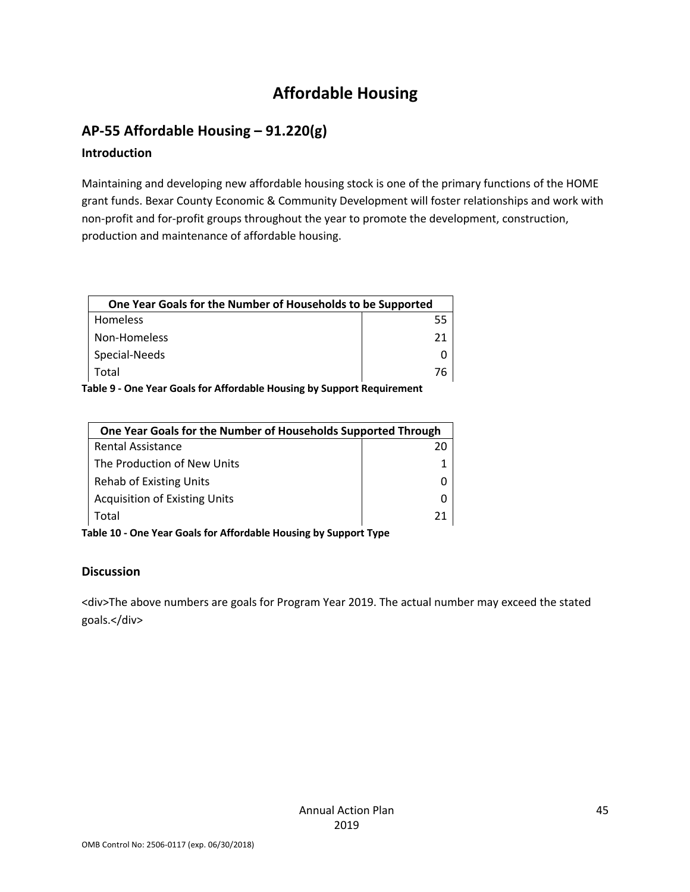# Affordable Housing

## AP-55 Affordable Housing – 91.220(g)

### Introduction

Maintaining and developing new affordable housing stock is one of the primary functions of the HOME grant funds. Bexar County Economic & Community Development will foster relationships and work with non-profit and for-profit groups throughout the year to promote the development, construction, production and maintenance of affordable housing.

| One Year Goals for the Number of Households to be Supported | |
|---|---|
| Homeless | 55 |
| Non-Homeless | 21 |
| Special-Needs | 0 |
| Total | 76 |

**Table 9 - One Year Goals for Affordable Housing by Support Requirement**

| One Year Goals for the Number of Households Supported Through | |
|---|---|
| Rental Assistance | 20 |
| The Production of New Units | 1 |
| Rehab of Existing Units | 0 |
| Acquisition of Existing Units | 0 |
| Total | 21 |

**Table 10 - One Year Goals for Affordable Housing by Support Type**

### Discussion

<div>The above numbers are goals for Program Year 2019. The actual number may exceed the stated goals.</div>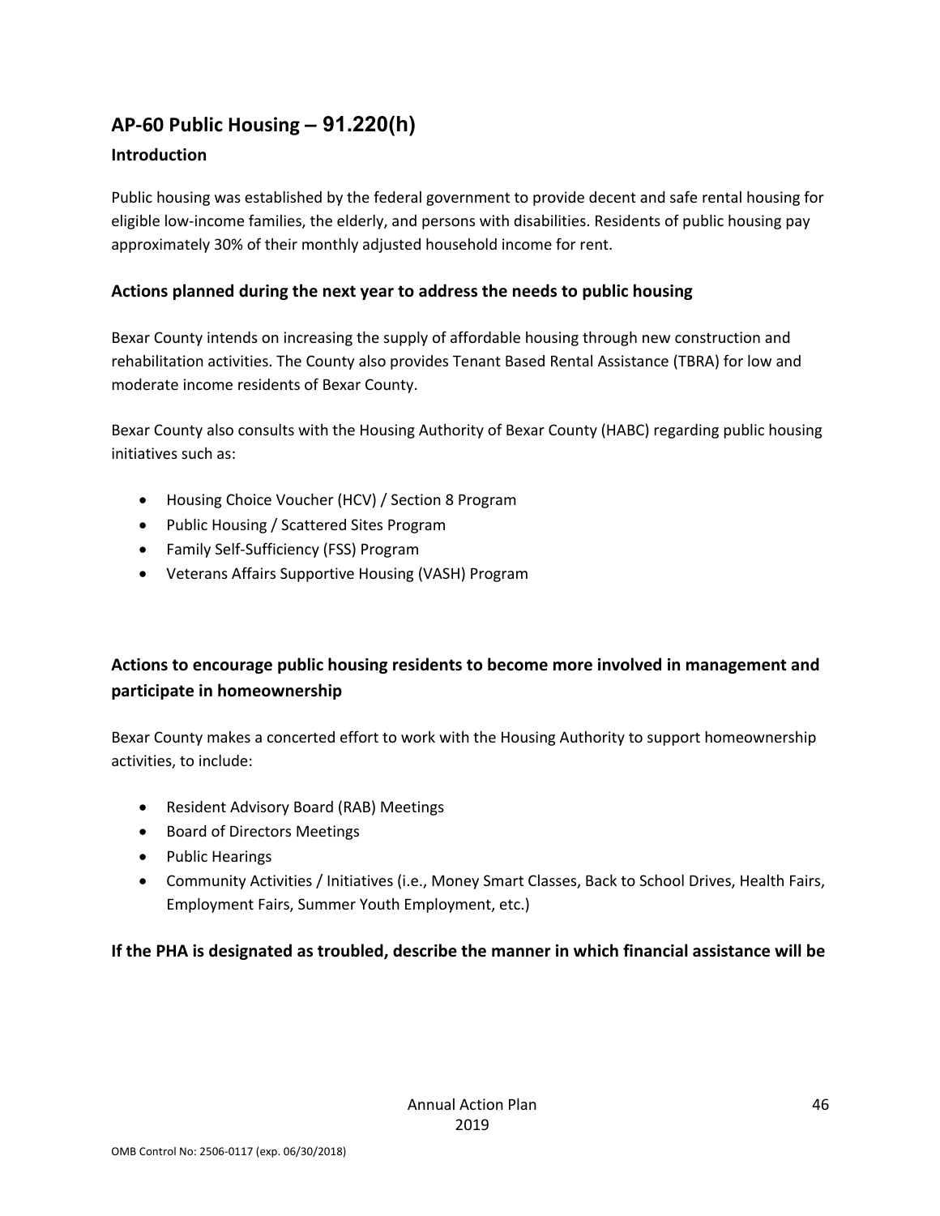## AP-60 Public Housing – 91.220(h)

### Introduction

Public housing was established by the federal government to provide decent and safe rental housing for eligible low-income families, the elderly, and persons with disabilities. Residents of public housing pay approximately 30% of their monthly adjusted household income for rent.

### Actions planned during the next year to address the needs to public housing

Bexar County intends on increasing the supply of affordable housing through new construction and rehabilitation activities. The County also provides Tenant Based Rental Assistance (TBRA) for low and moderate income residents of Bexar County.

Bexar County also consults with the Housing Authority of Bexar County (HABC) regarding public housing initiatives such as:

- Housing Choice Voucher (HCV) / Section 8 Program
- Public Housing / Scattered Sites Program
- Family Self-Sufficiency (FSS) Program
- Veterans Affairs Supportive Housing (VASH) Program

### Actions to encourage public housing residents to become more involved in management and participate in homeownership

Bexar County makes a concerted effort to work with the Housing Authority to support homeownership activities, to include:

- Resident Advisory Board (RAB) Meetings
- Board of Directors Meetings
- Public Hearings
- Community Activities / Initiatives (i.e., Money Smart Classes, Back to School Drives, Health Fairs, Employment Fairs, Summer Youth Employment, etc.)

### If the PHA is designated as troubled, describe the manner in which financial assistance will be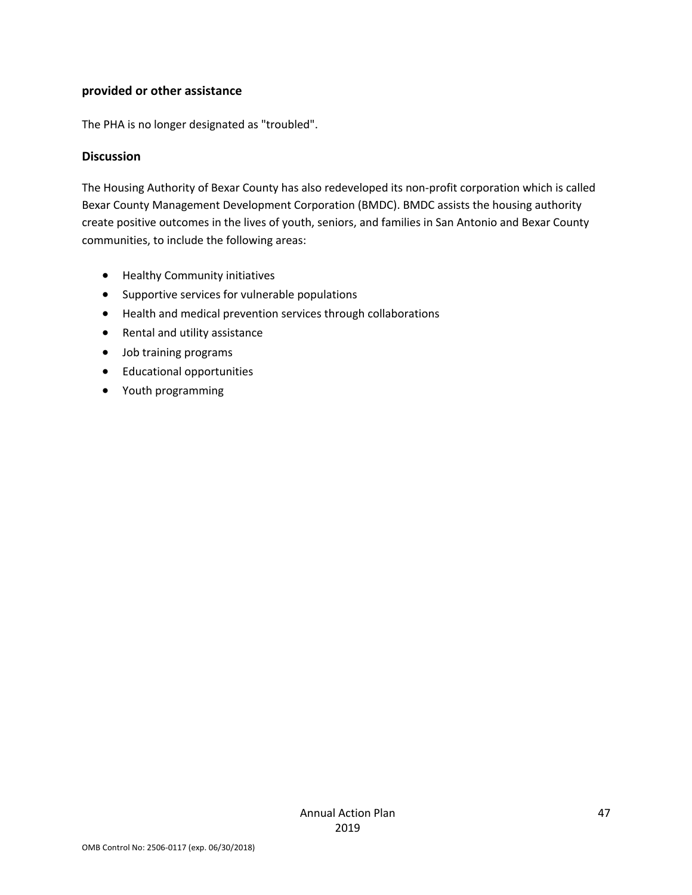**provided or other assistance**

The PHA is no longer designated as "troubled".

### Discussion

The Housing Authority of Bexar County has also redeveloped its non-profit corporation which is called Bexar County Management Development Corporation (BMDC). BMDC assists the housing authority create positive outcomes in the lives of youth, seniors, and families in San Antonio and Bexar County communities, to include the following areas:

- Healthy Community initiatives
- Supportive services for vulnerable populations
- Health and medical prevention services through collaborations
- Rental and utility assistance
- Job training programs
- Educational opportunities
- Youth programming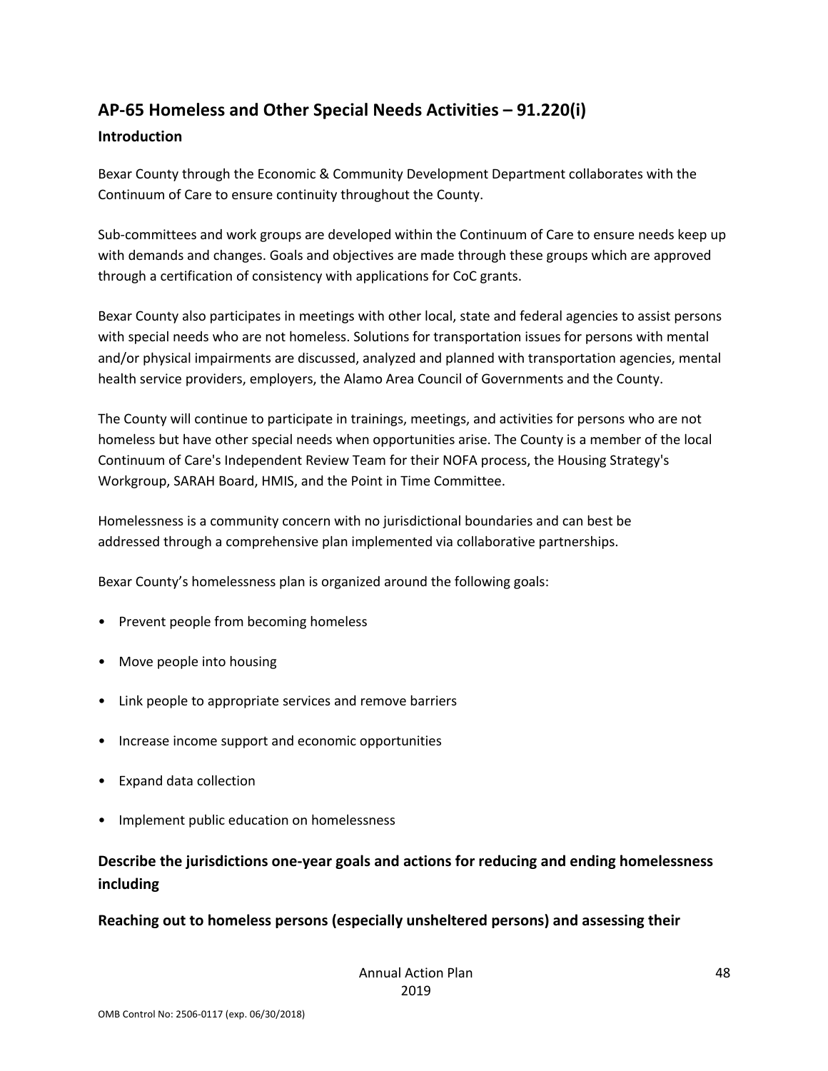## AP-65 Homeless and Other Special Needs Activities – 91.220(i)

### Introduction

Bexar County through the Economic & Community Development Department collaborates with the Continuum of Care to ensure continuity throughout the County.

Sub-committees and work groups are developed within the Continuum of Care to ensure needs keep up with demands and changes. Goals and objectives are made through these groups which are approved through a certification of consistency with applications for CoC grants.

Bexar County also participates in meetings with other local, state and federal agencies to assist persons with special needs who are not homeless. Solutions for transportation issues for persons with mental and/or physical impairments are discussed, analyzed and planned with transportation agencies, mental health service providers, employers, the Alamo Area Council of Governments and the County.

The County will continue to participate in trainings, meetings, and activities for persons who are not homeless but have other special needs when opportunities arise. The County is a member of the local Continuum of Care's Independent Review Team for their NOFA process, the Housing Strategy's Workgroup, SARAH Board, HMIS, and the Point in Time Committee.

Homelessness is a community concern with no jurisdictional boundaries and can best be addressed through a comprehensive plan implemented via collaborative partnerships.

Bexar County's homelessness plan is organized around the following goals:

- Prevent people from becoming homeless
- Move people into housing
- Link people to appropriate services and remove barriers
- Increase income support and economic opportunities
- Expand data collection
- Implement public education on homelessness

### Describe the jurisdictions one-year goals and actions for reducing and ending homelessness including

**Reaching out to homeless persons (especially unsheltered persons) and assessing their**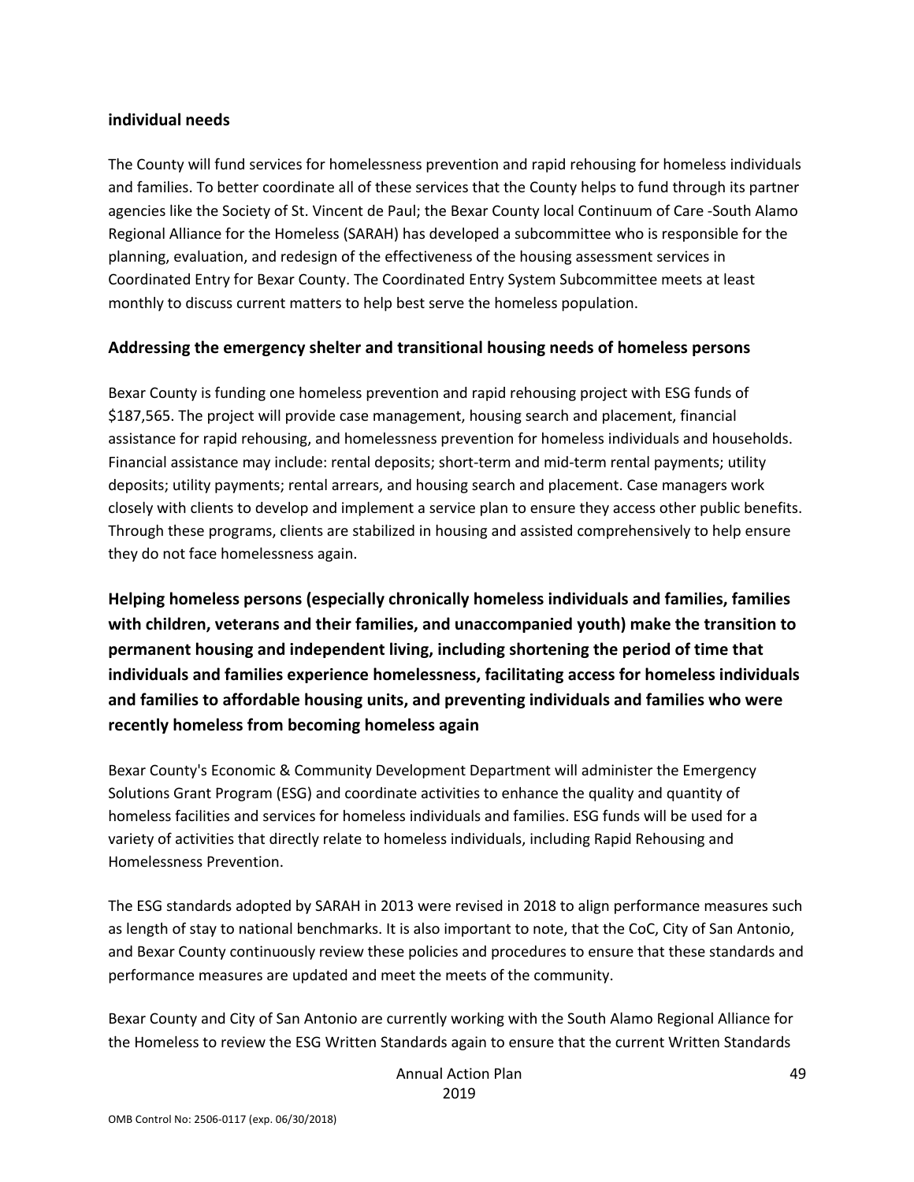**individual needs**

The County will fund services for homelessness prevention and rapid rehousing for homeless individuals and families. To better coordinate all of these services that the County helps to fund through its partner agencies like the Society of St. Vincent de Paul; the Bexar County local Continuum of Care -South Alamo Regional Alliance for the Homeless (SARAH) has developed a subcommittee who is responsible for the planning, evaluation, and redesign of the effectiveness of the housing assessment services in Coordinated Entry for Bexar County. The Coordinated Entry System Subcommittee meets at least monthly to discuss current matters to help best serve the homeless population.

**Addressing the emergency shelter and transitional housing needs of homeless persons**

Bexar County is funding one homeless prevention and rapid rehousing project with ESG funds of $187,565. The project will provide case management, housing search and placement, financial assistance for rapid rehousing, and homelessness prevention for homeless individuals and households. Financial assistance may include: rental deposits; short-term and mid-term rental payments; utility deposits; utility payments; rental arrears, and housing search and placement. Case managers work closely with clients to develop and implement a service plan to ensure they access other public benefits. Through these programs, clients are stabilized in housing and assisted comprehensively to help ensure they do not face homelessness again.

## Helping homeless persons (especially chronically homeless individuals and families, families with children, veterans and their families, and unaccompanied youth) make the transition to permanent housing and independent living, including shortening the period of time that individuals and families experience homelessness, facilitating access for homeless individuals and families to affordable housing units, and preventing individuals and families who were recently homeless from becoming homeless again

Bexar County's Economic & Community Development Department will administer the Emergency Solutions Grant Program (ESG) and coordinate activities to enhance the quality and quantity of homeless facilities and services for homeless individuals and families. ESG funds will be used for a variety of activities that directly relate to homeless individuals, including Rapid Rehousing and Homelessness Prevention.

The ESG standards adopted by SARAH in 2013 were revised in 2018 to align performance measures such as length of stay to national benchmarks. It is also important to note, that the CoC, City of San Antonio, and Bexar County continuously review these policies and procedures to ensure that these standards and performance measures are updated and meet the meets of the community.

Bexar County and City of San Antonio are currently working with the South Alamo Regional Alliance for the Homeless to review the ESG Written Standards again to ensure that the current Written Standards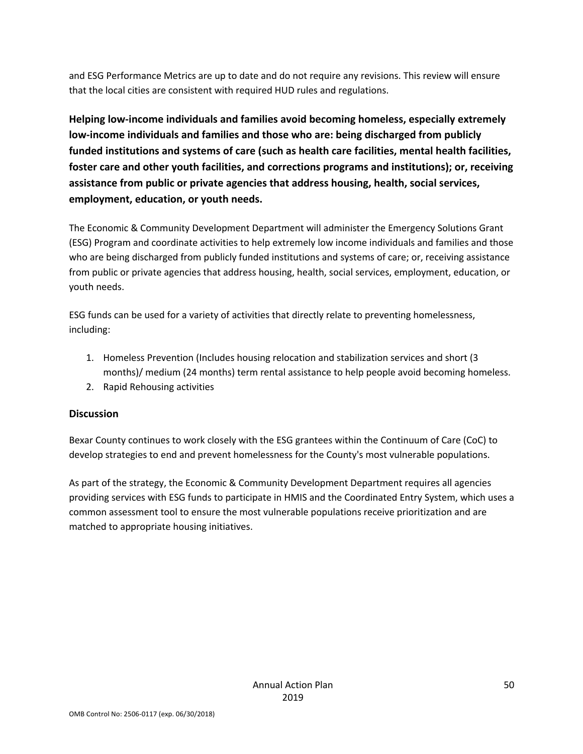and ESG Performance Metrics are up to date and do not require any revisions. This review will ensure that the local cities are consistent with required HUD rules and regulations.

**Helping low-income individuals and families avoid becoming homeless, especially extremely low-income individuals and families and those who are: being discharged from publicly funded institutions and systems of care (such as health care facilities, mental health facilities, foster care and other youth facilities, and corrections programs and institutions); or, receiving assistance from public or private agencies that address housing, health, social services, employment, education, or youth needs.**

The Economic & Community Development Department will administer the Emergency Solutions Grant (ESG) Program and coordinate activities to help extremely low income individuals and families and those who are being discharged from publicly funded institutions and systems of care; or, receiving assistance from public or private agencies that address housing, health, social services, employment, education, or youth needs.

ESG funds can be used for a variety of activities that directly relate to preventing homelessness, including:

1. Homeless Prevention (Includes housing relocation and stabilization services and short (3 months)/ medium (24 months) term rental assistance to help people avoid becoming homeless.
2. Rapid Rehousing activities

### Discussion

Bexar County continues to work closely with the ESG grantees within the Continuum of Care (CoC) to develop strategies to end and prevent homelessness for the County's most vulnerable populations.

As part of the strategy, the Economic & Community Development Department requires all agencies providing services with ESG funds to participate in HMIS and the Coordinated Entry System, which uses a common assessment tool to ensure the most vulnerable populations receive prioritization and are matched to appropriate housing initiatives.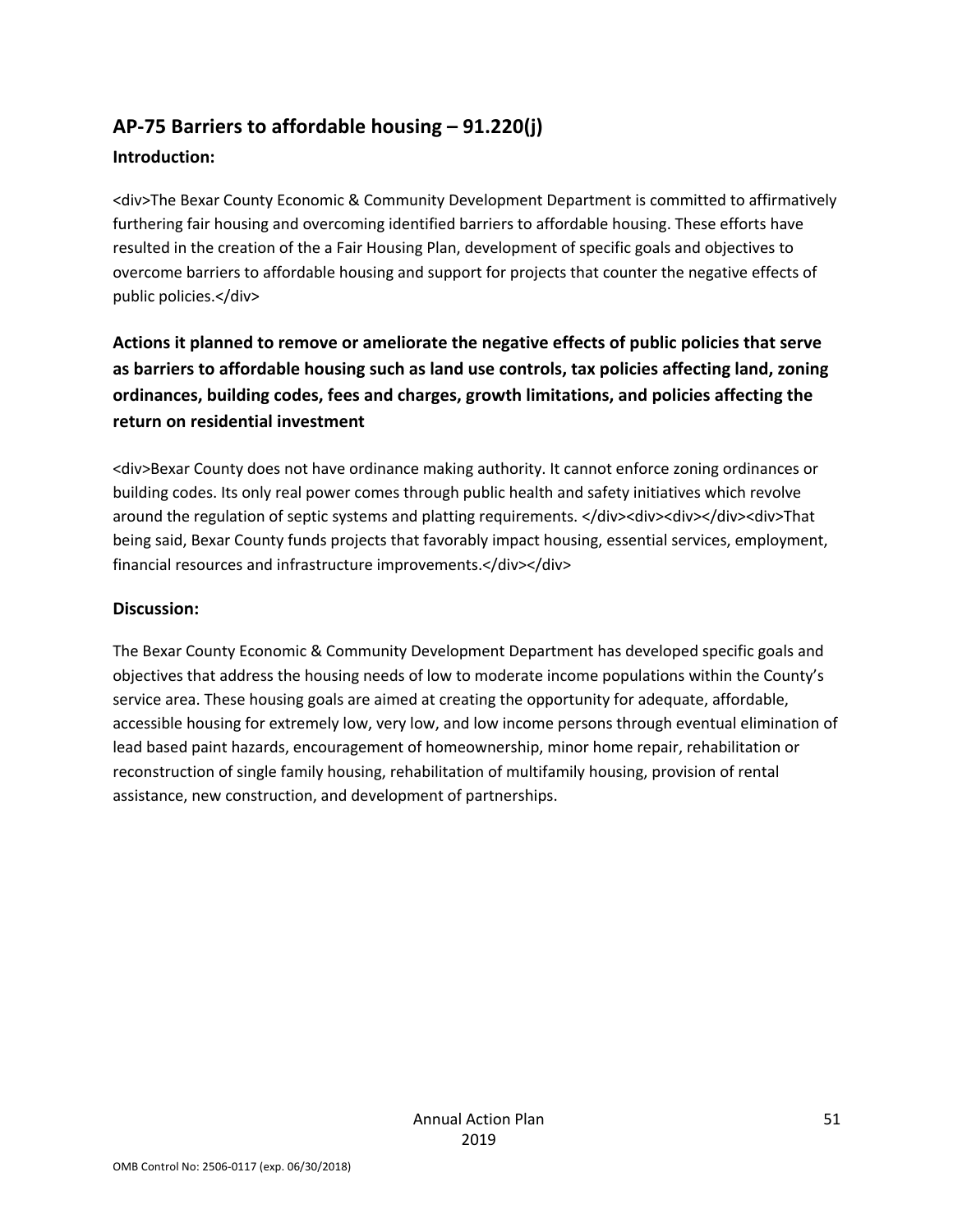## AP-75 Barriers to affordable housing – 91.220(j)

### Introduction:

<div>The Bexar County Economic & Community Development Department is committed to affirmatively furthering fair housing and overcoming identified barriers to affordable housing. These efforts have resulted in the creation of the a Fair Housing Plan, development of specific goals and objectives to overcome barriers to affordable housing and support for projects that counter the negative effects of public policies.</div>

### Actions it planned to remove or ameliorate the negative effects of public policies that serve as barriers to affordable housing such as land use controls, tax policies affecting land, zoning ordinances, building codes, fees and charges, growth limitations, and policies affecting the return on residential investment

<div>Bexar County does not have ordinance making authority. It cannot enforce zoning ordinances or building codes. Its only real power comes through public health and safety initiatives which revolve around the regulation of septic systems and platting requirements. </div><div><div></div><div>That being said, Bexar County funds projects that favorably impact housing, essential services, employment, financial resources and infrastructure improvements.</div></div>

### Discussion:

The Bexar County Economic & Community Development Department has developed specific goals and objectives that address the housing needs of low to moderate income populations within the County's service area. These housing goals are aimed at creating the opportunity for adequate, affordable, accessible housing for extremely low, very low, and low income persons through eventual elimination of lead based paint hazards, encouragement of homeownership, minor home repair, rehabilitation or reconstruction of single family housing, rehabilitation of multifamily housing, provision of rental assistance, new construction, and development of partnerships.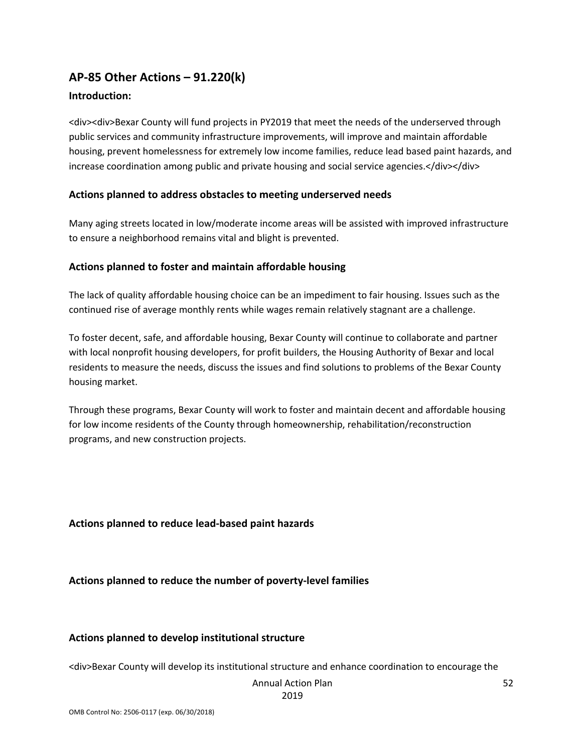## AP-85 Other Actions – 91.220(k)

### Introduction:

<div><div>Bexar County will fund projects in PY2019 that meet the needs of the underserved through public services and community infrastructure improvements, will improve and maintain affordable housing, prevent homelessness for extremely low income families, reduce lead based paint hazards, and increase coordination among public and private housing and social service agencies.</div></div>

### Actions planned to address obstacles to meeting underserved needs

Many aging streets located in low/moderate income areas will be assisted with improved infrastructure to ensure a neighborhood remains vital and blight is prevented.

### Actions planned to foster and maintain affordable housing

The lack of quality affordable housing choice can be an impediment to fair housing. Issues such as the continued rise of average monthly rents while wages remain relatively stagnant are a challenge.

To foster decent, safe, and affordable housing, Bexar County will continue to collaborate and partner with local nonprofit housing developers, for profit builders, the Housing Authority of Bexar and local residents to measure the needs, discuss the issues and find solutions to problems of the Bexar County housing market.

Through these programs, Bexar County will work to foster and maintain decent and affordable housing for low income residents of the County through homeownership, rehabilitation/reconstruction programs, and new construction projects.

### Actions planned to reduce lead-based paint hazards

### Actions planned to reduce the number of poverty-level families

### Actions planned to develop institutional structure

<div>Bexar County will develop its institutional structure and enhance coordination to encourage the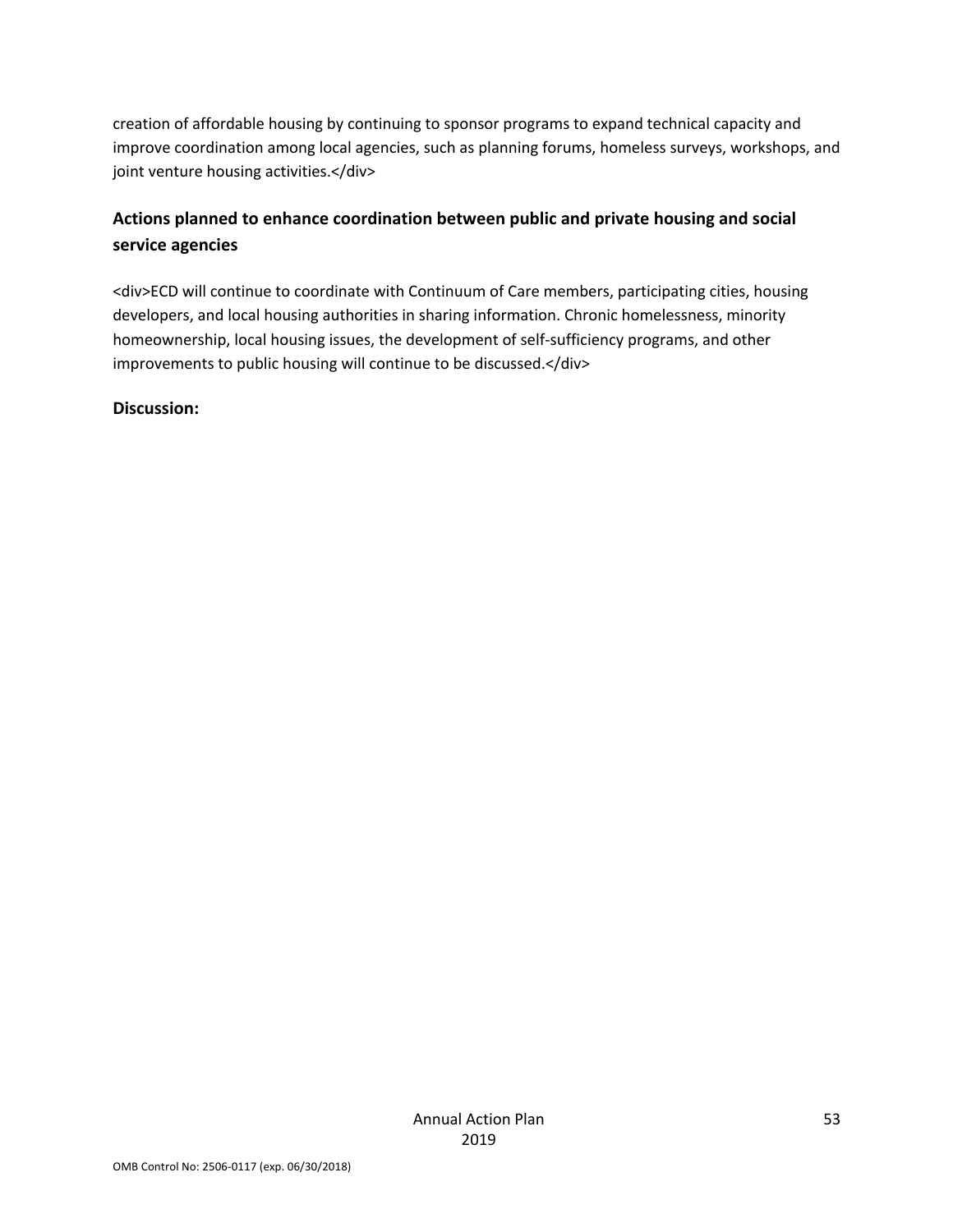creation of affordable housing by continuing to sponsor programs to expand technical capacity and improve coordination among local agencies, such as planning forums, homeless surveys, workshops, and joint venture housing activities.</div>

### Actions planned to enhance coordination between public and private housing and social service agencies

<div>ECD will continue to coordinate with Continuum of Care members, participating cities, housing developers, and local housing authorities in sharing information. Chronic homelessness, minority homeownership, local housing issues, the development of self-sufficiency programs, and other improvements to public housing will continue to be discussed.</div>

### Discussion: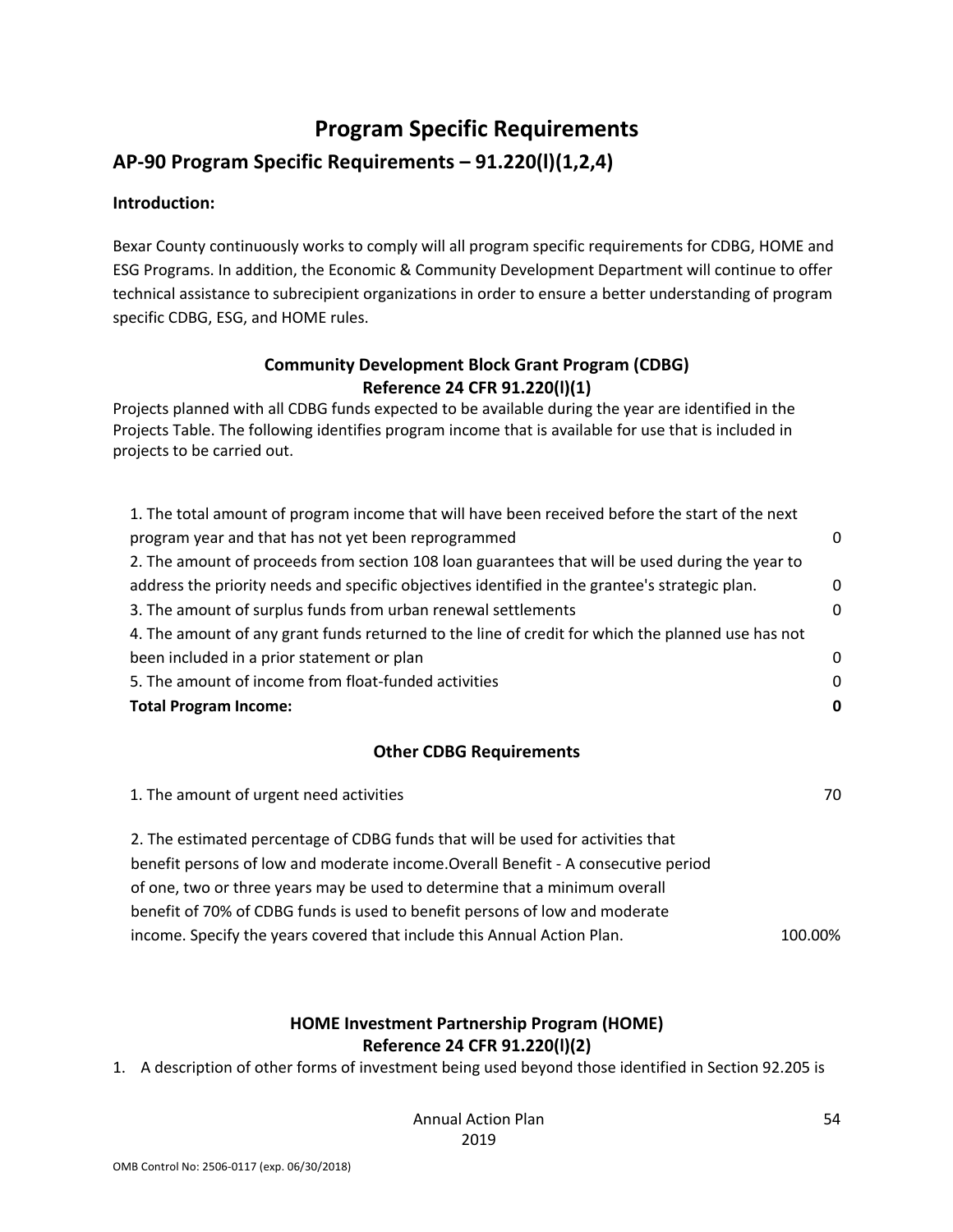# Program Specific Requirements

## AP-90 Program Specific Requirements – 91.220(l)(1,2,4)

**Introduction:**

Bexar County continuously works to comply will all program specific requirements for CDBG, HOME and ESG Programs. In addition, the Economic & Community Development Department will continue to offer technical assistance to subrecipient organizations in order to ensure a better understanding of program specific CDBG, ESG, and HOME rules.

### Community Development Block Grant Program (CDBG)
### Reference 24 CFR 91.220(l)(1)

Projects planned with all CDBG funds expected to be available during the year are identified in the Projects Table. The following identifies program income that is available for use that is included in projects to be carried out.

| | |
|---|---|
| 1. The total amount of program income that will have been received before the start of the next program year and that has not yet been reprogrammed | 0 |
| 2. The amount of proceeds from section 108 loan guarantees that will be used during the year to address the priority needs and specific objectives identified in the grantee's strategic plan. | 0 |
| 3. The amount of surplus funds from urban renewal settlements | 0 |
| 4. The amount of any grant funds returned to the line of credit for which the planned use has not been included in a prior statement or plan | 0 |
| 5. The amount of income from float-funded activities | 0 |
| **Total Program Income:** | **0** |

### Other CDBG Requirements

| | |
|---|---|
| 1. The amount of urgent need activities | 70 |
| 2. The estimated percentage of CDBG funds that will be used for activities that benefit persons of low and moderate income.Overall Benefit - A consecutive period of one, two or three years may be used to determine that a minimum overall benefit of 70% of CDBG funds is used to benefit persons of low and moderate income. Specify the years covered that include this Annual Action Plan. | 100.00% |

### HOME Investment Partnership Program (HOME)
### Reference 24 CFR 91.220(l)(2)

1. A description of other forms of investment being used beyond those identified in Section 92.205 is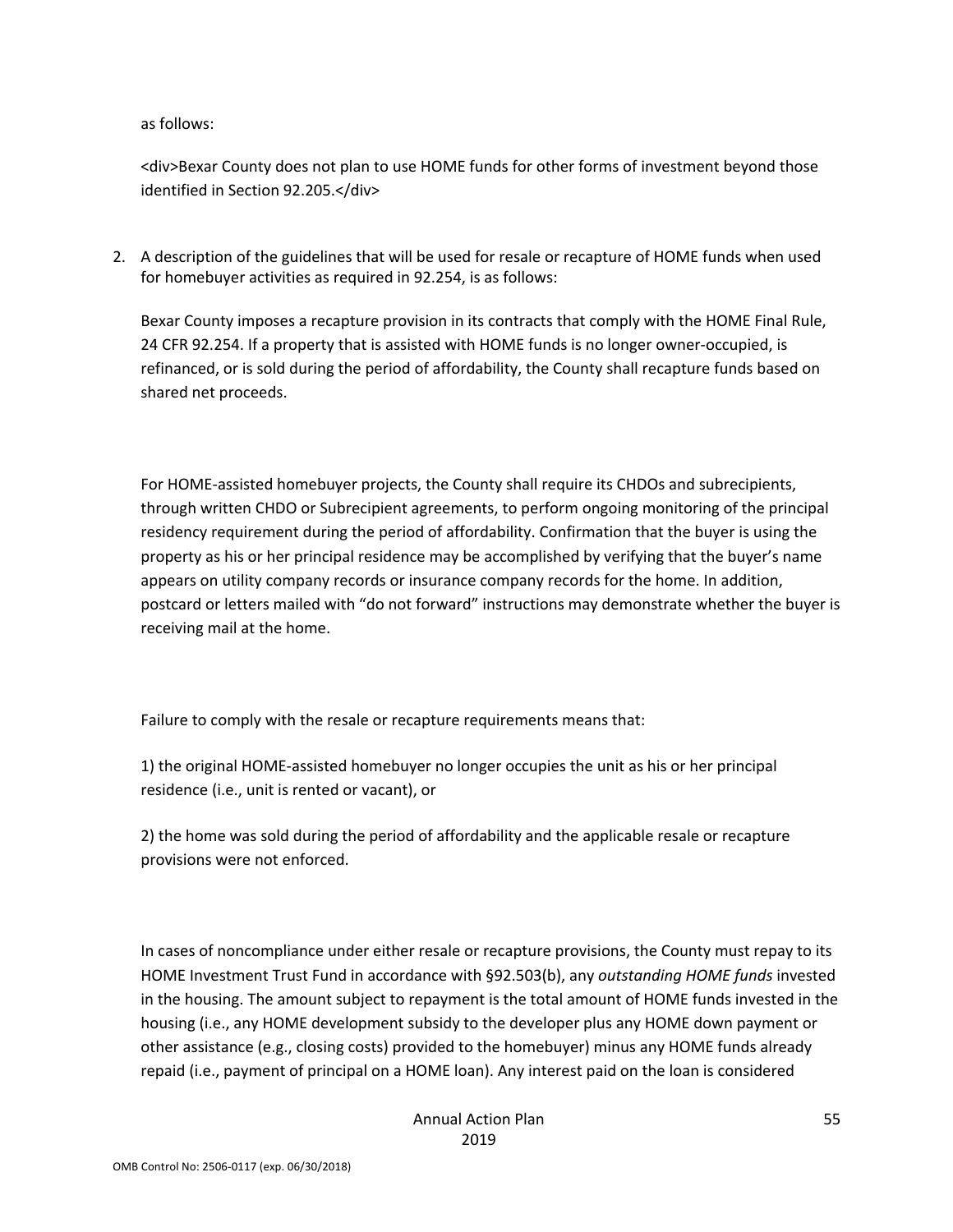as follows:

<div>Bexar County does not plan to use HOME funds for other forms of investment beyond those identified in Section 92.205.</div>

2. A description of the guidelines that will be used for resale or recapture of HOME funds when used for homebuyer activities as required in 92.254, is as follows:

   Bexar County imposes a recapture provision in its contracts that comply with the HOME Final Rule, 24 CFR 92.254. If a property that is assisted with HOME funds is no longer owner-occupied, is refinanced, or is sold during the period of affordability, the County shall recapture funds based on shared net proceeds.

   For HOME-assisted homebuyer projects, the County shall require its CHDOs and subrecipients, through written CHDO or Subrecipient agreements, to perform ongoing monitoring of the principal residency requirement during the period of affordability. Confirmation that the buyer is using the property as his or her principal residence may be accomplished by verifying that the buyer's name appears on utility company records or insurance company records for the home. In addition, postcard or letters mailed with "do not forward" instructions may demonstrate whether the buyer is receiving mail at the home.

   Failure to comply with the resale or recapture requirements means that:

   1) the original HOME-assisted homebuyer no longer occupies the unit as his or her principal residence (i.e., unit is rented or vacant), or

   2) the home was sold during the period of affordability and the applicable resale or recapture provisions were not enforced.

   In cases of noncompliance under either resale or recapture provisions, the County must repay to its HOME Investment Trust Fund in accordance with §92.503(b), any *outstanding HOME funds* invested in the housing. The amount subject to repayment is the total amount of HOME funds invested in the housing (i.e., any HOME development subsidy to the developer plus any HOME down payment or other assistance (e.g., closing costs) provided to the homebuyer) minus any HOME funds already repaid (i.e., payment of principal on a HOME loan). Any interest paid on the loan is considered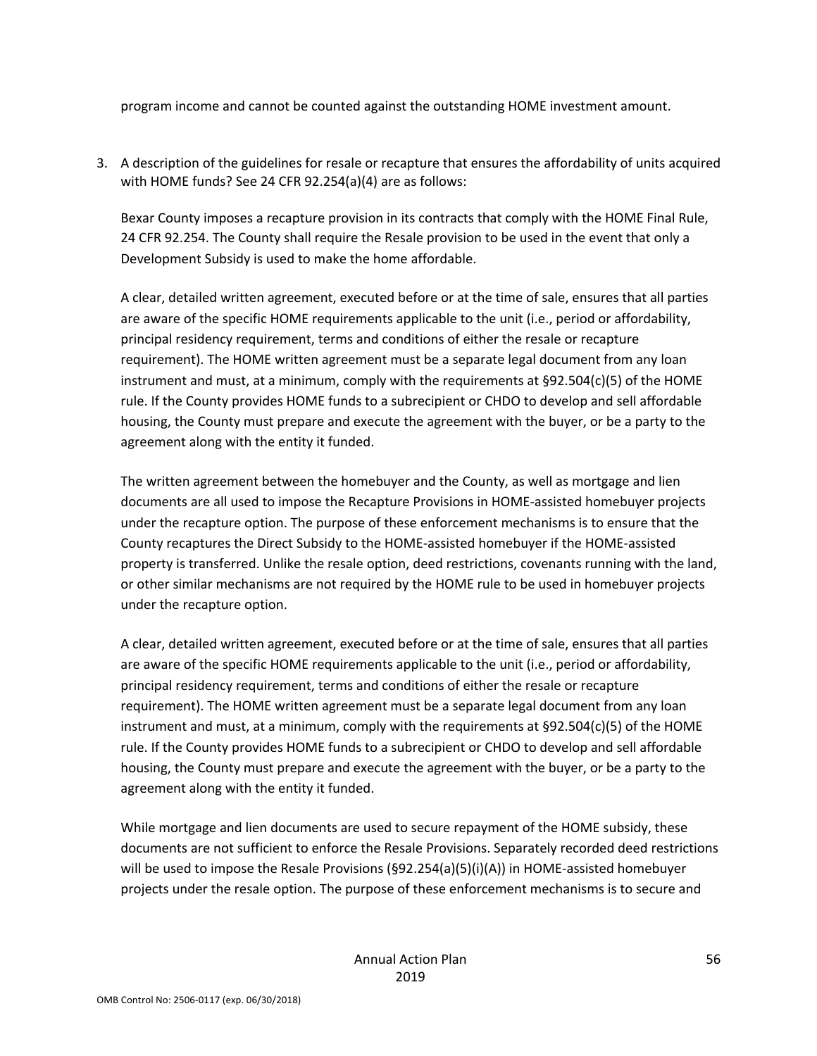program income and cannot be counted against the outstanding HOME investment amount.

3. A description of the guidelines for resale or recapture that ensures the affordability of units acquired with HOME funds? See 24 CFR 92.254(a)(4) are as follows:

   Bexar County imposes a recapture provision in its contracts that comply with the HOME Final Rule, 24 CFR 92.254. The County shall require the Resale provision to be used in the event that only a Development Subsidy is used to make the home affordable.

   A clear, detailed written agreement, executed before or at the time of sale, ensures that all parties are aware of the specific HOME requirements applicable to the unit (i.e., period or affordability, principal residency requirement, terms and conditions of either the resale or recapture requirement). The HOME written agreement must be a separate legal document from any loan instrument and must, at a minimum, comply with the requirements at §92.504(c)(5) of the HOME rule. If the County provides HOME funds to a subrecipient or CHDO to develop and sell affordable housing, the County must prepare and execute the agreement with the buyer, or be a party to the agreement along with the entity it funded.

   The written agreement between the homebuyer and the County, as well as mortgage and lien documents are all used to impose the Recapture Provisions in HOME-assisted homebuyer projects under the recapture option. The purpose of these enforcement mechanisms is to ensure that the County recaptures the Direct Subsidy to the HOME-assisted homebuyer if the HOME-assisted property is transferred. Unlike the resale option, deed restrictions, covenants running with the land, or other similar mechanisms are not required by the HOME rule to be used in homebuyer projects under the recapture option.

   A clear, detailed written agreement, executed before or at the time of sale, ensures that all parties are aware of the specific HOME requirements applicable to the unit (i.e., period or affordability, principal residency requirement, terms and conditions of either the resale or recapture requirement). The HOME written agreement must be a separate legal document from any loan instrument and must, at a minimum, comply with the requirements at §92.504(c)(5) of the HOME rule. If the County provides HOME funds to a subrecipient or CHDO to develop and sell affordable housing, the County must prepare and execute the agreement with the buyer, or be a party to the agreement along with the entity it funded.

   While mortgage and lien documents are used to secure repayment of the HOME subsidy, these documents are not sufficient to enforce the Resale Provisions. Separately recorded deed restrictions will be used to impose the Resale Provisions (§92.254(a)(5)(i)(A)) in HOME-assisted homebuyer projects under the resale option. The purpose of these enforcement mechanisms is to secure and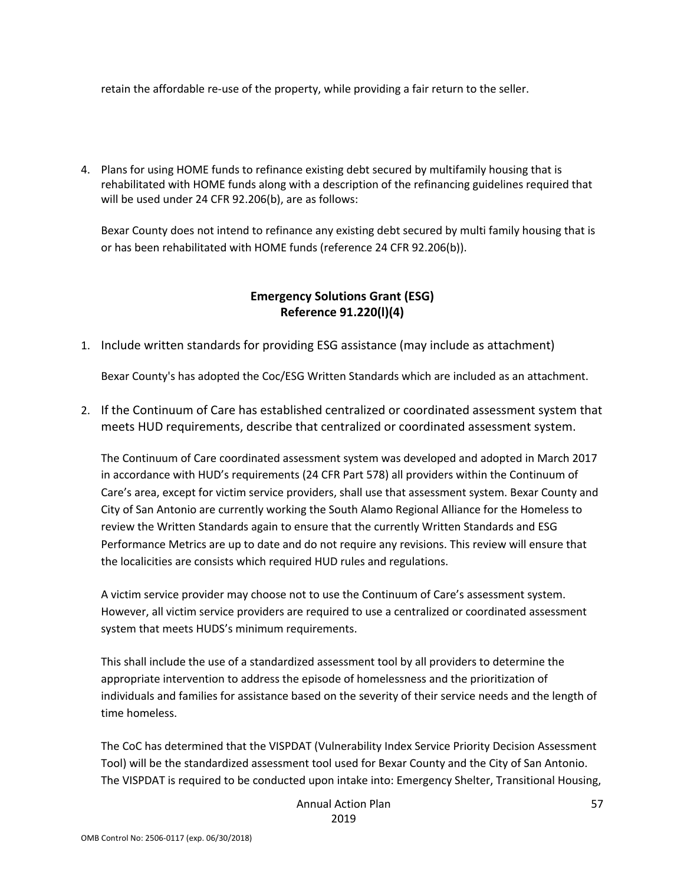retain the affordable re-use of the property, while providing a fair return to the seller.

4. Plans for using HOME funds to refinance existing debt secured by multifamily housing that is rehabilitated with HOME funds along with a description of the refinancing guidelines required that will be used under 24 CFR 92.206(b), are as follows:

   Bexar County does not intend to refinance any existing debt secured by multi family housing that is or has been rehabilitated with HOME funds (reference 24 CFR 92.206(b)).

## Emergency Solutions Grant (ESG)
## Reference 91.220(l)(4)

1. Include written standards for providing ESG assistance (may include as attachment)

   Bexar County's has adopted the Coc/ESG Written Standards which are included as an attachment.

2. If the Continuum of Care has established centralized or coordinated assessment system that meets HUD requirements, describe that centralized or coordinated assessment system.

   The Continuum of Care coordinated assessment system was developed and adopted in March 2017 in accordance with HUD's requirements (24 CFR Part 578) all providers within the Continuum of Care's area, except for victim service providers, shall use that assessment system. Bexar County and City of San Antonio are currently working the South Alamo Regional Alliance for the Homeless to review the Written Standards again to ensure that the currently Written Standards and ESG Performance Metrics are up to date and do not require any revisions. This review will ensure that the localicities are consists which required HUD rules and regulations.

   A victim service provider may choose not to use the Continuum of Care's assessment system. However, all victim service providers are required to use a centralized or coordinated assessment system that meets HUDS's minimum requirements.

   This shall include the use of a standardized assessment tool by all providers to determine the appropriate intervention to address the episode of homelessness and the prioritization of individuals and families for assistance based on the severity of their service needs and the length of time homeless.

   The CoC has determined that the VISPDAT (Vulnerability Index Service Priority Decision Assessment Tool) will be the standardized assessment tool used for Bexar County and the City of San Antonio. The VISPDAT is required to be conducted upon intake into: Emergency Shelter, Transitional Housing,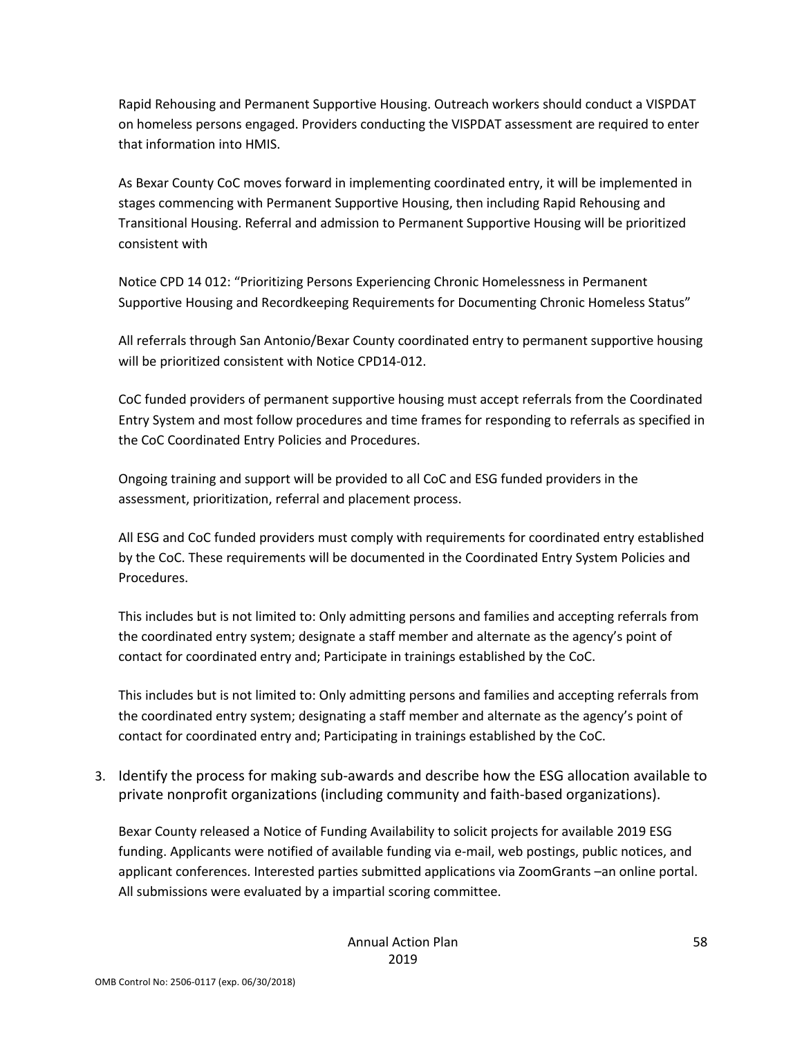Rapid Rehousing and Permanent Supportive Housing. Outreach workers should conduct a VISPDAT on homeless persons engaged. Providers conducting the VISPDAT assessment are required to enter that information into HMIS.

As Bexar County CoC moves forward in implementing coordinated entry, it will be implemented in stages commencing with Permanent Supportive Housing, then including Rapid Rehousing and Transitional Housing. Referral and admission to Permanent Supportive Housing will be prioritized consistent with

Notice CPD 14 012: "Prioritizing Persons Experiencing Chronic Homelessness in Permanent Supportive Housing and Recordkeeping Requirements for Documenting Chronic Homeless Status"

All referrals through San Antonio/Bexar County coordinated entry to permanent supportive housing will be prioritized consistent with Notice CPD14-012.

CoC funded providers of permanent supportive housing must accept referrals from the Coordinated Entry System and most follow procedures and time frames for responding to referrals as specified in the CoC Coordinated Entry Policies and Procedures.

Ongoing training and support will be provided to all CoC and ESG funded providers in the assessment, prioritization, referral and placement process.

All ESG and CoC funded providers must comply with requirements for coordinated entry established by the CoC. These requirements will be documented in the Coordinated Entry System Policies and Procedures.

This includes but is not limited to: Only admitting persons and families and accepting referrals from the coordinated entry system; designate a staff member and alternate as the agency's point of contact for coordinated entry and; Participate in trainings established by the CoC.

This includes but is not limited to: Only admitting persons and families and accepting referrals from the coordinated entry system; designating a staff member and alternate as the agency's point of contact for coordinated entry and; Participating in trainings established by the CoC.

3. Identify the process for making sub-awards and describe how the ESG allocation available to private nonprofit organizations (including community and faith-based organizations).

Bexar County released a Notice of Funding Availability to solicit projects for available 2019 ESG funding. Applicants were notified of available funding via e-mail, web postings, public notices, and applicant conferences. Interested parties submitted applications via ZoomGrants –an online portal. All submissions were evaluated by a impartial scoring committee.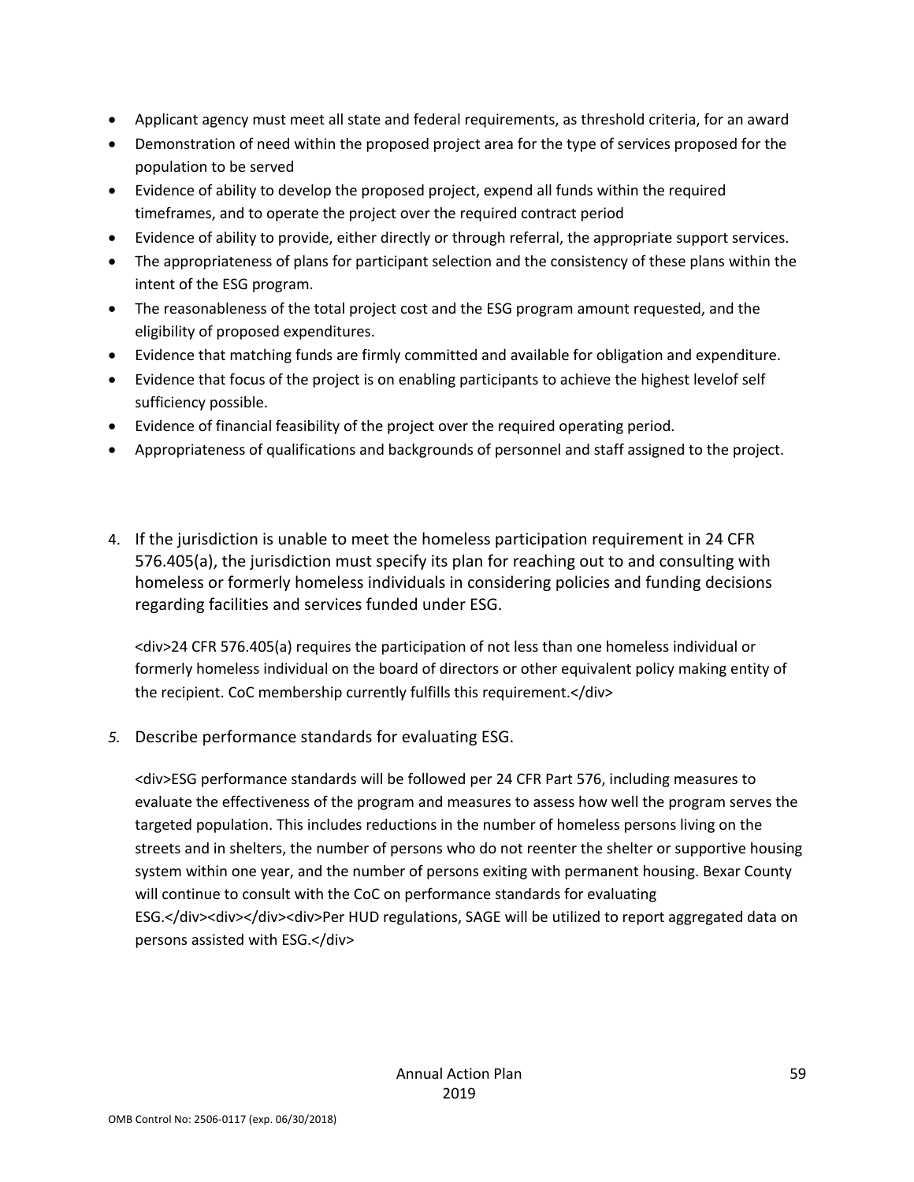- Applicant agency must meet all state and federal requirements, as threshold criteria, for an award
- Demonstration of need within the proposed project area for the type of services proposed for the population to be served
- Evidence of ability to develop the proposed project, expend all funds within the required timeframes, and to operate the project over the required contract period
- Evidence of ability to provide, either directly or through referral, the appropriate support services.
- The appropriateness of plans for participant selection and the consistency of these plans within the intent of the ESG program.
- The reasonableness of the total project cost and the ESG program amount requested, and the eligibility of proposed expenditures.
- Evidence that matching funds are firmly committed and available for obligation and expenditure.
- Evidence that focus of the project is on enabling participants to achieve the highest levelof self sufficiency possible.
- Evidence of financial feasibility of the project over the required operating period.
- Appropriateness of qualifications and backgrounds of personnel and staff assigned to the project.

4. If the jurisdiction is unable to meet the homeless participation requirement in 24 CFR 576.405(a), the jurisdiction must specify its plan for reaching out to and consulting with homeless or formerly homeless individuals in considering policies and funding decisions regarding facilities and services funded under ESG.

   <div>24 CFR 576.405(a) requires the participation of not less than one homeless individual or formerly homeless individual on the board of directors or other equivalent policy making entity of the recipient. CoC membership currently fulfills this requirement.</div>

5. Describe performance standards for evaluating ESG.

   <div>ESG performance standards will be followed per 24 CFR Part 576, including measures to evaluate the effectiveness of the program and measures to assess how well the program serves the targeted population. This includes reductions in the number of homeless persons living on the streets and in shelters, the number of persons who do not reenter the shelter or supportive housing system within one year, and the number of persons exiting with permanent housing. Bexar County will continue to consult with the CoC on performance standards for evaluating ESG.</div><div></div><div>Per HUD regulations, SAGE will be utilized to report aggregated data on persons assisted with ESG.</div>